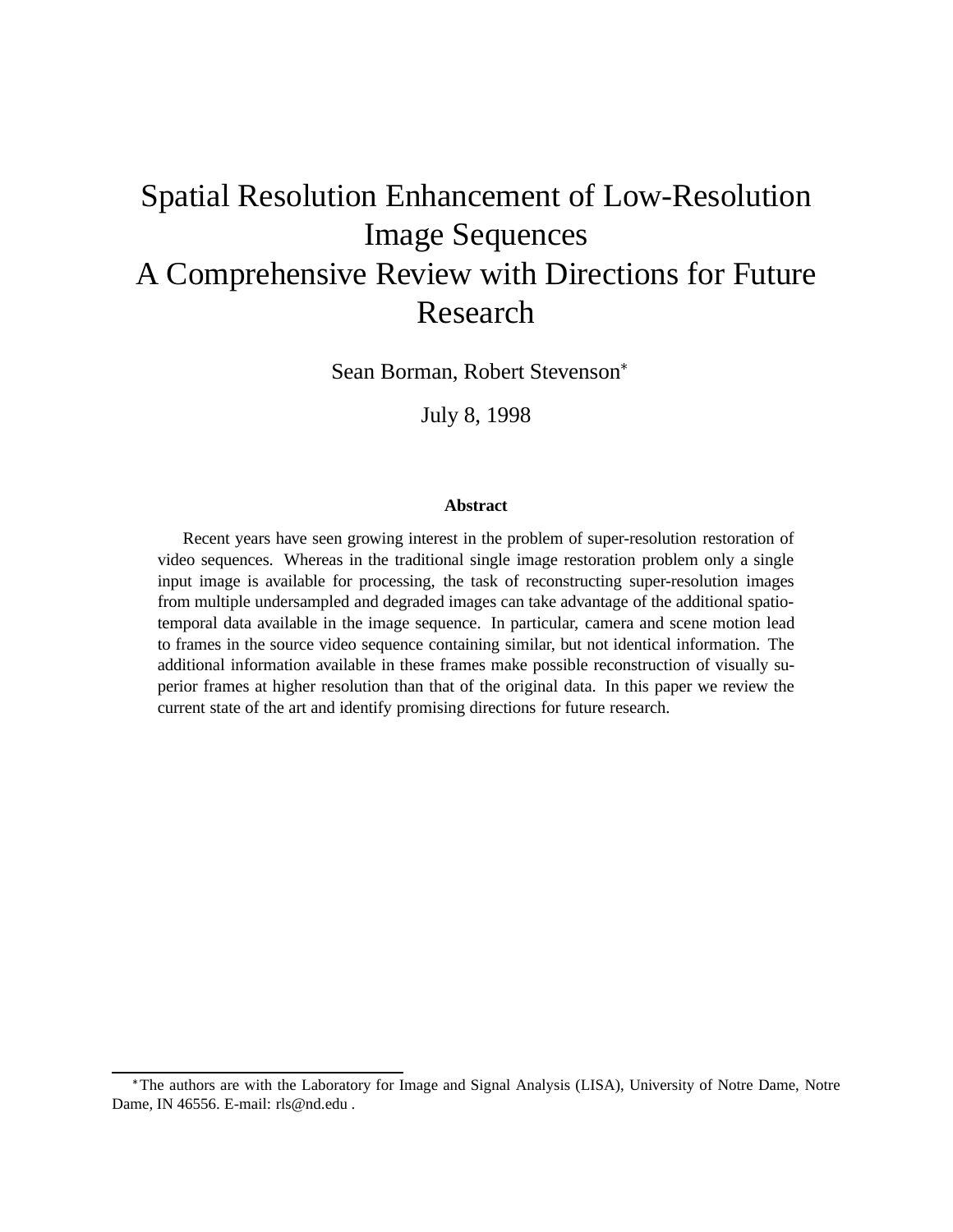# Spatial Resolution Enhancement of Low-Resolution Image Sequences
# A Comprehensive Review with Directions for Future Research

Sean Borman, Robert Stevenson*

July 8, 1998

**Abstract**

Recent years have seen growing interest in the problem of super-resolution restoration of video sequences. Whereas in the traditional single image restoration problem only a single input image is available for processing, the task of reconstructing super-resolution images from multiple undersampled and degraded images can take advantage of the additional spatio-temporal data available in the image sequence. In particular, camera and scene motion lead to frames in the source video sequence containing similar, but not identical information. The additional information available in these frames make possible reconstruction of visually superior frames at higher resolution than that of the original data. In this paper we review the current state of the art and identify promising directions for future research.

*The authors are with the Laboratory for Image and Signal Analysis (LISA), University of Notre Dame, Notre Dame, IN 46556. E-mail: rls@nd.edu .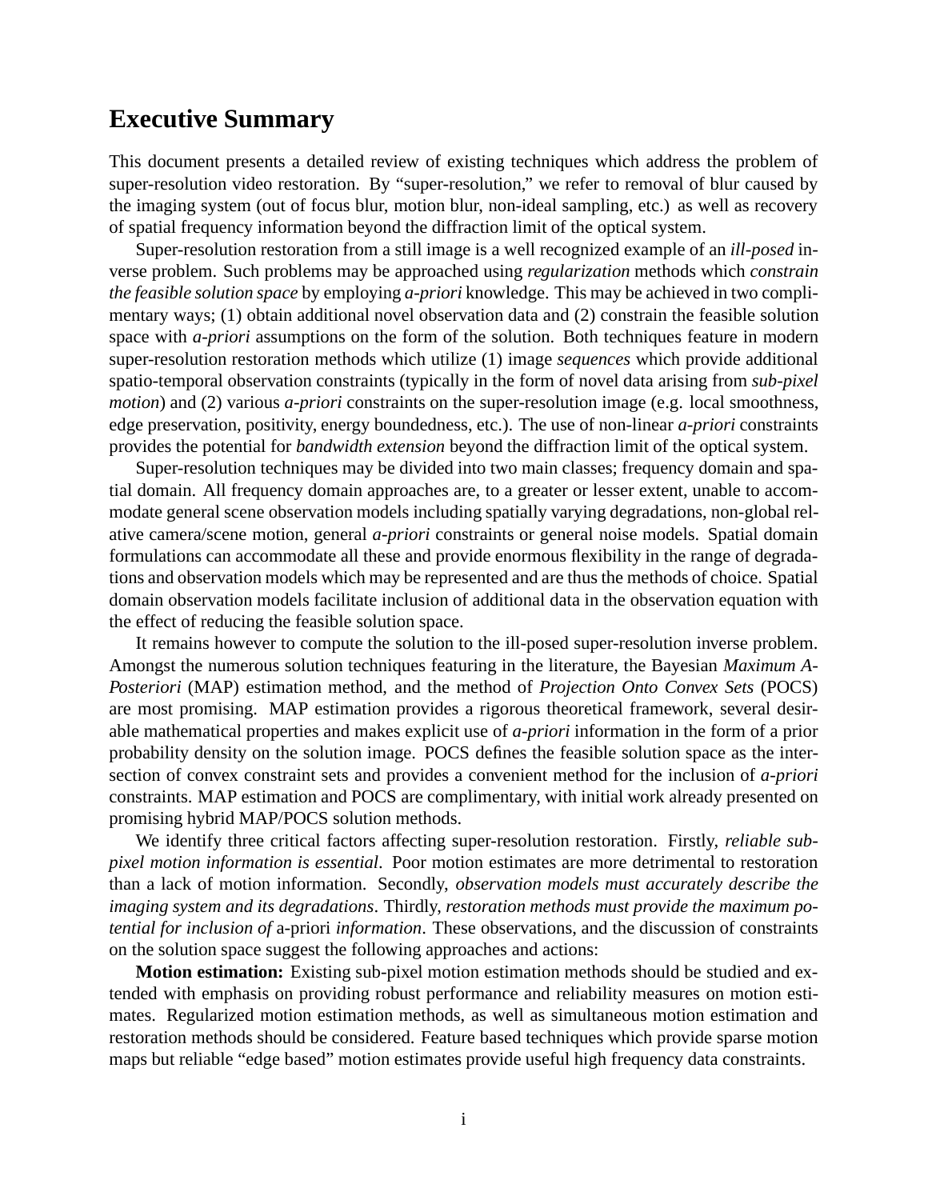# Executive Summary

This document presents a detailed review of existing techniques which address the problem of super-resolution video restoration. By "super-resolution," we refer to removal of blur caused by the imaging system (out of focus blur, motion blur, non-ideal sampling, etc.) as well as recovery of spatial frequency information beyond the diffraction limit of the optical system.

Super-resolution restoration from a still image is a well recognized example of an *ill-posed* inverse problem. Such problems may be approached using *regularization* methods which *constrain the feasible solution space* by employing *a-priori* knowledge. This may be achieved in two complimentary ways; (1) obtain additional novel observation data and (2) constrain the feasible solution space with *a-priori* assumptions on the form of the solution. Both techniques feature in modern super-resolution restoration methods which utilize (1) image *sequences* which provide additional spatio-temporal observation constraints (typically in the form of novel data arising from *sub-pixel motion*) and (2) various *a-priori* constraints on the super-resolution image (e.g. local smoothness, edge preservation, positivity, energy boundedness, etc.). The use of non-linear *a-priori* constraints provides the potential for *bandwidth extension* beyond the diffraction limit of the optical system.

Super-resolution techniques may be divided into two main classes; frequency domain and spatial domain. All frequency domain approaches are, to a greater or lesser extent, unable to accommodate general scene observation models including spatially varying degradations, non-global relative camera/scene motion, general *a-priori* constraints or general noise models. Spatial domain formulations can accommodate all these and provide enormous flexibility in the range of degradations and observation models which may be represented and are thus the methods of choice. Spatial domain observation models facilitate inclusion of additional data in the observation equation with the effect of reducing the feasible solution space.

It remains however to compute the solution to the ill-posed super-resolution inverse problem. Amongst the numerous solution techniques featuring in the literature, the Bayesian *Maximum A-Posteriori* (MAP) estimation method, and the method of *Projection Onto Convex Sets* (POCS) are most promising. MAP estimation provides a rigorous theoretical framework, several desirable mathematical properties and makes explicit use of *a-priori* information in the form of a prior probability density on the solution image. POCS defines the feasible solution space as the intersection of convex constraint sets and provides a convenient method for the inclusion of *a-priori* constraints. MAP estimation and POCS are complimentary, with initial work already presented on promising hybrid MAP/POCS solution methods.

We identify three critical factors affecting super-resolution restoration. Firstly, *reliable sub-pixel motion information is essential*. Poor motion estimates are more detrimental to restoration than a lack of motion information. Secondly, *observation models must accurately describe the imaging system and its degradations*. Thirdly, *restoration methods must provide the maximum potential for inclusion of* a-priori *information*. These observations, and the discussion of constraints on the solution space suggest the following approaches and actions:

**Motion estimation:** Existing sub-pixel motion estimation methods should be studied and extended with emphasis on providing robust performance and reliability measures on motion estimates. Regularized motion estimation methods, as well as simultaneous motion estimation and restoration methods should be considered. Feature based techniques which provide sparse motion maps but reliable "edge based" motion estimates provide useful high frequency data constraints.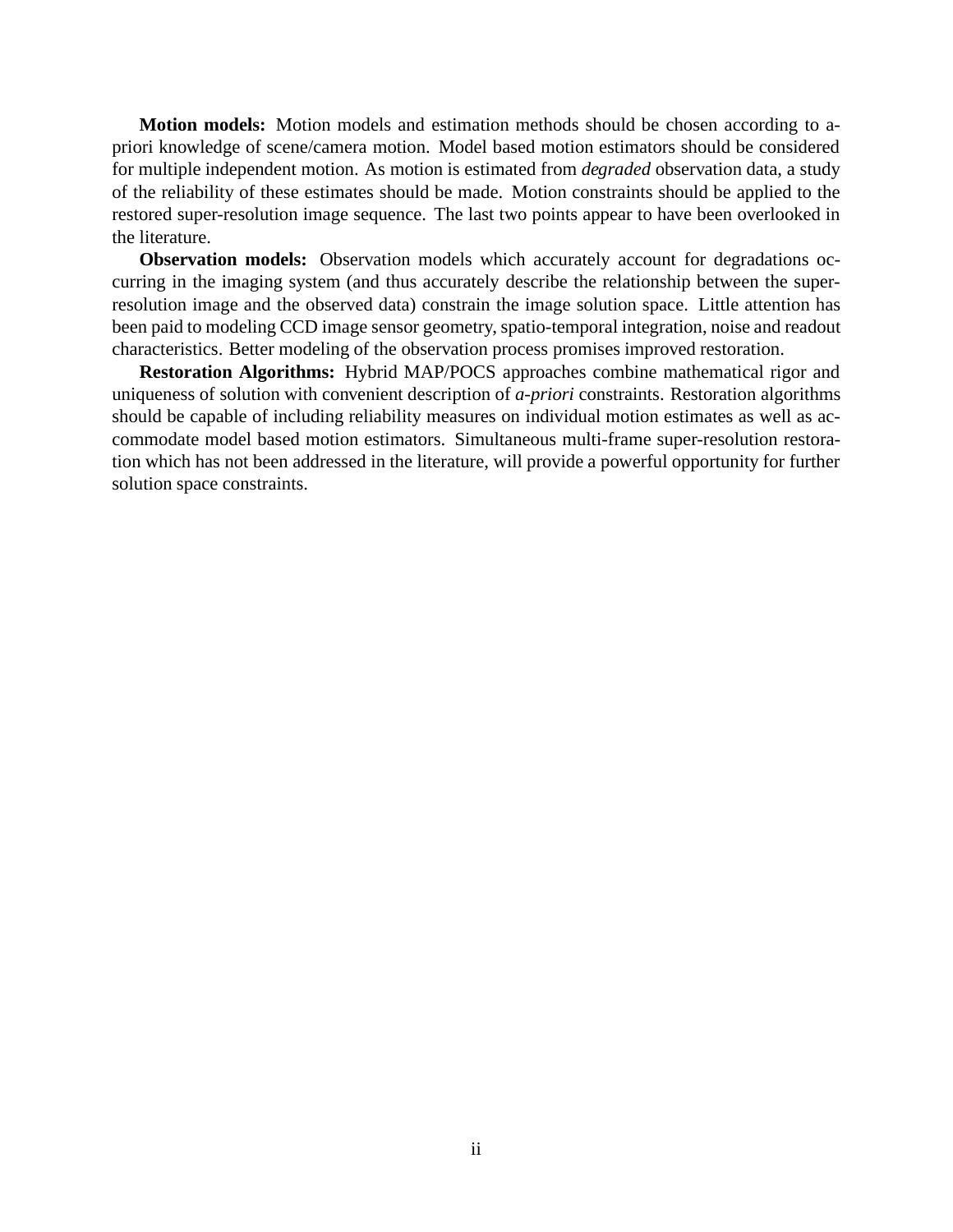**Motion models:** Motion models and estimation methods should be chosen according to a-priori knowledge of scene/camera motion. Model based motion estimators should be considered for multiple independent motion. As motion is estimated from *degraded* observation data, a study of the reliability of these estimates should be made. Motion constraints should be applied to the restored super-resolution image sequence. The last two points appear to have been overlooked in the literature.

**Observation models:** Observation models which accurately account for degradations occurring in the imaging system (and thus accurately describe the relationship between the super-resolution image and the observed data) constrain the image solution space. Little attention has been paid to modeling CCD image sensor geometry, spatio-temporal integration, noise and readout characteristics. Better modeling of the observation process promises improved restoration.

**Restoration Algorithms:** Hybrid MAP/POCS approaches combine mathematical rigor and uniqueness of solution with convenient description of *a-priori* constraints. Restoration algorithms should be capable of including reliability measures on individual motion estimates as well as accommodate model based motion estimators. Simultaneous multi-frame super-resolution restoration which has not been addressed in the literature, will provide a powerful opportunity for further solution space constraints.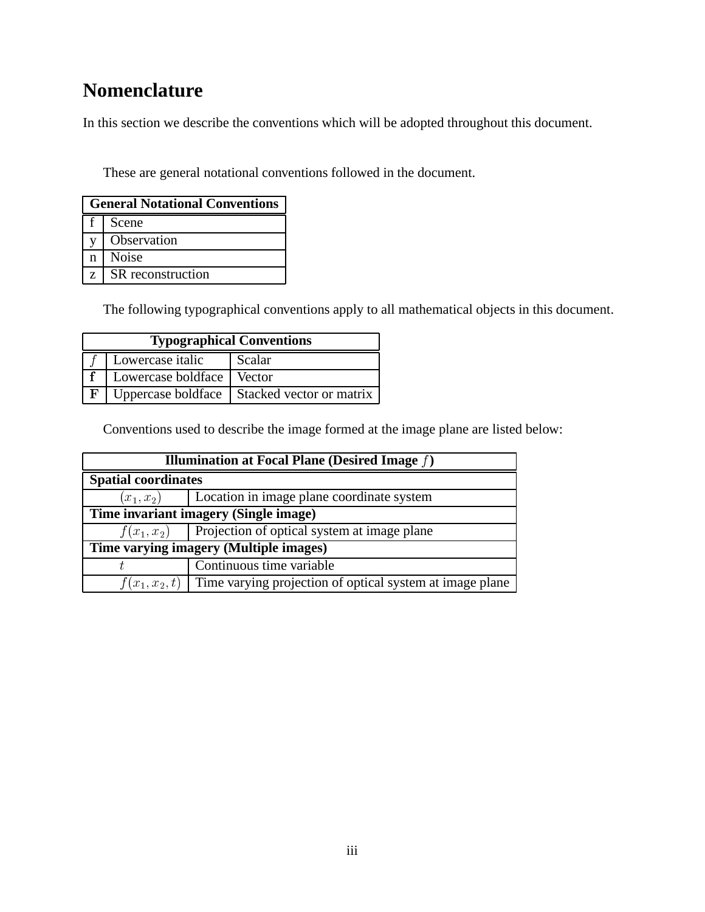# Nomenclature

In this section we describe the conventions which will be adopted throughout this document.

These are general notational conventions followed in the document.

| General Notational Conventions | |
|---|---|
| f | Scene |
| y | Observation |
| n | Noise |
| z | SR reconstruction |

The following typographical conventions apply to all mathematical objects in this document.

| Typographical Conventions | | |
|---|---|---|
| $f$ | Lowercase italic | Scalar |
| $\mathbf{f}$ | Lowercase boldface | Vector |
| $\mathbf{F}$ | Uppercase boldface | Stacked vector or matrix |

Conventions used to describe the image formed at the image plane are listed below:

| Illumination at Focal Plane (Desired Image $f$) | |
|---|---|
| **Spatial coordinates** | |
| $(x_1, x_2)$ | Location in image plane coordinate system |
| **Time invariant imagery (Single image)** | |
| $f(x_1, x_2)$ | Projection of optical system at image plane |
| **Time varying imagery (Multiple images)** | |
| $t$ | Continuous time variable |
| $f(x_1, x_2, t)$ | Time varying projection of optical system at image plane |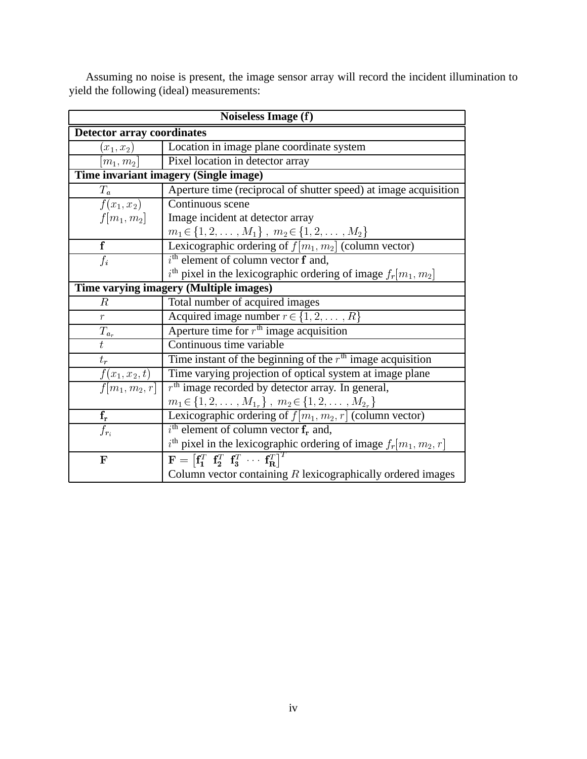Assuming no noise is present, the image sensor array will record the incident illumination to yield the following (ideal) measurements:

| **Noiseless Image (f)** | |
|---|---|
| **Detector array coordinates** | |
| $(x_1, x_2)$ | Location in image plane coordinate system |
| $[m_1, m_2]$ | Pixel location in detector array |
| **Time invariant imagery (Single image)** | |
| $T_a$ | Aperture time (reciprocal of shutter speed) at image acquisition |
| $f(x_1, x_2)$ | Continuous scene |
| $f[m_1, m_2]$ | Image incident at detector array $m_1 \in \{1, 2, \ldots, M_1\}$ , $m_2 \in \{1, 2, \ldots, M_2\}$ |
| $\mathbf{f}$ | Lexicographic ordering of $f[m_1, m_2]$ (column vector) |
| $f_i$ | $i^{\text{th}}$ element of column vector $\mathbf{f}$ and, $i^{\text{th}}$ pixel in the lexicographic ordering of image $f_r[m_1, m_2]$ |
| **Time varying imagery (Multiple images)** | |
| $R$ | Total number of acquired images |
| $r$ | Acquired image number $r \in \{1, 2, \ldots, R\}$ |
| $T_{a_r}$ | Aperture time for $r^{\text{th}}$ image acquisition |
| $t$ | Continuous time variable |
| $t_r$ | Time instant of the beginning of the $r^{\text{th}}$ image acquisition |
| $f(x_1, x_2, t)$ | Time varying projection of optical system at image plane |
| $f[m_1, m_2, r]$ | $r^{\text{th}}$ image recorded by detector array. In general, $m_1 \in \{1, 2, \ldots, M_{1_r}\}$ , $m_2 \in \{1, 2, \ldots, M_{2_r}\}$ |
| $\mathbf{f_r}$ | Lexicographic ordering of $f[m_1, m_2, r]$ (column vector) |
| $f_{r_i}$ | $i^{\text{th}}$ element of column vector $\mathbf{f_r}$ and, $i^{\text{th}}$ pixel in the lexicographic ordering of image $f_r[m_1, m_2, r]$ |
| $\mathbf{F}$ | $\mathbf{F} = \left[\mathbf{f_1}^T \ \mathbf{f_2}^T \ \mathbf{f_3}^T \ \cdots \ \mathbf{f_R}^T\right]^T$ Column vector containing $R$ lexicographically ordered images |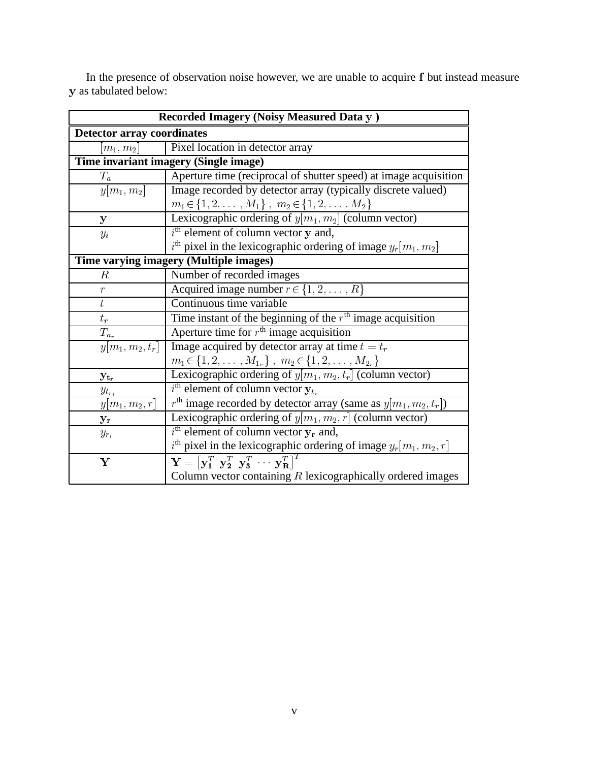In the presence of observation noise however, we are unable to acquire $\mathbf{f}$ but instead measure $\mathbf{y}$ as tabulated below:

| **Recorded Imagery (Noisy Measured Data $\mathbf{y}$ )** | |
|---|---|
| **Detector array coordinates** | |
| $[m_1, m_2]$ | Pixel location in detector array |
| **Time invariant imagery (Single image)** | |
| $T_a$ | Aperture time (reciprocal of shutter speed) at image acquisition |
| $y[m_1, m_2]$ | Image recorded by detector array (typically discrete valued) $m_1 \in \{1, 2, \ldots, M_1\}$ , $m_2 \in \{1, 2, \ldots, M_2\}$ |
| $\mathbf{y}$ | Lexicographic ordering of $y[m_1, m_2]$ (column vector) |
| $y_i$ | $i^{\text{th}}$ element of column vector $\mathbf{y}$ and, $i^{\text{th}}$ pixel in the lexicographic ordering of image $y_r[m_1, m_2]$ |
| **Time varying imagery (Multiple images)** | |
| $R$ | Number of recorded images |
| $r$ | Acquired image number $r \in \{1, 2, \ldots, R\}$ |
| $t$ | Continuous time variable |
| $t_r$ | Time instant of the beginning of the $r^{\text{th}}$ image acquisition |
| $T_{a_r}$ | Aperture time for $r^{\text{th}}$ image acquisition |
| $y[m_1, m_2, t_r]$ | Image acquired by detector array at time $t = t_r$ $m_1 \in \{1, 2, \ldots, M_{1_r}\}$ , $m_2 \in \{1, 2, \ldots, M_{2_r}\}$ |
| $\mathbf{y_{t_r}}$ | Lexicographic ordering of $y[m_1, m_2, t_r]$ (column vector) |
| $y_{t_{r_i}}$ | $i^{\text{th}}$ element of column vector $\mathbf{y}_{t_r}$ |
| $y[m_1, m_2, r]$ | $r^{\text{th}}$ image recorded by detector array (same as $y[m_1, m_2, t_r]$) |
| $\mathbf{y_r}$ | Lexicographic ordering of $y[m_1, m_2, r]$ (column vector) |
| $y_{r_i}$ | $i^{\text{th}}$ element of column vector $\mathbf{y_r}$ and, $i^{\text{th}}$ pixel in the lexicographic ordering of image $y_r[m_1, m_2, r]$ |
| $\mathbf{Y}$ | $\mathbf{Y} = \left[\mathbf{y_1}^T \ \mathbf{y_2}^T \ \mathbf{y_3}^T \ \cdots \mathbf{y_R}^T\right]^T$ Column vector containing $R$ lexicographically ordered images |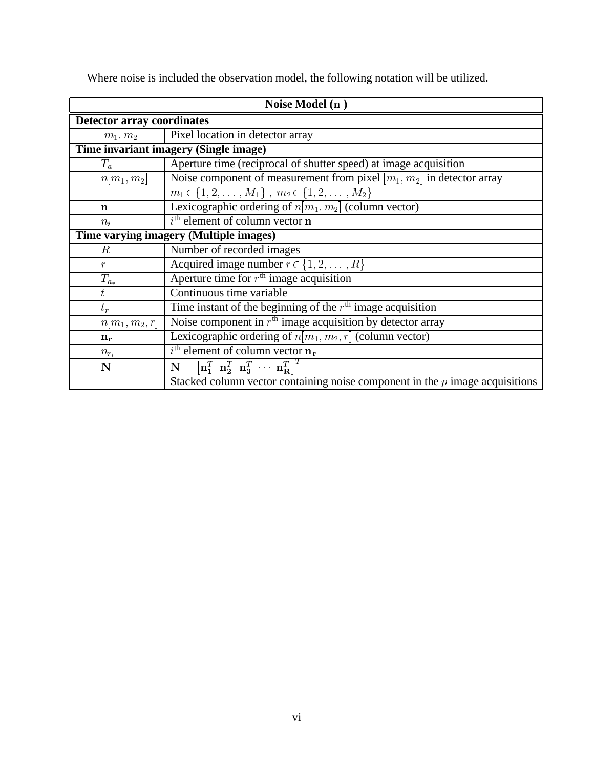Where noise is included the observation model, the following notation will be utilized.

| Noise Model ($\mathbf{n}$ ) | |
|---|---|
| **Detector array coordinates** | |
| $[m_1, m_2]$ | Pixel location in detector array |
| **Time invariant imagery (Single image)** | |
| $T_a$ | Aperture time (reciprocal of shutter speed) at image acquisition |
| $n[m_1, m_2]$ | Noise component of measurement from pixel $[m_1, m_2]$ in detector array $m_1 \in \{1, 2, \ldots, M_1\}$ , $m_2 \in \{1, 2, \ldots, M_2\}$ |
| $\mathbf{n}$ | Lexicographic ordering of $n[m_1, m_2]$ (column vector) |
| $n_i$ | $i^{\text{th}}$ element of column vector $\mathbf{n}$ |
| **Time varying imagery (Multiple images)** | |
| $R$ | Number of recorded images |
| $r$ | Acquired image number $r \in \{1, 2, \ldots, R\}$ |
| $T_{a_r}$ | Aperture time for $r^{\text{th}}$ image acquisition |
| $t$ | Continuous time variable |
| $t_r$ | Time instant of the beginning of the $r^{\text{th}}$ image acquisition |
| $n[m_1, m_2, r]$ | Noise component in $r^{\text{th}}$ image acquisition by detector array |
| $\mathbf{n_r}$ | Lexicographic ordering of $n[m_1, m_2, r]$ (column vector) |
| $n_{r_i}$ | $i^{\text{th}}$ element of column vector $\mathbf{n_r}$ |
| $\mathbf{N}$ | $\mathbf{N} = \left[\mathbf{n_1}^T \ \mathbf{n_2}^T \ \mathbf{n_3}^T \ \cdots \ \mathbf{n_R}^T\right]^T$ Stacked column vector containing noise component in the $p$ image acquisitions |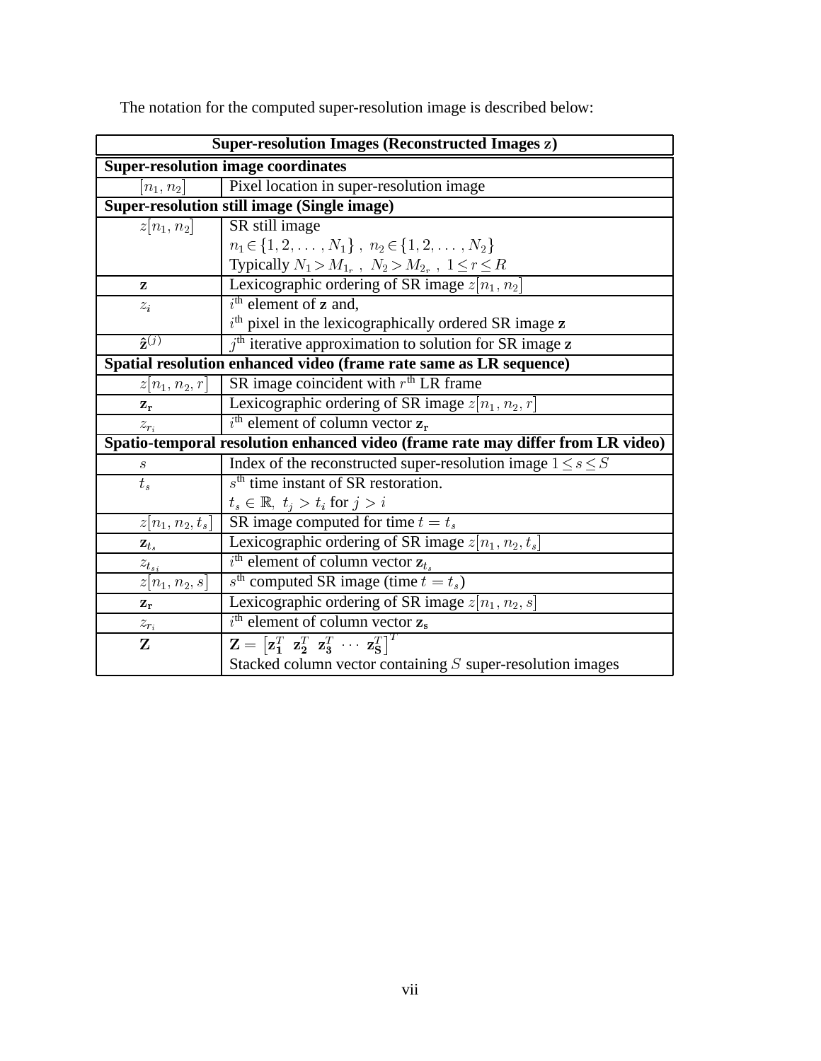The notation for the computed super-resolution image is described below:

| **Super-resolution Images (Reconstructed Images z)** | |
|---|---|
| **Super-resolution image coordinates** | |
| $[n_1, n_2]$ | Pixel location in super-resolution image |
| **Super-resolution still image (Single image)** | |
| $z[n_1, n_2]$ | SR still image |
| | $n_1 \in \{1, 2, \ldots, N_1\}$ , $n_2 \in \{1, 2, \ldots, N_2\}$ |
| | Typically $N_1 > M_{1_r}$ , $N_2 > M_{2_r}$ , $1 \leq r \leq R$ |
| $\mathbf{z}$ | Lexicographic ordering of SR image $z[n_1, n_2]$ |
| $z_i$ | $i^{\text{th}}$ element of $\mathbf{z}$ and, |
| | $i^{\text{th}}$ pixel in the lexicographically ordered SR image $\mathbf{z}$ |
| $\hat{\mathbf{z}}^{(j)}$ | $j^{\text{th}}$ iterative approximation to solution for SR image $\mathbf{z}$ |
| **Spatial resolution enhanced video (frame rate same as LR sequence)** | |
| $z[n_1, n_2, r]$ | SR image coincident with $r^{\text{th}}$ LR frame |
| $\mathbf{z_r}$ | Lexicographic ordering of SR image $z[n_1, n_2, r]$ |
| $z_{r_i}$ | $i^{\text{th}}$ element of column vector $\mathbf{z_r}$ |
| **Spatio-temporal resolution enhanced video (frame rate may differ from LR video)** | |
| $s$ | Index of the reconstructed super-resolution image $1 \leq s \leq S$ |
| $t_s$ | $s^{\text{th}}$ time instant of SR restoration. |
| | $t_s \in \mathbb{R},\ t_j > t_i$ for $j > i$ |
| $z[n_1, n_2, t_s]$ | SR image computed for time $t = t_s$ |
| $\mathbf{z}_{t_s}$ | Lexicographic ordering of SR image $z[n_1, n_2, t_s]$ |
| $z_{t_{s_i}}$ | $i^{\text{th}}$ element of column vector $\mathbf{z}_{t_s}$ |
| $z[n_1, n_2, s]$ | $s^{\text{th}}$ computed SR image (time $t = t_s$) |
| $\mathbf{z_r}$ | Lexicographic ordering of SR image $z[n_1, n_2, s]$ |
| $z_{r_i}$ | $i^{\text{th}}$ element of column vector $\mathbf{z_s}$ |
| $\mathbf{Z}$ | $\mathbf{Z} = \left[\mathbf{z_1}^T\ \ \mathbf{z_2}^T\ \ \mathbf{z_3}^T\ \ \cdots\ \ \mathbf{z_S}^T\right]^T$ |
| | Stacked column vector containing $S$ super-resolution images |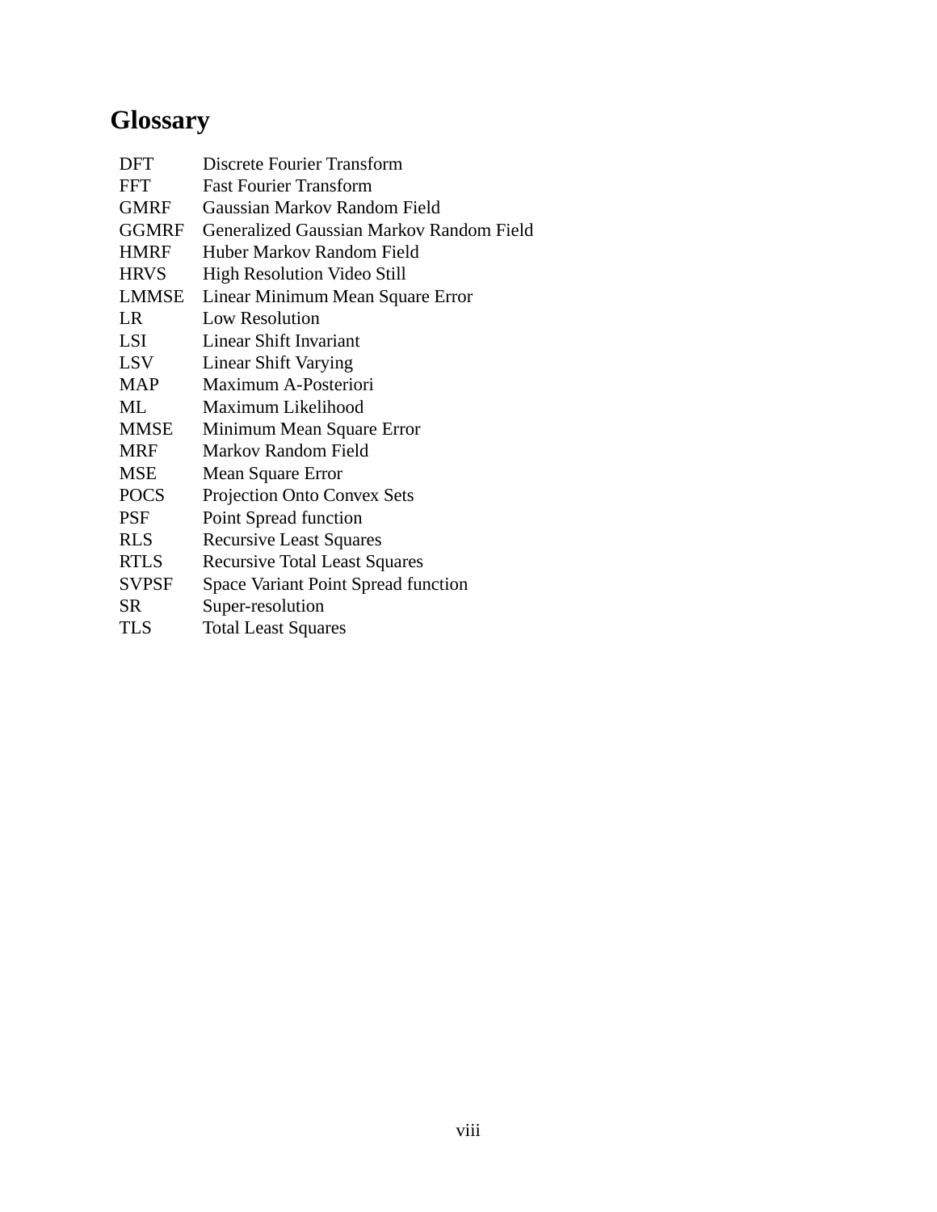# Glossary

| | |
|---|---|
| DFT | Discrete Fourier Transform |
| FFT | Fast Fourier Transform |
| GMRF | Gaussian Markov Random Field |
| GGMRF | Generalized Gaussian Markov Random Field |
| HMRF | Huber Markov Random Field |
| HRVS | High Resolution Video Still |
| LMMSE | Linear Minimum Mean Square Error |
| LR | Low Resolution |
| LSI | Linear Shift Invariant |
| LSV | Linear Shift Varying |
| MAP | Maximum A-Posteriori |
| ML | Maximum Likelihood |
| MMSE | Minimum Mean Square Error |
| MRF | Markov Random Field |
| MSE | Mean Square Error |
| POCS | Projection Onto Convex Sets |
| PSF | Point Spread function |
| RLS | Recursive Least Squares |
| RTLS | Recursive Total Least Squares |
| SVPSF | Space Variant Point Spread function |
| SR | Super-resolution |
| TLS | Total Least Squares |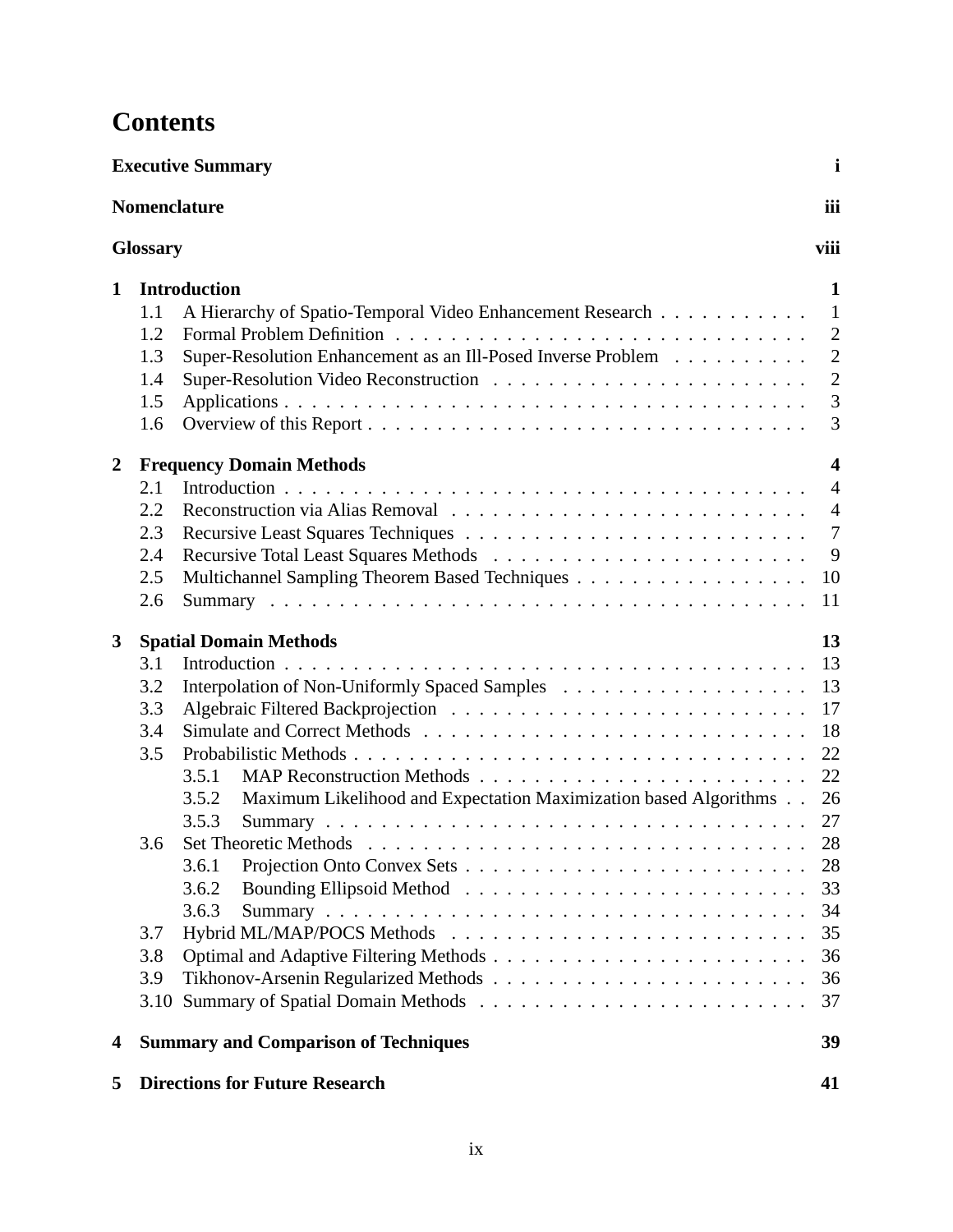# Contents

| | | |
|---|---|---|
| **Executive Summary** | | **i** |
| **Nomenclature** | | **iii** |
| **Glossary** | | **viii** |
| **1** | **Introduction** | **1** |
| 1.1 | A Hierarchy of Spatio-Temporal Video Enhancement Research | 1 |
| 1.2 | Formal Problem Definition | 2 |
| 1.3 | Super-Resolution Enhancement as an Ill-Posed Inverse Problem | 2 |
| 1.4 | Super-Resolution Video Reconstruction | 2 |
| 1.5 | Applications | 3 |
| 1.6 | Overview of this Report | 3 |
| **2** | **Frequency Domain Methods** | **4** |
| 2.1 | Introduction | 4 |
| 2.2 | Reconstruction via Alias Removal | 4 |
| 2.3 | Recursive Least Squares Techniques | 7 |
| 2.4 | Recursive Total Least Squares Methods | 9 |
| 2.5 | Multichannel Sampling Theorem Based Techniques | 10 |
| 2.6 | Summary | 11 |
| **3** | **Spatial Domain Methods** | **13** |
| 3.1 | Introduction | 13 |
| 3.2 | Interpolation of Non-Uniformly Spaced Samples | 13 |
| 3.3 | Algebraic Filtered Backprojection | 17 |
| 3.4 | Simulate and Correct Methods | 18 |
| 3.5 | Probabilistic Methods | 22 |
| 3.5.1 | MAP Reconstruction Methods | 22 |
| 3.5.2 | Maximum Likelihood and Expectation Maximization based Algorithms | 26 |
| 3.5.3 | Summary | 27 |
| 3.6 | Set Theoretic Methods | 28 |
| 3.6.1 | Projection Onto Convex Sets | 28 |
| 3.6.2 | Bounding Ellipsoid Method | 33 |
| 3.6.3 | Summary | 34 |
| 3.7 | Hybrid ML/MAP/POCS Methods | 35 |
| 3.8 | Optimal and Adaptive Filtering Methods | 36 |
| 3.9 | Tikhonov-Arsenin Regularized Methods | 36 |
| 3.10 | Summary of Spatial Domain Methods | 37 |
| **4** | **Summary and Comparison of Techniques** | **39** |
| **5** | **Directions for Future Research** | **41** |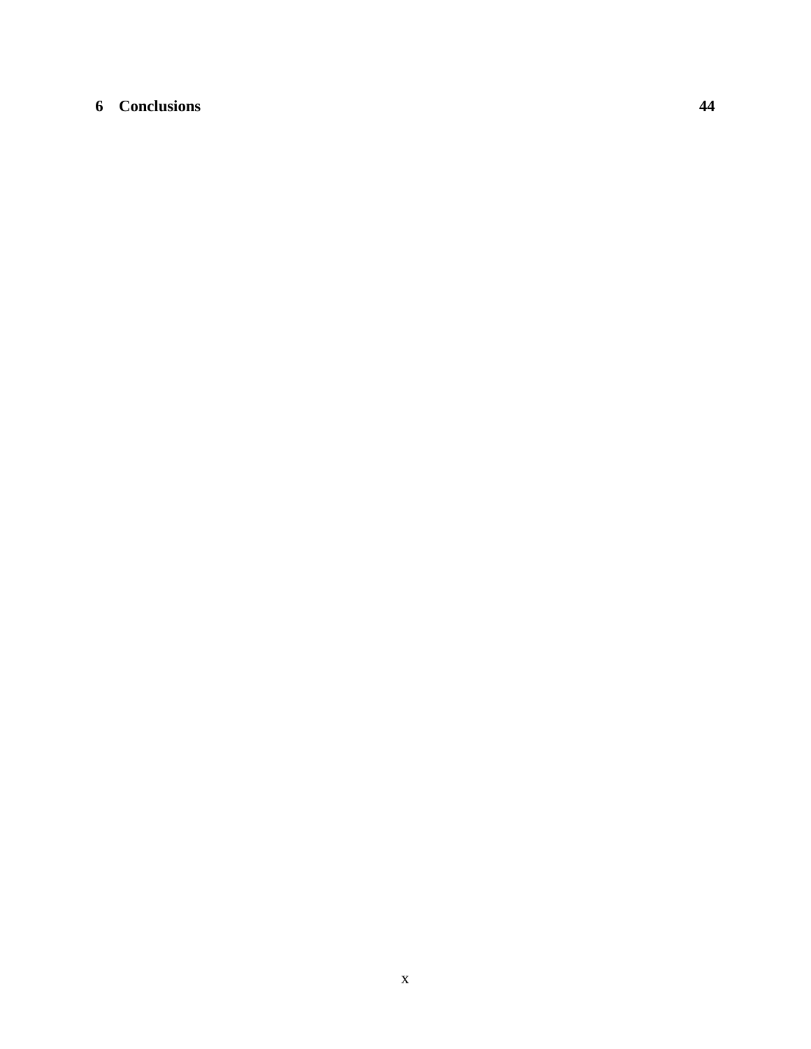**6 Conclusions 44**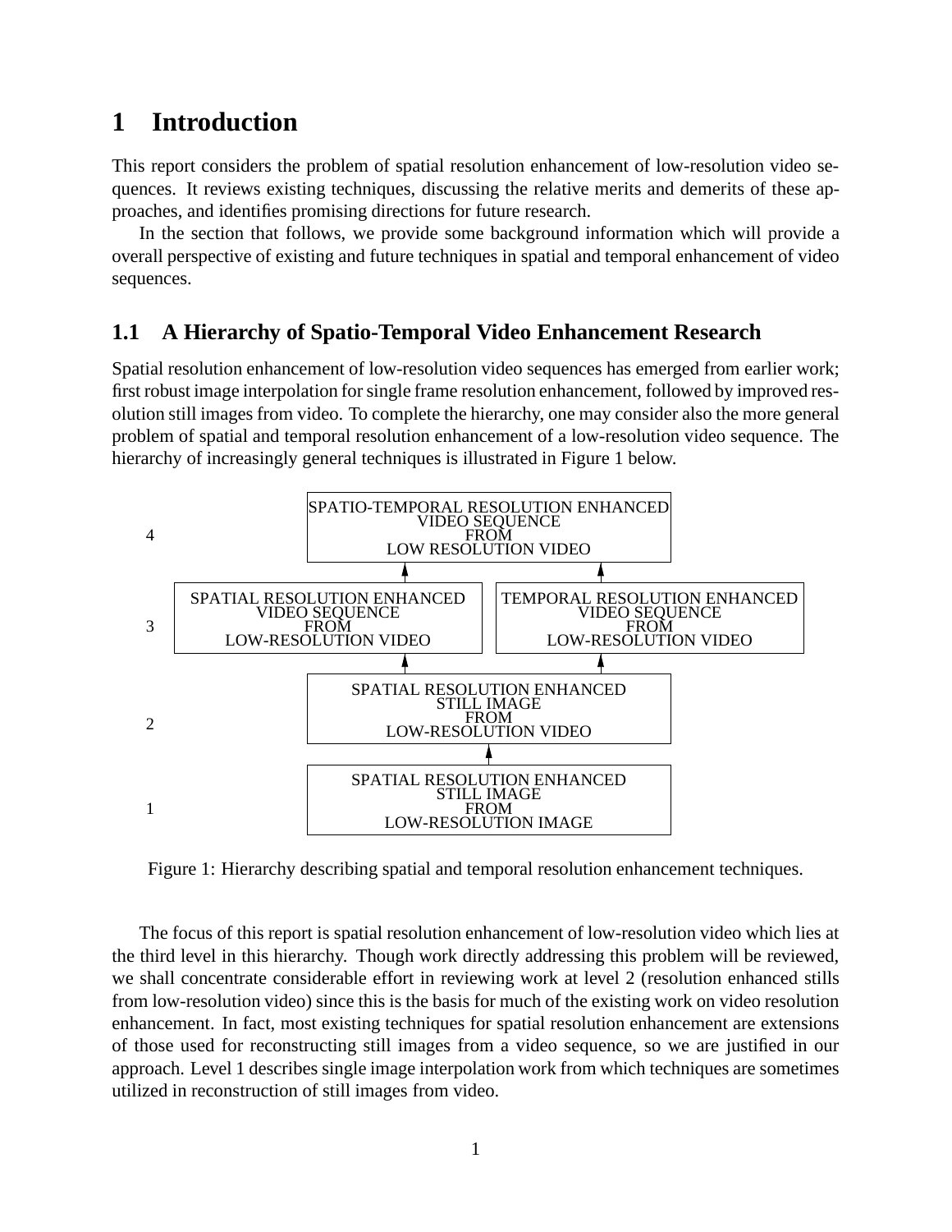# 1 Introduction

This report considers the problem of spatial resolution enhancement of low-resolution video sequences. It reviews existing techniques, discussing the relative merits and demerits of these approaches, and identifies promising directions for future research.

In the section that follows, we provide some background information which will provide a overall perspective of existing and future techniques in spatial and temporal enhancement of video sequences.

## 1.1 A Hierarchy of Spatio-Temporal Video Enhancement Research

Spatial resolution enhancement of low-resolution video sequences has emerged from earlier work; first robust image interpolation for single frame resolution enhancement, followed by improved resolution still images from video. To complete the hierarchy, one may consider also the more general problem of spatial and temporal resolution enhancement of a low-resolution video sequence. The hierarchy of increasingly general techniques is illustrated in Figure 1 below.

4 SPATIO-TEMPORAL RESOLUTION ENHANCED VIDEO SEQUENCE FROM LOW RESOLUTION VIDEO

3 SPATIAL RESOLUTION ENHANCED VIDEO SEQUENCE FROM LOW-RESOLUTION VIDEO | TEMPORAL RESOLUTION ENHANCED VIDEO SEQUENCE FROM LOW-RESOLUTION VIDEO

2 SPATIAL RESOLUTION ENHANCED STILL IMAGE FROM LOW-RESOLUTION VIDEO

1 SPATIAL RESOLUTION ENHANCED STILL IMAGE FROM LOW-RESOLUTION IMAGE

Figure 1: Hierarchy describing spatial and temporal resolution enhancement techniques.

The focus of this report is spatial resolution enhancement of low-resolution video which lies at the third level in this hierarchy. Though work directly addressing this problem will be reviewed, we shall concentrate considerable effort in reviewing work at level 2 (resolution enhanced stills from low-resolution video) since this is the basis for much of the existing work on video resolution enhancement. In fact, most existing techniques for spatial resolution enhancement are extensions of those used for reconstructing still images from a video sequence, so we are justified in our approach. Level 1 describes single image interpolation work from which techniques are sometimes utilized in reconstruction of still images from video.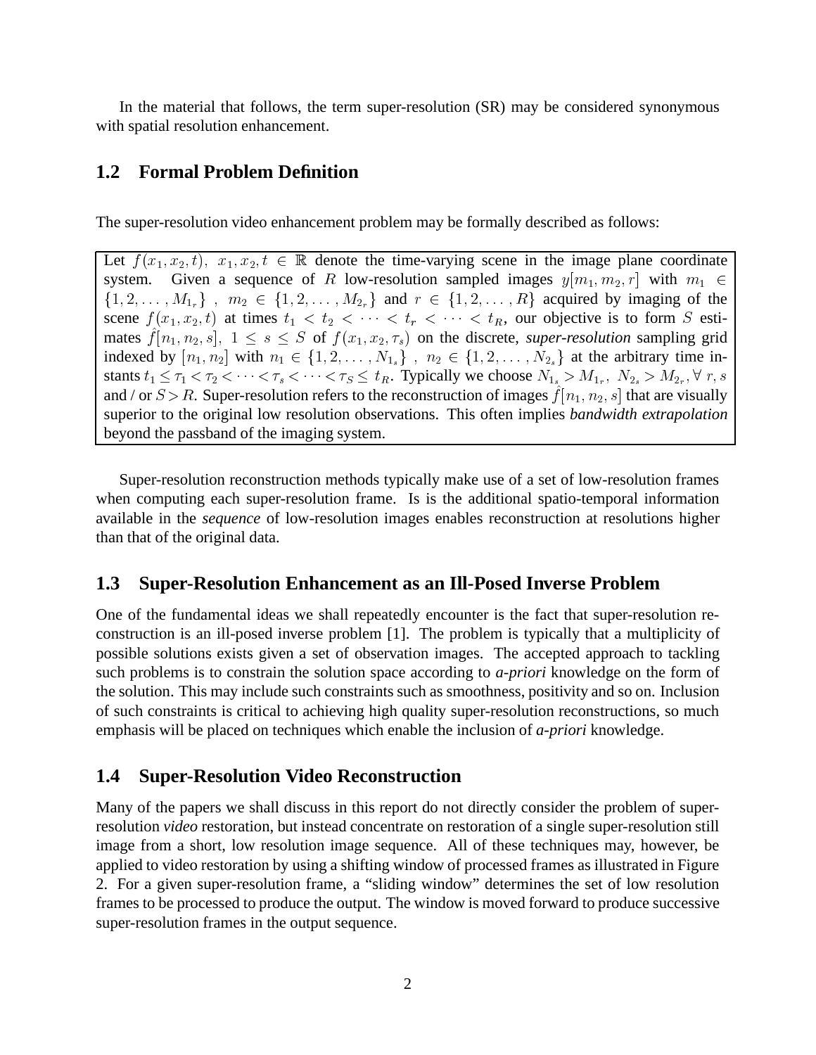In the material that follows, the term super-resolution (SR) may be considered synonymous with spatial resolution enhancement.

## 1.2 Formal Problem Definition

The super-resolution video enhancement problem may be formally described as follows:

> Let $f(x_1, x_2, t),\ x_1, x_2, t \in \mathbb{R}$ denote the time-varying scene in the image plane coordinate system. Given a sequence of $R$ low-resolution sampled images $y[m_1, m_2, r]$ with $m_1 \in \{1, 2, \ldots, M_{1_r}\}$, $m_2 \in \{1, 2, \ldots, M_{2_r}\}$ and $r \in \{1, 2, \ldots, R\}$ acquired by imaging of the scene $f(x_1, x_2, t)$ at times $t_1 < t_2 < \cdots < t_r < \cdots < t_R$, our objective is to form $S$ estimates $\hat{f}[n_1, n_2, s],\ 1 \leq s \leq S$ of $f(x_1, x_2, \tau_s)$ on the discrete, *super-resolution* sampling grid indexed by $[n_1, n_2]$ with $n_1 \in \{1, 2, \ldots, N_{1_s}\}$, $n_2 \in \{1, 2, \ldots, N_{2_s}\}$ at the arbitrary time instants $t_1 \leq \tau_1 < \tau_2 < \cdots < \tau_s < \cdots < \tau_S \leq t_R$. Typically we choose $N_{1_s} > M_{1_r},\ N_{2_s} > M_{2_r}, \forall\ r, s$ and / or $S > R$. Super-resolution refers to the reconstruction of images $\hat{f}[n_1, n_2, s]$ that are visually superior to the original low resolution observations. This often implies *bandwidth extrapolation* beyond the passband of the imaging system.

Super-resolution reconstruction methods typically make use of a set of low-resolution frames when computing each super-resolution frame. Is is the additional spatio-temporal information available in the *sequence* of low-resolution images enables reconstruction at resolutions higher than that of the original data.

## 1.3 Super-Resolution Enhancement as an Ill-Posed Inverse Problem

One of the fundamental ideas we shall repeatedly encounter is the fact that super-resolution reconstruction is an ill-posed inverse problem [1]. The problem is typically that a multiplicity of possible solutions exists given a set of observation images. The accepted approach to tackling such problems is to constrain the solution space according to *a-priori* knowledge on the form of the solution. This may include such constraints such as smoothness, positivity and so on. Inclusion of such constraints is critical to achieving high quality super-resolution reconstructions, so much emphasis will be placed on techniques which enable the inclusion of *a-priori* knowledge.

## 1.4 Super-Resolution Video Reconstruction

Many of the papers we shall discuss in this report do not directly consider the problem of super-resolution *video* restoration, but instead concentrate on restoration of a single super-resolution still image from a short, low resolution image sequence. All of these techniques may, however, be applied to video restoration by using a shifting window of processed frames as illustrated in Figure 2. For a given super-resolution frame, a "sliding window" determines the set of low resolution frames to be processed to produce the output. The window is moved forward to produce successive super-resolution frames in the output sequence.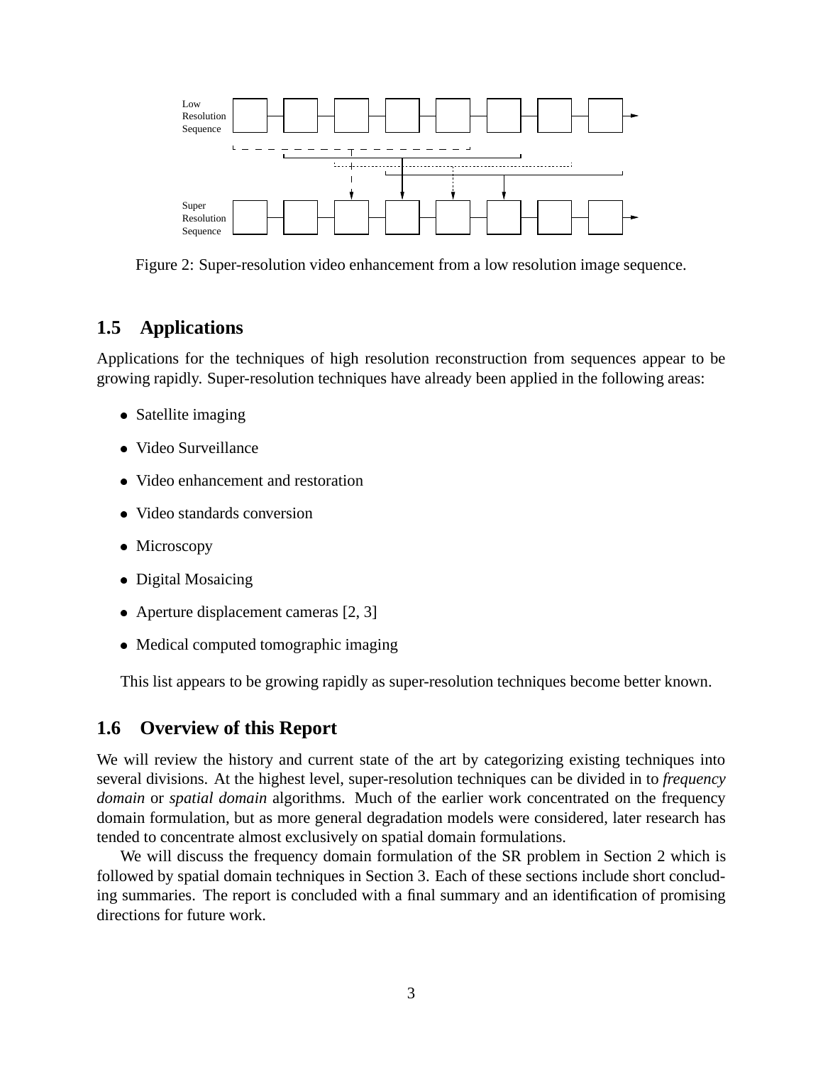Figure 2: Super-resolution video enhancement from a low resolution image sequence.

## 1.5 Applications

Applications for the techniques of high resolution reconstruction from sequences appear to be growing rapidly. Super-resolution techniques have already been applied in the following areas:

- Satellite imaging
- Video Surveillance
- Video enhancement and restoration
- Video standards conversion
- Microscopy
- Digital Mosaicing
- Aperture displacement cameras [2, 3]
- Medical computed tomographic imaging

This list appears to be growing rapidly as super-resolution techniques become better known.

## 1.6 Overview of this Report

We will review the history and current state of the art by categorizing existing techniques into several divisions. At the highest level, super-resolution techniques can be divided in to *frequency domain* or *spatial domain* algorithms. Much of the earlier work concentrated on the frequency domain formulation, but as more general degradation models were considered, later research has tended to concentrate almost exclusively on spatial domain formulations.

We will discuss the frequency domain formulation of the SR problem in Section 2 which is followed by spatial domain techniques in Section 3. Each of these sections include short concluding summaries. The report is concluded with a final summary and an identification of promising directions for future work.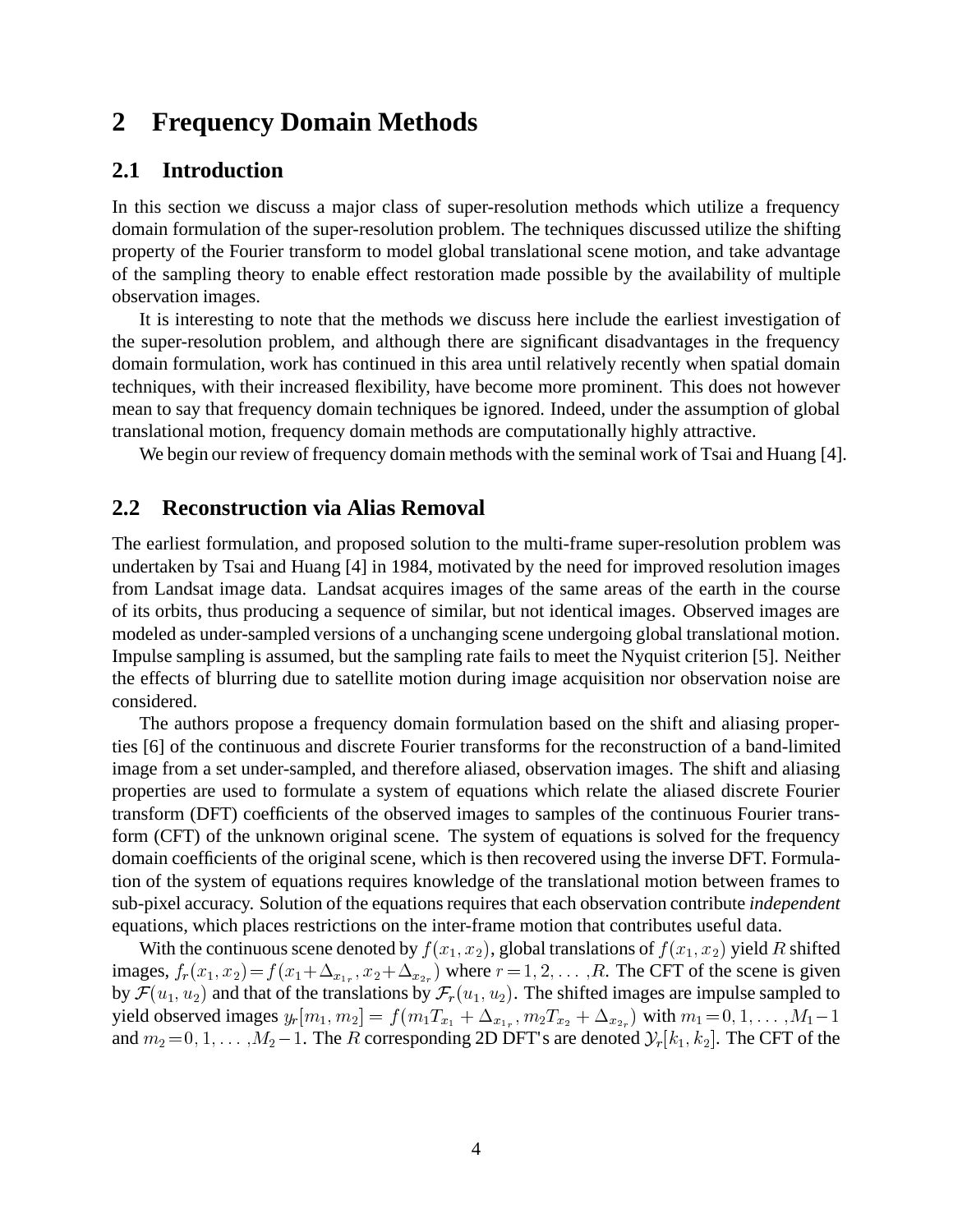# 2 Frequency Domain Methods

## 2.1 Introduction

In this section we discuss a major class of super-resolution methods which utilize a frequency domain formulation of the super-resolution problem. The techniques discussed utilize the shifting property of the Fourier transform to model global translational scene motion, and take advantage of the sampling theory to enable effect restoration made possible by the availability of multiple observation images.

It is interesting to note that the methods we discuss here include the earliest investigation of the super-resolution problem, and although there are significant disadvantages in the frequency domain formulation, work has continued in this area until relatively recently when spatial domain techniques, with their increased flexibility, have become more prominent. This does not however mean to say that frequency domain techniques be ignored. Indeed, under the assumption of global translational motion, frequency domain methods are computationally highly attractive.

We begin our review of frequency domain methods with the seminal work of Tsai and Huang [4].

## 2.2 Reconstruction via Alias Removal

The earliest formulation, and proposed solution to the multi-frame super-resolution problem was undertaken by Tsai and Huang [4] in 1984, motivated by the need for improved resolution images from Landsat image data. Landsat acquires images of the same areas of the earth in the course of its orbits, thus producing a sequence of similar, but not identical images. Observed images are modeled as under-sampled versions of a unchanging scene undergoing global translational motion. Impulse sampling is assumed, but the sampling rate fails to meet the Nyquist criterion [5]. Neither the effects of blurring due to satellite motion during image acquisition nor observation noise are considered.

The authors propose a frequency domain formulation based on the shift and aliasing properties [6] of the continuous and discrete Fourier transforms for the reconstruction of a band-limited image from a set under-sampled, and therefore aliased, observation images. The shift and aliasing properties are used to formulate a system of equations which relate the aliased discrete Fourier transform (DFT) coefficients of the observed images to samples of the continuous Fourier transform (CFT) of the unknown original scene. The system of equations is solved for the frequency domain coefficients of the original scene, which is then recovered using the inverse DFT. Formulation of the system of equations requires knowledge of the translational motion between frames to sub-pixel accuracy. Solution of the equations requires that each observation contribute *independent* equations, which places restrictions on the inter-frame motion that contributes useful data.

With the continuous scene denoted by $f(x_1, x_2)$, global translations of $f(x_1, x_2)$ yield $R$ shifted images, $f_r(x_1, x_2) = f(x_1 + \Delta_{x_{1_r}}, x_2 + \Delta_{x_{2_r}})$ where $r = 1, 2, \ldots, R$. The CFT of the scene is given by $\mathcal{F}(u_1, u_2)$ and that of the translations by $\mathcal{F}_r(u_1, u_2)$. The shifted images are impulse sampled to yield observed images $y_r[m_1, m_2] = f(m_1 T_{x_1} + \Delta_{x_{1_r}}, m_2 T_{x_2} + \Delta_{x_{2_r}})$ with $m_1 = 0, 1, \ldots, M_1 - 1$ and $m_2 = 0, 1, \ldots, M_2 - 1$. The $R$ corresponding 2D DFT's are denoted $\mathcal{Y}_r[k_1, k_2]$. The CFT of the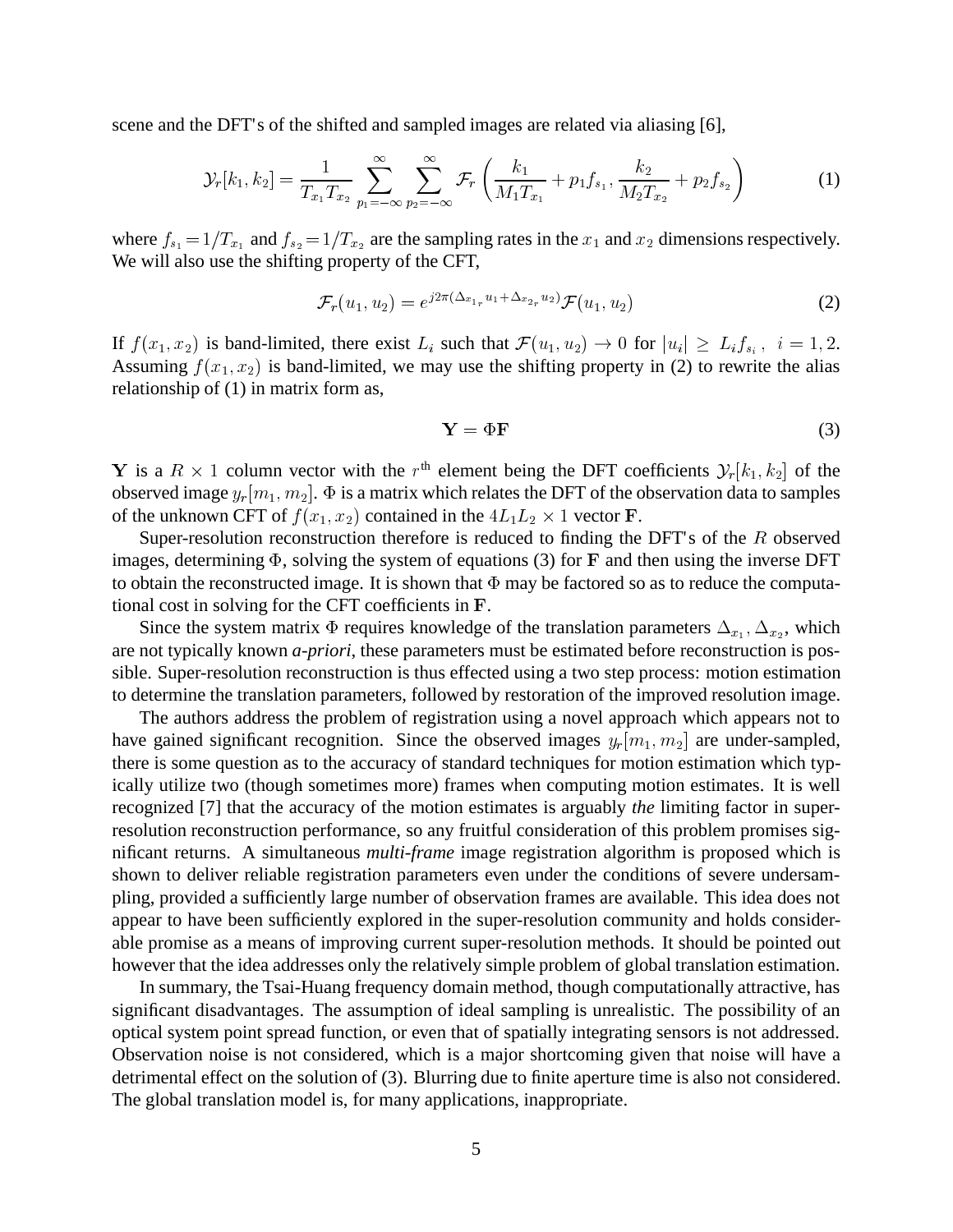scene and the DFT's of the shifted and sampled images are related via aliasing [6],

$$\mathcal{Y}_r[k_1, k_2] = \frac{1}{T_{x_1} T_{x_2}} \sum_{p_1=-\infty}^{\infty} \sum_{p_2=-\infty}^{\infty} \mathcal{F}_r \left( \frac{k_1}{M_1 T_{x_1}} + p_1 f_{s_1}, \frac{k_2}{M_2 T_{x_2}} + p_2 f_{s_2} \right) \tag{1}$$

where $f_{s_1} = 1/T_{x_1}$ and $f_{s_2} = 1/T_{x_2}$ are the sampling rates in the $x_1$ and $x_2$ dimensions respectively. We will also use the shifting property of the CFT,

$$\mathcal{F}_r(u_1, u_2) = e^{j2\pi(\Delta_{x_{1_r}} u_1 + \Delta_{x_{2_r}} u_2)} \mathcal{F}(u_1, u_2) \tag{2}$$

If $f(x_1, x_2)$ is band-limited, there exist $L_i$ such that $\mathcal{F}(u_1, u_2) \to 0$ for $|u_i| \geq L_i f_{s_i}$, $i = 1, 2$. Assuming $f(x_1, x_2)$ is band-limited, we may use the shifting property in (2) to rewrite the alias relationship of (1) in matrix form as,

$$\mathbf{Y} = \Phi \mathbf{F} \tag{3}$$

$\mathbf{Y}$ is a $R \times 1$ column vector with the $r^{\text{th}}$ element being the DFT coefficients $\mathcal{Y}_r[k_1, k_2]$ of the observed image $y_r[m_1, m_2]$. $\Phi$ is a matrix which relates the DFT of the observation data to samples of the unknown CFT of $f(x_1, x_2)$ contained in the $4L_1L_2 \times 1$ vector $\mathbf{F}$.

Super-resolution reconstruction therefore is reduced to finding the DFT's of the $R$ observed images, determining $\Phi$, solving the system of equations (3) for $\mathbf{F}$ and then using the inverse DFT to obtain the reconstructed image. It is shown that $\Phi$ may be factored so as to reduce the computational cost in solving for the CFT coefficients in $\mathbf{F}$.

Since the system matrix $\Phi$ requires knowledge of the translation parameters $\Delta_{x_1}, \Delta_{x_2}$, which are not typically known *a-priori*, these parameters must be estimated before reconstruction is possible. Super-resolution reconstruction is thus effected using a two step process: motion estimation to determine the translation parameters, followed by restoration of the improved resolution image.

The authors address the problem of registration using a novel approach which appears not to have gained significant recognition. Since the observed images $y_r[m_1, m_2]$ are under-sampled, there is some question as to the accuracy of standard techniques for motion estimation which typically utilize two (though sometimes more) frames when computing motion estimates. It is well recognized [7] that the accuracy of the motion estimates is arguably *the* limiting factor in super-resolution reconstruction performance, so any fruitful consideration of this problem promises significant returns. A simultaneous *multi-frame* image registration algorithm is proposed which is shown to deliver reliable registration parameters even under the conditions of severe undersampling, provided a sufficiently large number of observation frames are available. This idea does not appear to have been sufficiently explored in the super-resolution community and holds considerable promise as a means of improving current super-resolution methods. It should be pointed out however that the idea addresses only the relatively simple problem of global translation estimation.

In summary, the Tsai-Huang frequency domain method, though computationally attractive, has significant disadvantages. The assumption of ideal sampling is unrealistic. The possibility of an optical system point spread function, or even that of spatially integrating sensors is not addressed. Observation noise is not considered, which is a major shortcoming given that noise will have a detrimental effect on the solution of (3). Blurring due to finite aperture time is also not considered. The global translation model is, for many applications, inappropriate.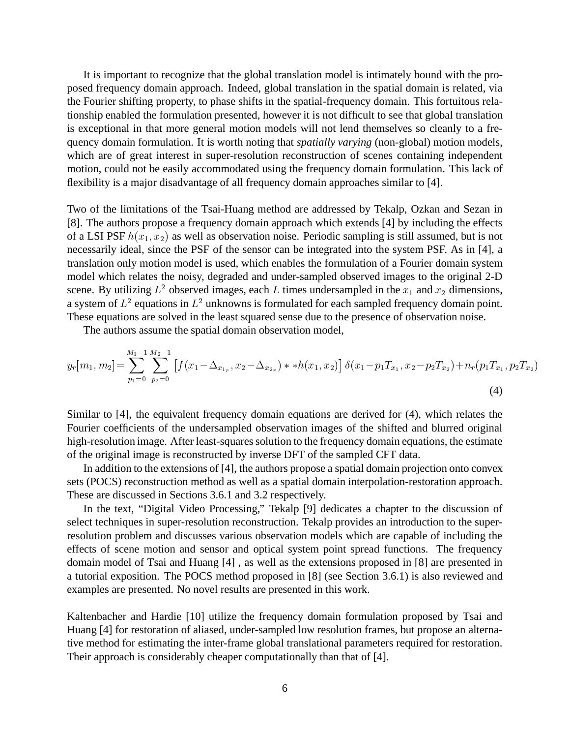It is important to recognize that the global translation model is intimately bound with the proposed frequency domain approach. Indeed, global translation in the spatial domain is related, via the Fourier shifting property, to phase shifts in the spatial-frequency domain. This fortuitous relationship enabled the formulation presented, however it is not difficult to see that global translation is exceptional in that more general motion models will not lend themselves so cleanly to a frequency domain formulation. It is worth noting that *spatially varying* (non-global) motion models, which are of great interest in super-resolution reconstruction of scenes containing independent motion, could not be easily accommodated using the frequency domain formulation. This lack of flexibility is a major disadvantage of all frequency domain approaches similar to [4].

Two of the limitations of the Tsai-Huang method are addressed by Tekalp, Ozkan and Sezan in [8]. The authors propose a frequency domain approach which extends [4] by including the effects of a LSI PSF $h(x_1, x_2)$ as well as observation noise. Periodic sampling is still assumed, but is not necessarily ideal, since the PSF of the sensor can be integrated into the system PSF. As in [4], a translation only motion model is used, which enables the formulation of a Fourier domain system model which relates the noisy, degraded and under-sampled observed images to the original 2-D scene. By utilizing $L^2$ observed images, each $L$ times undersampled in the $x_1$ and $x_2$ dimensions, a system of $L^2$ equations in $L^2$ unknowns is formulated for each sampled frequency domain point. These equations are solved in the least squared sense due to the presence of observation noise.

The authors assume the spatial domain observation model,

$$y_r[m_1, m_2] = \sum_{p_1=0}^{M_1-1} \sum_{p_2=0}^{M_2-1} \left[ f(x_1 - \Delta_{x_{1_r}}, x_2 - \Delta_{x_{2_r}}) ** h(x_1, x_2) \right] \delta(x_1 - p_1 T_{x_1}, x_2 - p_2 T_{x_2}) + n_r(p_1 T_{x_1}, p_2 T_{x_2}) \tag{4}$$

Similar to [4], the equivalent frequency domain equations are derived for (4), which relates the Fourier coefficients of the undersampled observation images of the shifted and blurred original high-resolution image. After least-squares solution to the frequency domain equations, the estimate of the original image is reconstructed by inverse DFT of the sampled CFT data.

In addition to the extensions of [4], the authors propose a spatial domain projection onto convex sets (POCS) reconstruction method as well as a spatial domain interpolation-restoration approach. These are discussed in Sections 3.6.1 and 3.2 respectively.

In the text, "Digital Video Processing," Tekalp [9] dedicates a chapter to the discussion of select techniques in super-resolution reconstruction. Tekalp provides an introduction to the super-resolution problem and discusses various observation models which are capable of including the effects of scene motion and sensor and optical system point spread functions. The frequency domain model of Tsai and Huang [4] , as well as the extensions proposed in [8] are presented in a tutorial exposition. The POCS method proposed in [8] (see Section 3.6.1) is also reviewed and examples are presented. No novel results are presented in this work.

Kaltenbacher and Hardie [10] utilize the frequency domain formulation proposed by Tsai and Huang [4] for restoration of aliased, under-sampled low resolution frames, but propose an alternative method for estimating the inter-frame global translational parameters required for restoration. Their approach is considerably cheaper computationally than that of [4].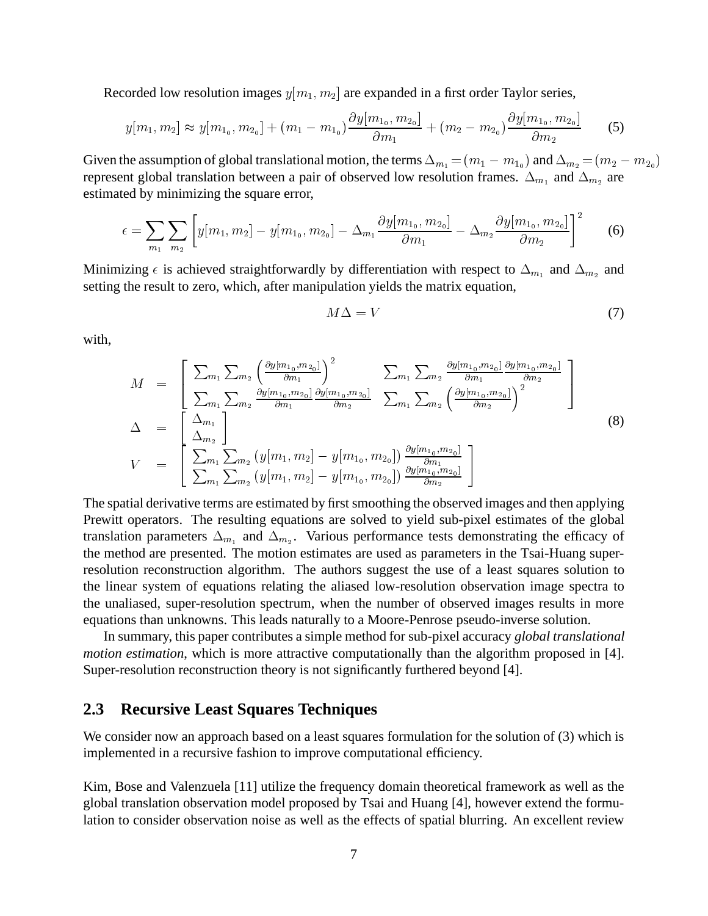Recorded low resolution images $y[m_1, m_2]$ are expanded in a first order Taylor series,

$$y[m_1, m_2] \approx y[m_{1_0}, m_{2_0}] + (m_1 - m_{1_0}) \frac{\partial y[m_{1_0}, m_{2_0}]}{\partial m_1} + (m_2 - m_{2_0}) \frac{\partial y[m_{1_0}, m_{2_0}]}{\partial m_2} \tag{5}$$

Given the assumption of global translational motion, the terms $\Delta_{m_1} = (m_1 - m_{1_0})$ and $\Delta_{m_2} = (m_2 - m_{2_0})$ represent global translation between a pair of observed low resolution frames. $\Delta_{m_1}$ and $\Delta_{m_2}$ are estimated by minimizing the square error,

$$\epsilon = \sum_{m_1} \sum_{m_2} \left[ y[m_1, m_2] - y[m_{1_0}, m_{2_0}] - \Delta_{m_1} \frac{\partial y[m_{1_0}, m_{2_0}]}{\partial m_1} - \Delta_{m_2} \frac{\partial y[m_{1_0}, m_{2_0}]}{\partial m_2} \right]^2 \tag{6}$$

Minimizing $\epsilon$ is achieved straightforwardly by differentiation with respect to $\Delta_{m_1}$ and $\Delta_{m_2}$ and setting the result to zero, which, after manipulation yields the matrix equation,

$$M\Delta = V \tag{7}$$

with,

$$
\begin{aligned}
M &= \begin{bmatrix} \sum_{m_1} \sum_{m_2} \left( \frac{\partial y[m_{1_0}, m_{2_0}]}{\partial m_1} \right)^2 & \sum_{m_1} \sum_{m_2} \frac{\partial y[m_{1_0}, m_{2_0}]}{\partial m_1} \frac{\partial y[m_{1_0}, m_{2_0}]}{\partial m_2} \\ \sum_{m_1} \sum_{m_2} \frac{\partial y[m_{1_0}, m_{2_0}]}{\partial m_1} \frac{\partial y[m_{1_0}, m_{2_0}]}{\partial m_2} & \sum_{m_1} \sum_{m_2} \left( \frac{\partial y[m_{1_0}, m_{2_0}]}{\partial m_2} \right)^2 \end{bmatrix} \\
\Delta &= \begin{bmatrix} \Delta_{m_1} \\ \Delta_{m_2} \end{bmatrix} \\
V &= \begin{bmatrix} \sum_{m_1} \sum_{m_2} \left( y[m_1, m_2] - y[m_{1_0}, m_{2_0}] \right) \frac{\partial y[m_{1_0}, m_{2_0}]}{\partial m_1} \\ \sum_{m_1} \sum_{m_2} \left( y[m_1, m_2] - y[m_{1_0}, m_{2_0}] \right) \frac{\partial y[m_{1_0}, m_{2_0}]}{\partial m_2} \end{bmatrix}
\end{aligned} \tag{8}
$$

The spatial derivative terms are estimated by first smoothing the observed images and then applying Prewitt operators. The resulting equations are solved to yield sub-pixel estimates of the global translation parameters $\Delta_{m_1}$ and $\Delta_{m_2}$. Various performance tests demonstrating the efficacy of the method are presented. The motion estimates are used as parameters in the Tsai-Huang super-resolution reconstruction algorithm. The authors suggest the use of a least squares solution to the linear system of equations relating the aliased low-resolution observation image spectra to the unaliased, super-resolution spectrum, when the number of observed images results in more equations than unknowns. This leads naturally to a Moore-Penrose pseudo-inverse solution.

In summary, this paper contributes a simple method for sub-pixel accuracy *global translational motion estimation*, which is more attractive computationally than the algorithm proposed in [4]. Super-resolution reconstruction theory is not significantly furthered beyond [4].

### 2.3 Recursive Least Squares Techniques

We consider now an approach based on a least squares formulation for the solution of (3) which is implemented in a recursive fashion to improve computational efficiency.

Kim, Bose and Valenzuela [11] utilize the frequency domain theoretical framework as well as the global translation observation model proposed by Tsai and Huang [4], however extend the formulation to consider observation noise as well as the effects of spatial blurring. An excellent review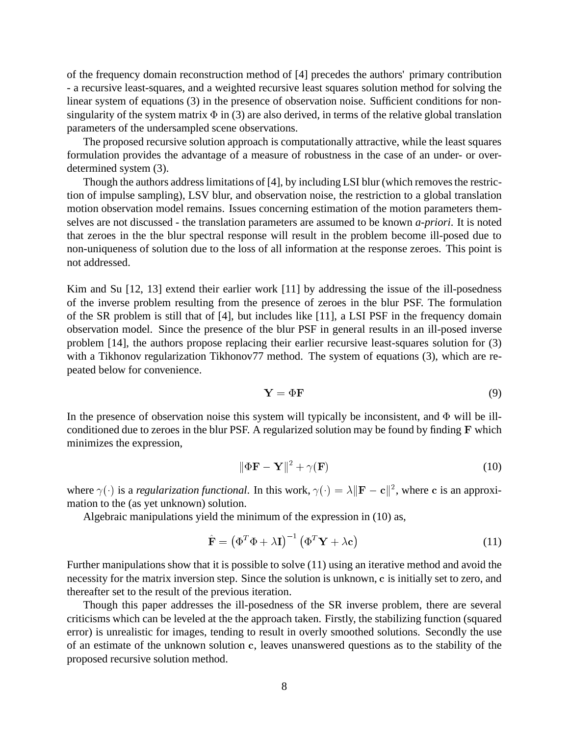of the frequency domain reconstruction method of [4] precedes the authors' primary contribution - a recursive least-squares, and a weighted recursive least squares solution method for solving the linear system of equations (3) in the presence of observation noise. Sufficient conditions for non-singularity of the system matrix $\Phi$ in (3) are also derived, in terms of the relative global translation parameters of the undersampled scene observations.

The proposed recursive solution approach is computationally attractive, while the least squares formulation provides the advantage of a measure of robustness in the case of an under- or over-determined system (3).

Though the authors address limitations of [4], by including LSI blur (which removes the restriction of impulse sampling), LSV blur, and observation noise, the restriction to a global translation motion observation model remains. Issues concerning estimation of the motion parameters themselves are not discussed - the translation parameters are assumed to be known *a-priori*. It is noted that zeroes in the the blur spectral response will result in the problem become ill-posed due to non-uniqueness of solution due to the loss of all information at the response zeroes. This point is not addressed.

Kim and Su [12, 13] extend their earlier work [11] by addressing the issue of the ill-posedness of the inverse problem resulting from the presence of zeroes in the blur PSF. The formulation of the SR problem is still that of [4], but includes like [11], a LSI PSF in the frequency domain observation model. Since the presence of the blur PSF in general results in an ill-posed inverse problem [14], the authors propose replacing their earlier recursive least-squares solution for (3) with a Tikhonov regularization Tikhonov77 method. The system of equations (3), which are repeated below for convenience.

$$\mathbf{Y} = \Phi\mathbf{F} \tag{9}$$

In the presence of observation noise this system will typically be inconsistent, and $\Phi$ will be ill-conditioned due to zeroes in the blur PSF. A regularized solution may be found by finding $\mathbf{F}$ which minimizes the expression,

$$\|\Phi\mathbf{F} - \mathbf{Y}\|^2 + \gamma(\mathbf{F}) \tag{10}$$

where $\gamma(\cdot)$ is a *regularization functional*. In this work, $\gamma(\cdot) = \lambda\|\mathbf{F} - \mathbf{c}\|^2$, where $\mathbf{c}$ is an approximation to the (as yet unknown) solution.

Algebraic manipulations yield the minimum of the expression in (10) as,

$$\hat{\mathbf{F}} = \left(\Phi^T\Phi + \lambda\mathbf{I}\right)^{-1}\left(\Phi^T\mathbf{Y} + \lambda\mathbf{c}\right) \tag{11}$$

Further manipulations show that it is possible to solve (11) using an iterative method and avoid the necessity for the matrix inversion step. Since the solution is unknown, $\mathbf{c}$ is initially set to zero, and thereafter set to the result of the previous iteration.

Though this paper addresses the ill-posedness of the SR inverse problem, there are several criticisms which can be leveled at the the approach taken. Firstly, the stabilizing function (squared error) is unrealistic for images, tending to result in overly smoothed solutions. Secondly the use of an estimate of the unknown solution $\mathbf{c}$, leaves unanswered questions as to the stability of the proposed recursive solution method.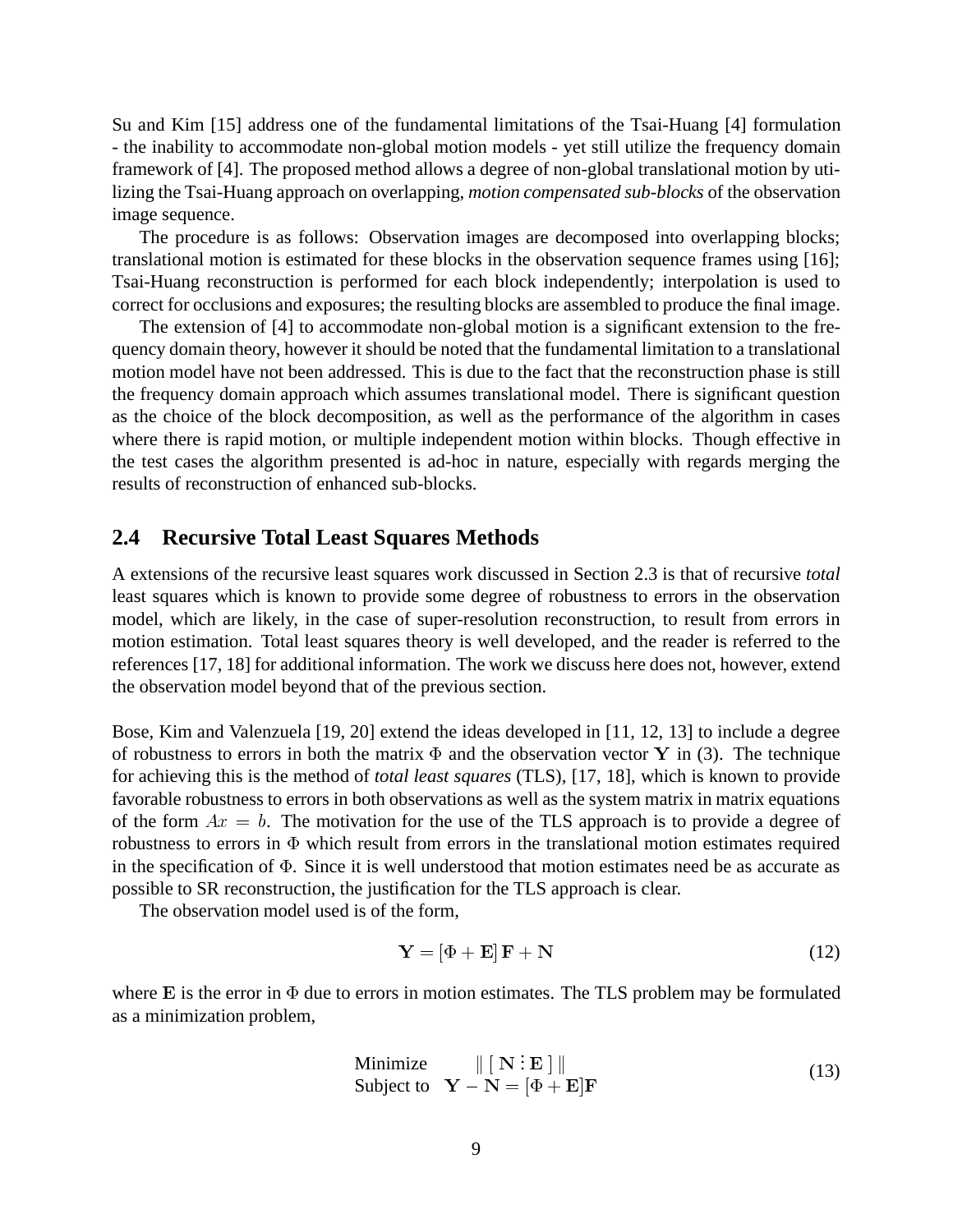Su and Kim [15] address one of the fundamental limitations of the Tsai-Huang [4] formulation - the inability to accommodate non-global motion models - yet still utilize the frequency domain framework of [4]. The proposed method allows a degree of non-global translational motion by utilizing the Tsai-Huang approach on overlapping, *motion compensated sub-blocks* of the observation image sequence.

The procedure is as follows: Observation images are decomposed into overlapping blocks; translational motion is estimated for these blocks in the observation sequence frames using [16]; Tsai-Huang reconstruction is performed for each block independently; interpolation is used to correct for occlusions and exposures; the resulting blocks are assembled to produce the final image.

The extension of [4] to accommodate non-global motion is a significant extension to the frequency domain theory, however it should be noted that the fundamental limitation to a translational motion model have not been addressed. This is due to the fact that the reconstruction phase is still the frequency domain approach which assumes translational model. There is significant question as the choice of the block decomposition, as well as the performance of the algorithm in cases where there is rapid motion, or multiple independent motion within blocks. Though effective in the test cases the algorithm presented is ad-hoc in nature, especially with regards merging the results of reconstruction of enhanced sub-blocks.

## 2.4 Recursive Total Least Squares Methods

A extensions of the recursive least squares work discussed in Section 2.3 is that of recursive *total* least squares which is known to provide some degree of robustness to errors in the observation model, which are likely, in the case of super-resolution reconstruction, to result from errors in motion estimation. Total least squares theory is well developed, and the reader is referred to the references [17, 18] for additional information. The work we discuss here does not, however, extend the observation model beyond that of the previous section.

Bose, Kim and Valenzuela [19, 20] extend the ideas developed in [11, 12, 13] to include a degree of robustness to errors in both the matrix $\Phi$ and the observation vector $\mathbf{Y}$ in (3). The technique for achieving this is the method of *total least squares* (TLS), [17, 18], which is known to provide favorable robustness to errors in both observations as well as the system matrix in matrix equations of the form $Ax = b$. The motivation for the use of the TLS approach is to provide a degree of robustness to errors in $\Phi$ which result from errors in the translational motion estimates required in the specification of $\Phi$. Since it is well understood that motion estimates need be as accurate as possible to SR reconstruction, the justification for the TLS approach is clear.

The observation model used is of the form,

$$\mathbf{Y} = [\Phi + \mathbf{E}]\,\mathbf{F} + \mathbf{N} \tag{12}$$

where $\mathbf{E}$ is the error in $\Phi$ due to errors in motion estimates. The TLS problem may be formulated as a minimization problem,

$$\begin{array}{ll} \text{Minimize} & \|\,[\,\mathbf{N} \,\vdots\, \mathbf{E}\,]\,\| \\ \text{Subject to} & \mathbf{Y} - \mathbf{N} = [\Phi + \mathbf{E}]\mathbf{F} \end{array} \tag{13}$$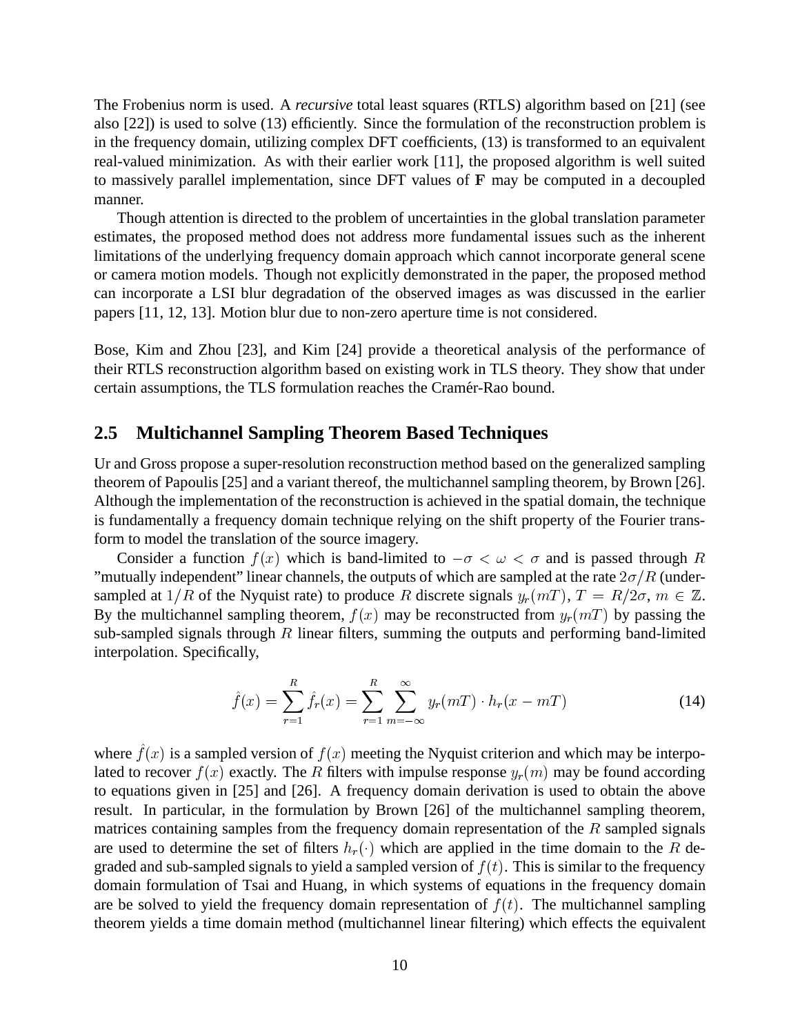The Frobenius norm is used. A *recursive* total least squares (RTLS) algorithm based on [21] (see also [22]) is used to solve (13) efficiently. Since the formulation of the reconstruction problem is in the frequency domain, utilizing complex DFT coefficients, (13) is transformed to an equivalent real-valued minimization. As with their earlier work [11], the proposed algorithm is well suited to massively parallel implementation, since DFT values of **F** may be computed in a decoupled manner.

Though attention is directed to the problem of uncertainties in the global translation parameter estimates, the proposed method does not address more fundamental issues such as the inherent limitations of the underlying frequency domain approach which cannot incorporate general scene or camera motion models. Though not explicitly demonstrated in the paper, the proposed method can incorporate a LSI blur degradation of the observed images as was discussed in the earlier papers [11, 12, 13]. Motion blur due to non-zero aperture time is not considered.

Bose, Kim and Zhou [23], and Kim [24] provide a theoretical analysis of the performance of their RTLS reconstruction algorithm based on existing work in TLS theory. They show that under certain assumptions, the TLS formulation reaches the Cramér-Rao bound.

## 2.5 Multichannel Sampling Theorem Based Techniques

Ur and Gross propose a super-resolution reconstruction method based on the generalized sampling theorem of Papoulis [25] and a variant thereof, the multichannel sampling theorem, by Brown [26]. Although the implementation of the reconstruction is achieved in the spatial domain, the technique is fundamentally a frequency domain technique relying on the shift property of the Fourier transform to model the translation of the source imagery.

Consider a function $f(x)$ which is band-limited to $-\sigma < \omega < \sigma$ and is passed through $R$ "mutually independent" linear channels, the outputs of which are sampled at the rate $2\sigma/R$ (under-sampled at $1/R$ of the Nyquist rate) to produce $R$ discrete signals $y_r(mT)$, $T = R/2\sigma$, $m \in \mathbb{Z}$. By the multichannel sampling theorem, $f(x)$ may be reconstructed from $y_r(mT)$ by passing the sub-sampled signals through $R$ linear filters, summing the outputs and performing band-limited interpolation. Specifically,

$$\hat{f}(x) = \sum_{r=1}^{R} \hat{f}_r(x) = \sum_{r=1}^{R} \sum_{m=-\infty}^{\infty} y_r(mT) \cdot h_r(x - mT) \tag{14}$$

where $\hat{f}(x)$ is a sampled version of $f(x)$ meeting the Nyquist criterion and which may be interpolated to recover $f(x)$ exactly. The $R$ filters with impulse response $y_r(m)$ may be found according to equations given in [25] and [26]. A frequency domain derivation is used to obtain the above result. In particular, in the formulation by Brown [26] of the multichannel sampling theorem, matrices containing samples from the frequency domain representation of the $R$ sampled signals are used to determine the set of filters $h_r(\cdot)$ which are applied in the time domain to the $R$ degraded and sub-sampled signals to yield a sampled version of $f(t)$. This is similar to the frequency domain formulation of Tsai and Huang, in which systems of equations in the frequency domain are be solved to yield the frequency domain representation of $f(t)$. The multichannel sampling theorem yields a time domain method (multichannel linear filtering) which effects the equivalent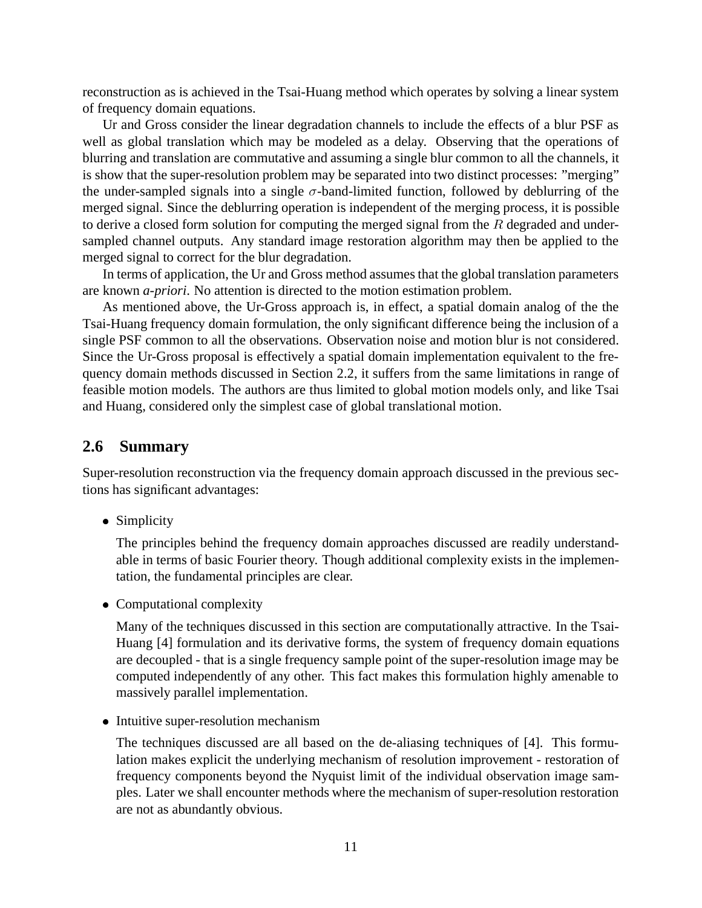reconstruction as is achieved in the Tsai-Huang method which operates by solving a linear system of frequency domain equations.

Ur and Gross consider the linear degradation channels to include the effects of a blur PSF as well as global translation which may be modeled as a delay. Observing that the operations of blurring and translation are commutative and assuming a single blur common to all the channels, it is show that the super-resolution problem may be separated into two distinct processes: "merging" the under-sampled signals into a single $\sigma$-band-limited function, followed by deblurring of the merged signal. Since the deblurring operation is independent of the merging process, it is possible to derive a closed form solution for computing the merged signal from the $R$ degraded and under-sampled channel outputs. Any standard image restoration algorithm may then be applied to the merged signal to correct for the blur degradation.

In terms of application, the Ur and Gross method assumes that the global translation parameters are known *a-priori*. No attention is directed to the motion estimation problem.

As mentioned above, the Ur-Gross approach is, in effect, a spatial domain analog of the the Tsai-Huang frequency domain formulation, the only significant difference being the inclusion of a single PSF common to all the observations. Observation noise and motion blur is not considered. Since the Ur-Gross proposal is effectively a spatial domain implementation equivalent to the frequency domain methods discussed in Section 2.2, it suffers from the same limitations in range of feasible motion models. The authors are thus limited to global motion models only, and like Tsai and Huang, considered only the simplest case of global translational motion.

## 2.6 Summary

Super-resolution reconstruction via the frequency domain approach discussed in the previous sections has significant advantages:

- Simplicity

  The principles behind the frequency domain approaches discussed are readily understandable in terms of basic Fourier theory. Though additional complexity exists in the implementation, the fundamental principles are clear.

- Computational complexity

  Many of the techniques discussed in this section are computationally attractive. In the Tsai-Huang [4] formulation and its derivative forms, the system of frequency domain equations are decoupled - that is a single frequency sample point of the super-resolution image may be computed independently of any other. This fact makes this formulation highly amenable to massively parallel implementation.

- Intuitive super-resolution mechanism

  The techniques discussed are all based on the de-aliasing techniques of [4]. This formulation makes explicit the underlying mechanism of resolution improvement - restoration of frequency components beyond the Nyquist limit of the individual observation image samples. Later we shall encounter methods where the mechanism of super-resolution restoration are not as abundantly obvious.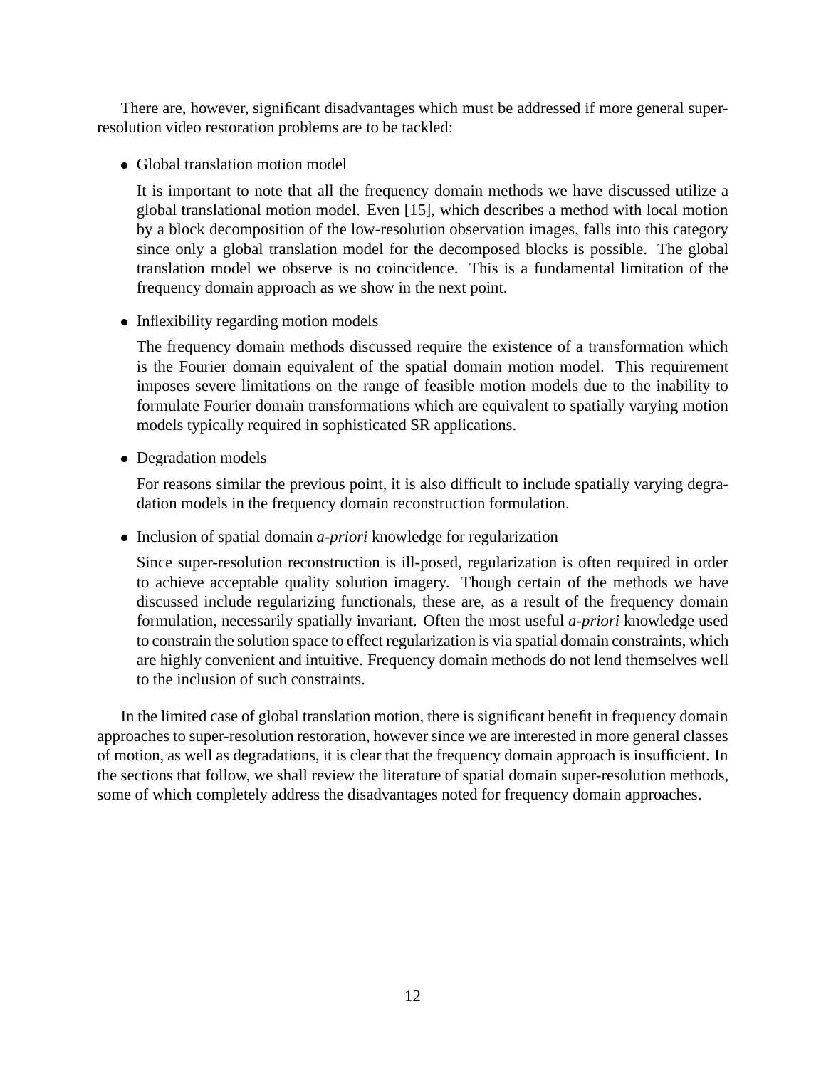There are, however, significant disadvantages which must be addressed if more general super-resolution video restoration problems are to be tackled:

- Global translation motion model

  It is important to note that all the frequency domain methods we have discussed utilize a global translational motion model. Even [15], which describes a method with local motion by a block decomposition of the low-resolution observation images, falls into this category since only a global translation model for the decomposed blocks is possible. The global translation model we observe is no coincidence. This is a fundamental limitation of the frequency domain approach as we show in the next point.

- Inflexibility regarding motion models

  The frequency domain methods discussed require the existence of a transformation which is the Fourier domain equivalent of the spatial domain motion model. This requirement imposes severe limitations on the range of feasible motion models due to the inability to formulate Fourier domain transformations which are equivalent to spatially varying motion models typically required in sophisticated SR applications.

- Degradation models

  For reasons similar the previous point, it is also difficult to include spatially varying degradation models in the frequency domain reconstruction formulation.

- Inclusion of spatial domain *a-priori* knowledge for regularization

  Since super-resolution reconstruction is ill-posed, regularization is often required in order to achieve acceptable quality solution imagery. Though certain of the methods we have discussed include regularizing functionals, these are, as a result of the frequency domain formulation, necessarily spatially invariant. Often the most useful *a-priori* knowledge used to constrain the solution space to effect regularization is via spatial domain constraints, which are highly convenient and intuitive. Frequency domain methods do not lend themselves well to the inclusion of such constraints.

In the limited case of global translation motion, there is significant benefit in frequency domain approaches to super-resolution restoration, however since we are interested in more general classes of motion, as well as degradations, it is clear that the frequency domain approach is insufficient. In the sections that follow, we shall review the literature of spatial domain super-resolution methods, some of which completely address the disadvantages noted for frequency domain approaches.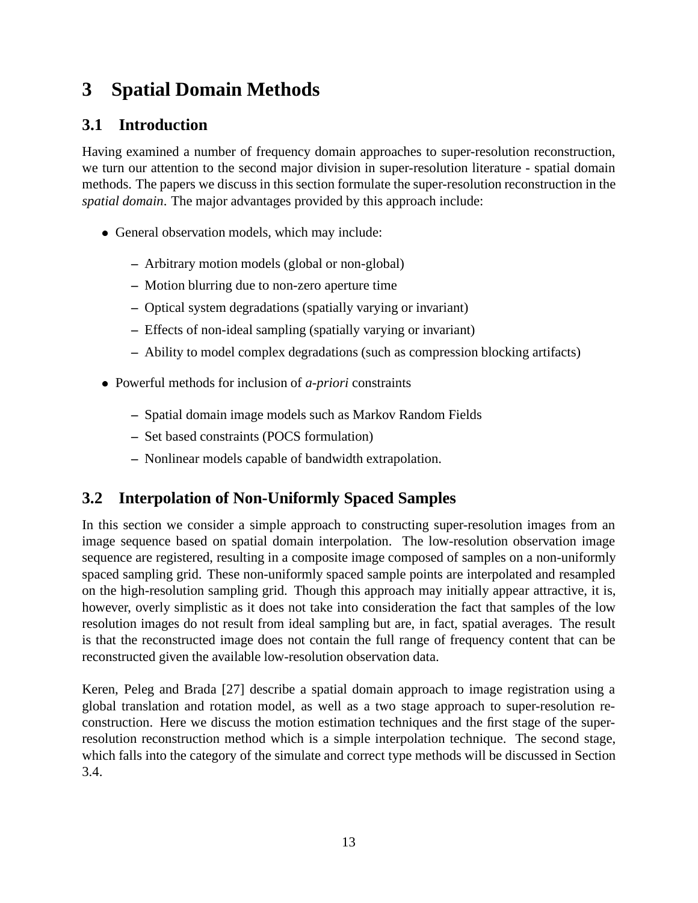# 3 Spatial Domain Methods

## 3.1 Introduction

Having examined a number of frequency domain approaches to super-resolution reconstruction, we turn our attention to the second major division in super-resolution literature - spatial domain methods. The papers we discuss in this section formulate the super-resolution reconstruction in the *spatial domain*. The major advantages provided by this approach include:

- General observation models, which may include:
  - Arbitrary motion models (global or non-global)
  - Motion blurring due to non-zero aperture time
  - Optical system degradations (spatially varying or invariant)
  - Effects of non-ideal sampling (spatially varying or invariant)
  - Ability to model complex degradations (such as compression blocking artifacts)
- Powerful methods for inclusion of *a-priori* constraints
  - Spatial domain image models such as Markov Random Fields
  - Set based constraints (POCS formulation)
  - Nonlinear models capable of bandwidth extrapolation.

## 3.2 Interpolation of Non-Uniformly Spaced Samples

In this section we consider a simple approach to constructing super-resolution images from an image sequence based on spatial domain interpolation. The low-resolution observation image sequence are registered, resulting in a composite image composed of samples on a non-uniformly spaced sampling grid. These non-uniformly spaced sample points are interpolated and resampled on the high-resolution sampling grid. Though this approach may initially appear attractive, it is, however, overly simplistic as it does not take into consideration the fact that samples of the low resolution images do not result from ideal sampling but are, in fact, spatial averages. The result is that the reconstructed image does not contain the full range of frequency content that can be reconstructed given the available low-resolution observation data.

Keren, Peleg and Brada [27] describe a spatial domain approach to image registration using a global translation and rotation model, as well as a two stage approach to super-resolution reconstruction. Here we discuss the motion estimation techniques and the first stage of the super-resolution reconstruction method which is a simple interpolation technique. The second stage, which falls into the category of the simulate and correct type methods will be discussed in Section 3.4.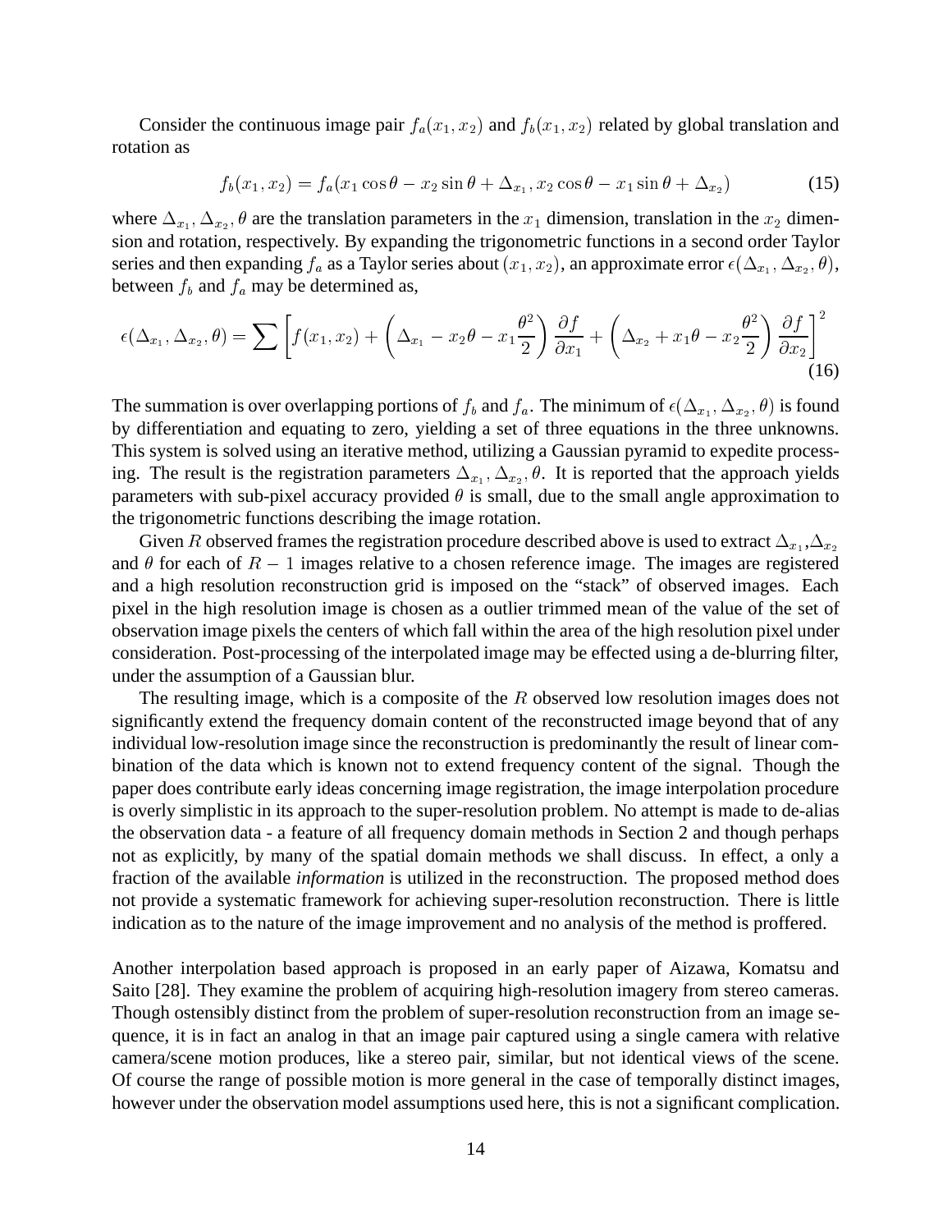Consider the continuous image pair $f_a(x_1, x_2)$ and $f_b(x_1, x_2)$ related by global translation and rotation as

$$f_b(x_1, x_2) = f_a(x_1 \cos\theta - x_2 \sin\theta + \Delta_{x_1}, x_2 \cos\theta - x_1 \sin\theta + \Delta_{x_2}) \tag{15}$$

where $\Delta_{x_1}, \Delta_{x_2}, \theta$ are the translation parameters in the $x_1$ dimension, translation in the $x_2$ dimension and rotation, respectively. By expanding the trigonometric functions in a second order Taylor series and then expanding $f_a$ as a Taylor series about $(x_1, x_2)$, an approximate error $\epsilon(\Delta_{x_1}, \Delta_{x_2}, \theta)$, between $f_b$ and $f_a$ may be determined as,

$$\epsilon(\Delta_{x_1}, \Delta_{x_2}, \theta) = \sum \left[ f(x_1, x_2) + \left( \Delta_{x_1} - x_2\theta - x_1 \frac{\theta^2}{2} \right) \frac{\partial f}{\partial x_1} + \left( \Delta_{x_2} + x_1\theta - x_2 \frac{\theta^2}{2} \right) \frac{\partial f}{\partial x_2} \right]^2 \tag{16}$$

The summation is over overlapping portions of $f_b$ and $f_a$. The minimum of $\epsilon(\Delta_{x_1}, \Delta_{x_2}, \theta)$ is found by differentiation and equating to zero, yielding a set of three equations in the three unknowns. This system is solved using an iterative method, utilizing a Gaussian pyramid to expedite processing. The result is the registration parameters $\Delta_{x_1}, \Delta_{x_2}, \theta$. It is reported that the approach yields parameters with sub-pixel accuracy provided $\theta$ is small, due to the small angle approximation to the trigonometric functions describing the image rotation.

Given $R$ observed frames the registration procedure described above is used to extract $\Delta_{x_1}$,$\Delta_{x_2}$ and $\theta$ for each of $R-1$ images relative to a chosen reference image. The images are registered and a high resolution reconstruction grid is imposed on the "stack" of observed images. Each pixel in the high resolution image is chosen as a outlier trimmed mean of the value of the set of observation image pixels the centers of which fall within the area of the high resolution pixel under consideration. Post-processing of the interpolated image may be effected using a de-blurring filter, under the assumption of a Gaussian blur.

The resulting image, which is a composite of the $R$ observed low resolution images does not significantly extend the frequency domain content of the reconstructed image beyond that of any individual low-resolution image since the reconstruction is predominantly the result of linear combination of the data which is known not to extend frequency content of the signal. Though the paper does contribute early ideas concerning image registration, the image interpolation procedure is overly simplistic in its approach to the super-resolution problem. No attempt is made to de-alias the observation data - a feature of all frequency domain methods in Section 2 and though perhaps not as explicitly, by many of the spatial domain methods we shall discuss. In effect, a only a fraction of the available *information* is utilized in the reconstruction. The proposed method does not provide a systematic framework for achieving super-resolution reconstruction. There is little indication as to the nature of the image improvement and no analysis of the method is proffered.

Another interpolation based approach is proposed in an early paper of Aizawa, Komatsu and Saito [28]. They examine the problem of acquiring high-resolution imagery from stereo cameras. Though ostensibly distinct from the problem of super-resolution reconstruction from an image sequence, it is in fact an analog in that an image pair captured using a single camera with relative camera/scene motion produces, like a stereo pair, similar, but not identical views of the scene. Of course the range of possible motion is more general in the case of temporally distinct images, however under the observation model assumptions used here, this is not a significant complication.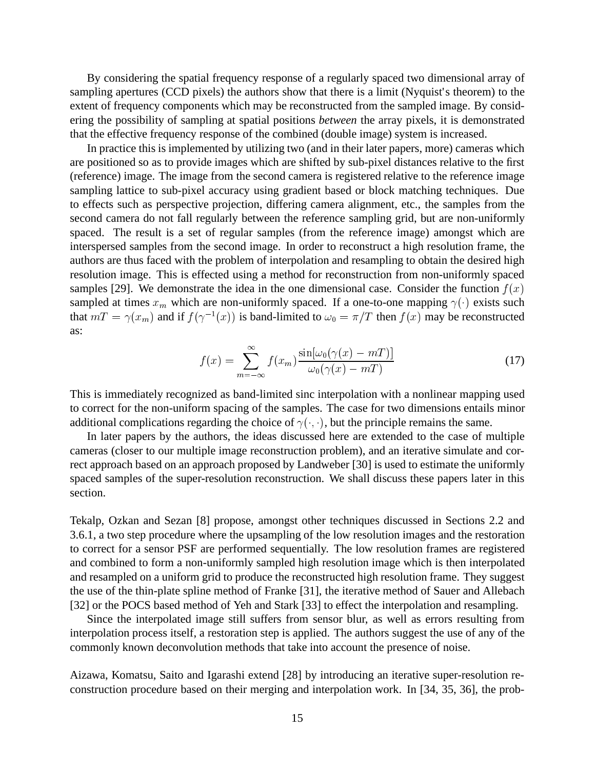By considering the spatial frequency response of a regularly spaced two dimensional array of sampling apertures (CCD pixels) the authors show that there is a limit (Nyquist's theorem) to the extent of frequency components which may be reconstructed from the sampled image. By considering the possibility of sampling at spatial positions *between* the array pixels, it is demonstrated that the effective frequency response of the combined (double image) system is increased.

In practice this is implemented by utilizing two (and in their later papers, more) cameras which are positioned so as to provide images which are shifted by sub-pixel distances relative to the first (reference) image. The image from the second camera is registered relative to the reference image sampling lattice to sub-pixel accuracy using gradient based or block matching techniques. Due to effects such as perspective projection, differing camera alignment, etc., the samples from the second camera do not fall regularly between the reference sampling grid, but are non-uniformly spaced. The result is a set of regular samples (from the reference image) amongst which are interspersed samples from the second image. In order to reconstruct a high resolution frame, the authors are thus faced with the problem of interpolation and resampling to obtain the desired high resolution image. This is effected using a method for reconstruction from non-uniformly spaced samples [29]. We demonstrate the idea in the one dimensional case. Consider the function $f(x)$ sampled at times $x_m$ which are non-uniformly spaced. If a one-to-one mapping $\gamma(\cdot)$ exists such that $mT = \gamma(x_m)$ and if $f(\gamma^{-1}(x))$ is band-limited to $\omega_0 = \pi/T$ then $f(x)$ may be reconstructed as:

$$f(x) = \sum_{m=-\infty}^{\infty} f(x_m) \frac{\sin[\omega_0(\gamma(x) - mT)]}{\omega_0(\gamma(x) - mT)} \tag{17}$$

This is immediately recognized as band-limited sinc interpolation with a nonlinear mapping used to correct for the non-uniform spacing of the samples. The case for two dimensions entails minor additional complications regarding the choice of $\gamma(\cdot,\cdot)$, but the principle remains the same.

In later papers by the authors, the ideas discussed here are extended to the case of multiple cameras (closer to our multiple image reconstruction problem), and an iterative simulate and correct approach based on an approach proposed by Landweber [30] is used to estimate the uniformly spaced samples of the super-resolution reconstruction. We shall discuss these papers later in this section.

Tekalp, Ozkan and Sezan [8] propose, amongst other techniques discussed in Sections 2.2 and 3.6.1, a two step procedure where the upsampling of the low resolution images and the restoration to correct for a sensor PSF are performed sequentially. The low resolution frames are registered and combined to form a non-uniformly sampled high resolution image which is then interpolated and resampled on a uniform grid to produce the reconstructed high resolution frame. They suggest the use of the thin-plate spline method of Franke [31], the iterative method of Sauer and Allebach [32] or the POCS based method of Yeh and Stark [33] to effect the interpolation and resampling.

Since the interpolated image still suffers from sensor blur, as well as errors resulting from interpolation process itself, a restoration step is applied. The authors suggest the use of any of the commonly known deconvolution methods that take into account the presence of noise.

Aizawa, Komatsu, Saito and Igarashi extend [28] by introducing an iterative super-resolution reconstruction procedure based on their merging and interpolation work. In [34, 35, 36], the prob-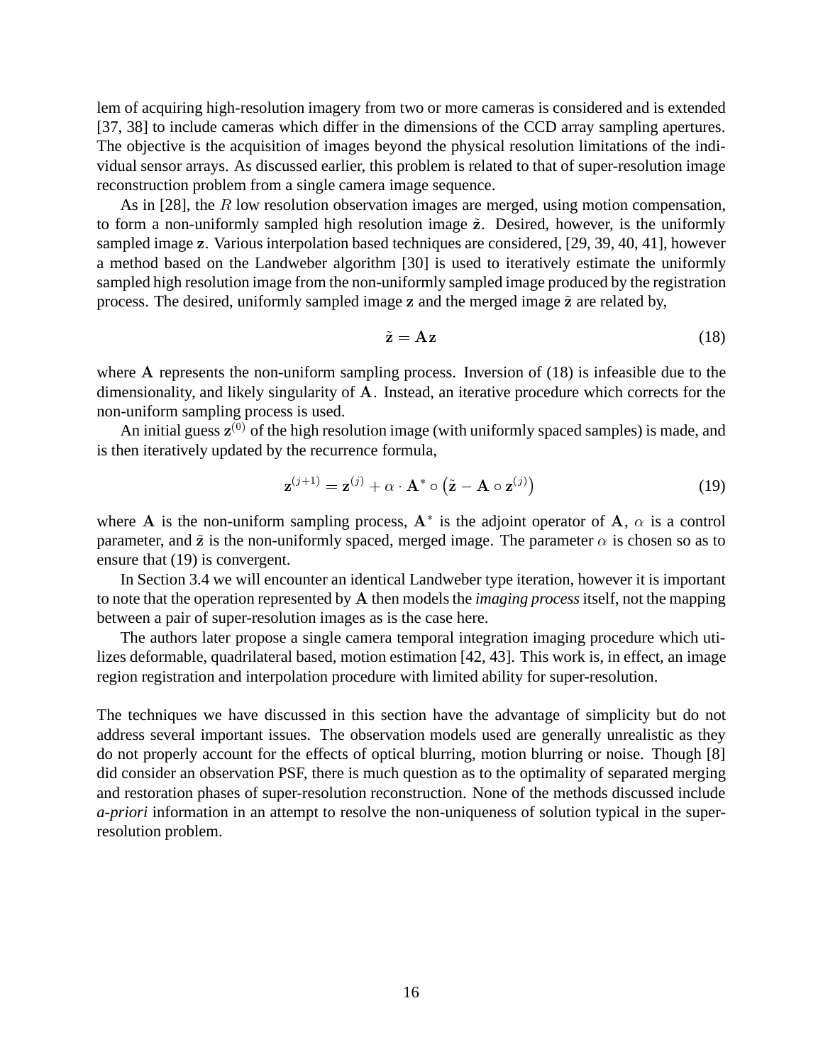lem of acquiring high-resolution imagery from two or more cameras is considered and is extended [37, 38] to include cameras which differ in the dimensions of the CCD array sampling apertures. The objective is the acquisition of images beyond the physical resolution limitations of the individual sensor arrays. As discussed earlier, this problem is related to that of super-resolution image reconstruction problem from a single camera image sequence.

As in [28], the $R$ low resolution observation images are merged, using motion compensation, to form a non-uniformly sampled high resolution image $\tilde{\mathbf{z}}$. Desired, however, is the uniformly sampled image $\mathbf{z}$. Various interpolation based techniques are considered, [29, 39, 40, 41], however a method based on the Landweber algorithm [30] is used to iteratively estimate the uniformly sampled high resolution image from the non-uniformly sampled image produced by the registration process. The desired, uniformly sampled image $\mathbf{z}$ and the merged image $\tilde{\mathbf{z}}$ are related by,

$$\tilde{\mathbf{z}} = \mathbf{A}\mathbf{z} \tag{18}$$

where $\mathbf{A}$ represents the non-uniform sampling process. Inversion of (18) is infeasible due to the dimensionality, and likely singularity of $\mathbf{A}$. Instead, an iterative procedure which corrects for the non-uniform sampling process is used.

An initial guess $\mathbf{z}^{(0)}$ of the high resolution image (with uniformly spaced samples) is made, and is then iteratively updated by the recurrence formula,

$$\mathbf{z}^{(j+1)} = \mathbf{z}^{(j)} + \alpha \cdot \mathbf{A}^* \circ \left( \tilde{\mathbf{z}} - \mathbf{A} \circ \mathbf{z}^{(j)} \right) \tag{19}$$

where $\mathbf{A}$ is the non-uniform sampling process, $\mathbf{A}^*$ is the adjoint operator of $\mathbf{A}$, $\alpha$ is a control parameter, and $\tilde{\mathbf{z}}$ is the non-uniformly spaced, merged image. The parameter $\alpha$ is chosen so as to ensure that (19) is convergent.

In Section 3.4 we will encounter an identical Landweber type iteration, however it is important to note that the operation represented by $\mathbf{A}$ then models the *imaging process* itself, not the mapping between a pair of super-resolution images as is the case here.

The authors later propose a single camera temporal integration imaging procedure which utilizes deformable, quadrilateral based, motion estimation [42, 43]. This work is, in effect, an image region registration and interpolation procedure with limited ability for super-resolution.

The techniques we have discussed in this section have the advantage of simplicity but do not address several important issues. The observation models used are generally unrealistic as they do not properly account for the effects of optical blurring, motion blurring or noise. Though [8] did consider an observation PSF, there is much question as to the optimality of separated merging and restoration phases of super-resolution reconstruction. None of the methods discussed include *a-priori* information in an attempt to resolve the non-uniqueness of solution typical in the super-resolution problem.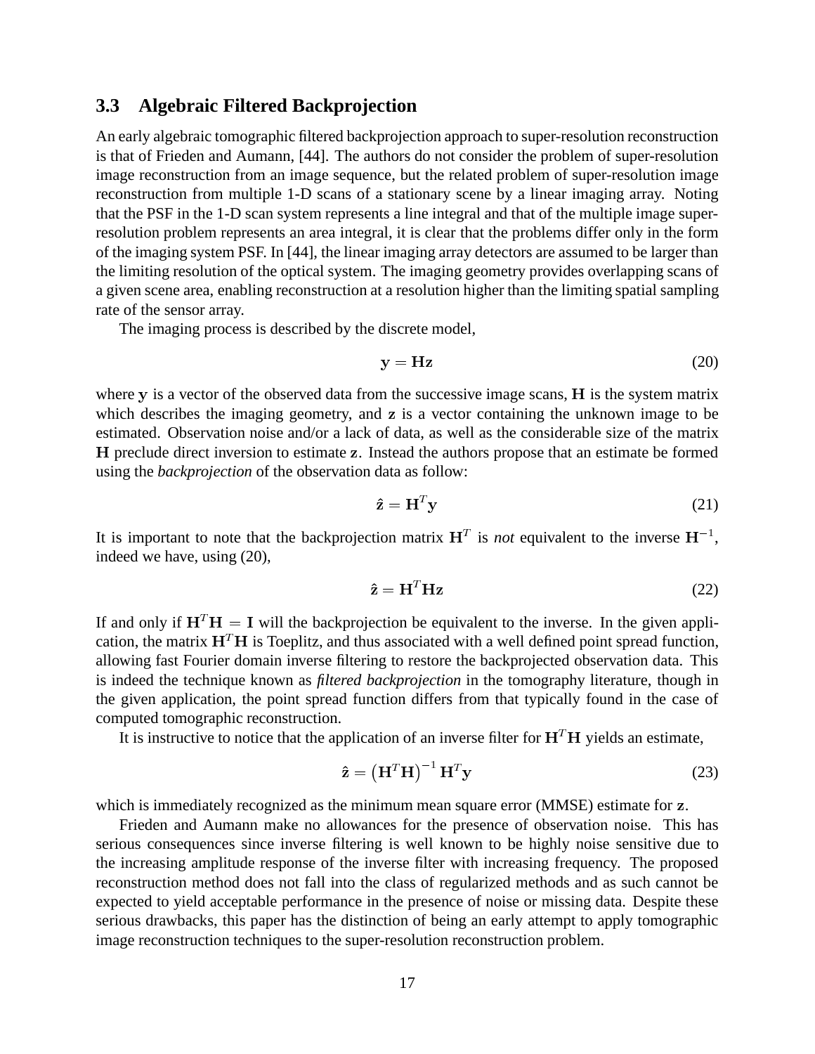### 3.3 Algebraic Filtered Backprojection

An early algebraic tomographic filtered backprojection approach to super-resolution reconstruction is that of Frieden and Aumann, [44]. The authors do not consider the problem of super-resolution image reconstruction from an image sequence, but the related problem of super-resolution image reconstruction from multiple 1-D scans of a stationary scene by a linear imaging array. Noting that the PSF in the 1-D scan system represents a line integral and that of the multiple image super-resolution problem represents an area integral, it is clear that the problems differ only in the form of the imaging system PSF. In [44], the linear imaging array detectors are assumed to be larger than the limiting resolution of the optical system. The imaging geometry provides overlapping scans of a given scene area, enabling reconstruction at a resolution higher than the limiting spatial sampling rate of the sensor array.

The imaging process is described by the discrete model,

$$\mathbf{y} = \mathbf{H}\mathbf{z} \tag{20}$$

where $\mathbf{y}$ is a vector of the observed data from the successive image scans, $\mathbf{H}$ is the system matrix which describes the imaging geometry, and $\mathbf{z}$ is a vector containing the unknown image to be estimated. Observation noise and/or a lack of data, as well as the considerable size of the matrix $\mathbf{H}$ preclude direct inversion to estimate $\mathbf{z}$. Instead the authors propose that an estimate be formed using the *backprojection* of the observation data as follow:

$$\hat{\mathbf{z}} = \mathbf{H}^T\mathbf{y} \tag{21}$$

It is important to note that the backprojection matrix $\mathbf{H}^T$ is *not* equivalent to the inverse $\mathbf{H}^{-1}$, indeed we have, using (20),

$$\hat{\mathbf{z}} = \mathbf{H}^T\mathbf{H}\mathbf{z} \tag{22}$$

If and only if $\mathbf{H}^T\mathbf{H} = \mathbf{I}$ will the backprojection be equivalent to the inverse. In the given application, the matrix $\mathbf{H}^T\mathbf{H}$ is Toeplitz, and thus associated with a well defined point spread function, allowing fast Fourier domain inverse filtering to restore the backprojected observation data. This is indeed the technique known as *filtered backprojection* in the tomography literature, though in the given application, the point spread function differs from that typically found in the case of computed tomographic reconstruction.

It is instructive to notice that the application of an inverse filter for $\mathbf{H}^T\mathbf{H}$ yields an estimate,

$$\hat{\mathbf{z}} = \left(\mathbf{H}^T\mathbf{H}\right)^{-1}\mathbf{H}^T\mathbf{y} \tag{23}$$

which is immediately recognized as the minimum mean square error (MMSE) estimate for $\mathbf{z}$.

Frieden and Aumann make no allowances for the presence of observation noise. This has serious consequences since inverse filtering is well known to be highly noise sensitive due to the increasing amplitude response of the inverse filter with increasing frequency. The proposed reconstruction method does not fall into the class of regularized methods and as such cannot be expected to yield acceptable performance in the presence of noise or missing data. Despite these serious drawbacks, this paper has the distinction of being an early attempt to apply tomographic image reconstruction techniques to the super-resolution reconstruction problem.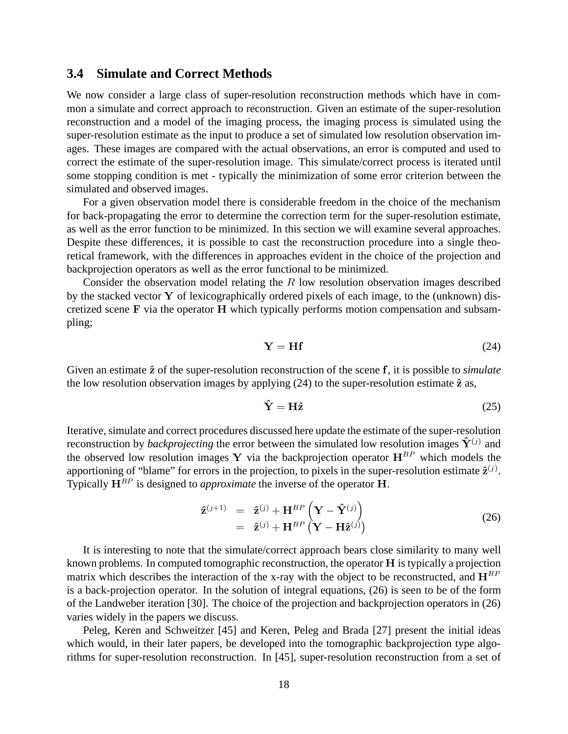### 3.4 Simulate and Correct Methods

We now consider a large class of super-resolution reconstruction methods which have in common a simulate and correct approach to reconstruction. Given an estimate of the super-resolution reconstruction and a model of the imaging process, the imaging process is simulated using the super-resolution estimate as the input to produce a set of simulated low resolution observation images. These images are compared with the actual observations, an error is computed and used to correct the estimate of the super-resolution image. This simulate/correct process is iterated until some stopping condition is met - typically the minimization of some error criterion between the simulated and observed images.

For a given observation model there is considerable freedom in the choice of the mechanism for back-propagating the error to determine the correction term for the super-resolution estimate, as well as the error function to be minimized. In this section we will examine several approaches. Despite these differences, it is possible to cast the reconstruction procedure into a single theoretical framework, with the differences in approaches evident in the choice of the projection and backprojection operators as well as the error functional to be minimized.

Consider the observation model relating the $R$ low resolution observation images described by the stacked vector $\mathbf{Y}$ of lexicographically ordered pixels of each image, to the (unknown) discretized scene $\mathbf{F}$ via the operator $\mathbf{H}$ which typically performs motion compensation and subsampling;

$$\mathbf{Y} = \mathbf{H}\mathbf{f} \tag{24}$$

Given an estimate $\hat{\mathbf{z}}$ of the super-resolution reconstruction of the scene $\mathbf{f}$, it is possible to *simulate* the low resolution observation images by applying (24) to the super-resolution estimate $\hat{\mathbf{z}}$ as,

$$\hat{\mathbf{Y}} = \mathbf{H}\hat{\mathbf{z}} \tag{25}$$

Iterative, simulate and correct procedures discussed here update the estimate of the super-resolution reconstruction by *backprojecting* the error between the simulated low resolution images $\hat{\mathbf{Y}}^{(j)}$ and the observed low resolution images $\mathbf{Y}$ via the backprojection operator $\mathbf{H}^{BP}$ which models the apportioning of "blame" for errors in the projection, to pixels in the super-resolution estimate $\hat{\mathbf{z}}^{(j)}$. Typically $\mathbf{H}^{BP}$ is designed to *approximate* the inverse of the operator $\mathbf{H}$.

$$\begin{aligned} \hat{\mathbf{z}}^{(j+1)} &= \hat{\mathbf{z}}^{(j)} + \mathbf{H}^{BP}\left(\mathbf{Y} - \hat{\mathbf{Y}}^{(j)}\right) \\ &= \hat{\mathbf{z}}^{(j)} + \mathbf{H}^{BP}\left(\mathbf{Y} - \mathbf{H}\hat{\mathbf{z}}^{(j)}\right) \end{aligned} \tag{26}$$

It is interesting to note that the simulate/correct approach bears close similarity to many well known problems. In computed tomographic reconstruction, the operator $\mathbf{H}$ is typically a projection matrix which describes the interaction of the x-ray with the object to be reconstructed, and $\mathbf{H}^{BP}$ is a back-projection operator. In the solution of integral equations, (26) is seen to be of the form of the Landweber iteration [30]. The choice of the projection and backprojection operators in (26) varies widely in the papers we discuss.

Peleg, Keren and Schweitzer [45] and Keren, Peleg and Brada [27] present the initial ideas which would, in their later papers, be developed into the tomographic backprojection type algorithms for super-resolution reconstruction. In [45], super-resolution reconstruction from a set of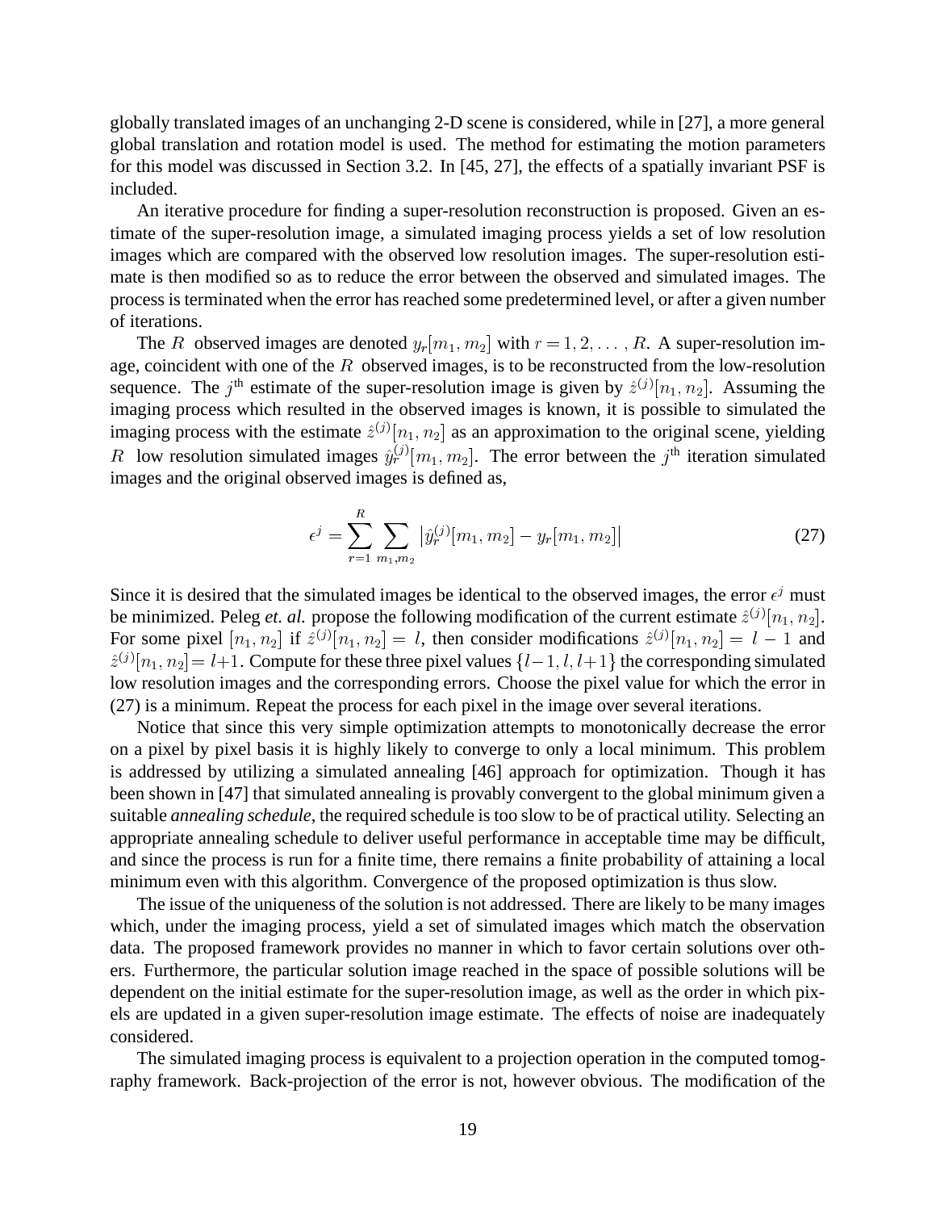globally translated images of an unchanging 2-D scene is considered, while in [27], a more general global translation and rotation model is used. The method for estimating the motion parameters for this model was discussed in Section 3.2. In [45, 27], the effects of a spatially invariant PSF is included.

An iterative procedure for finding a super-resolution reconstruction is proposed. Given an estimate of the super-resolution image, a simulated imaging process yields a set of low resolution images which are compared with the observed low resolution images. The super-resolution estimate is then modified so as to reduce the error between the observed and simulated images. The process is terminated when the error has reached some predetermined level, or after a given number of iterations.

The $R$ observed images are denoted $y_r[m_1, m_2]$ with $r = 1, 2, \ldots, R$. A super-resolution image, coincident with one of the $R$ observed images, is to be reconstructed from the low-resolution sequence. The $j^{\text{th}}$ estimate of the super-resolution image is given by $\hat{z}^{(j)}[n_1, n_2]$. Assuming the imaging process which resulted in the observed images is known, it is possible to simulated the imaging process with the estimate $\hat{z}^{(j)}[n_1, n_2]$ as an approximation to the original scene, yielding $R$ low resolution simulated images $\hat{y}_r^{(j)}[m_1, m_2]$. The error between the $j^{\text{th}}$ iteration simulated images and the original observed images is defined as,

$$\epsilon^j = \sum_{r=1}^{R} \sum_{m_1, m_2} \left| \hat{y}_r^{(j)}[m_1, m_2] - y_r[m_1, m_2] \right| \tag{27}$$

Since it is desired that the simulated images be identical to the observed images, the error $\epsilon^j$ must be minimized. Peleg *et. al.* propose the following modification of the current estimate $\hat{z}^{(j)}[n_1, n_2]$. For some pixel $[n_1, n_2]$ if $\hat{z}^{(j)}[n_1, n_2] = l$, then consider modifications $\hat{z}^{(j)}[n_1, n_2] = l - 1$ and $\hat{z}^{(j)}[n_1, n_2] = l+1$. Compute for these three pixel values $\{l-1, l, l+1\}$ the corresponding simulated low resolution images and the corresponding errors. Choose the pixel value for which the error in (27) is a minimum. Repeat the process for each pixel in the image over several iterations.

Notice that since this very simple optimization attempts to monotonically decrease the error on a pixel by pixel basis it is highly likely to converge to only a local minimum. This problem is addressed by utilizing a simulated annealing [46] approach for optimization. Though it has been shown in [47] that simulated annealing is provably convergent to the global minimum given a suitable *annealing schedule*, the required schedule is too slow to be of practical utility. Selecting an appropriate annealing schedule to deliver useful performance in acceptable time may be difficult, and since the process is run for a finite time, there remains a finite probability of attaining a local minimum even with this algorithm. Convergence of the proposed optimization is thus slow.

The issue of the uniqueness of the solution is not addressed. There are likely to be many images which, under the imaging process, yield a set of simulated images which match the observation data. The proposed framework provides no manner in which to favor certain solutions over others. Furthermore, the particular solution image reached in the space of possible solutions will be dependent on the initial estimate for the super-resolution image, as well as the order in which pixels are updated in a given super-resolution image estimate. The effects of noise are inadequately considered.

The simulated imaging process is equivalent to a projection operation in the computed tomography framework. Back-projection of the error is not, however obvious. The modification of the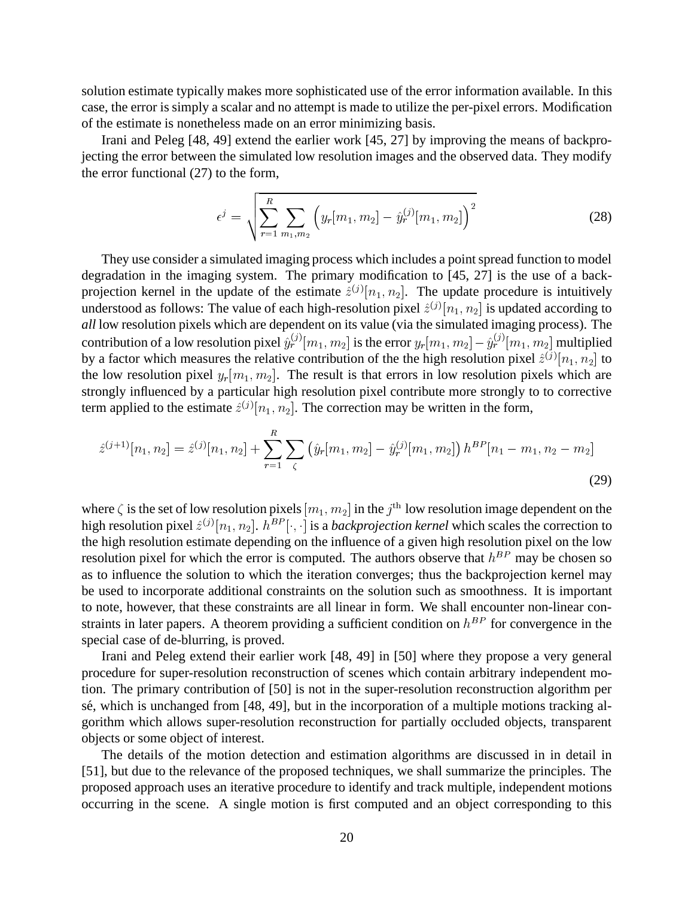solution estimate typically makes more sophisticated use of the error information available. In this case, the error is simply a scalar and no attempt is made to utilize the per-pixel errors. Modification of the estimate is nonetheless made on an error minimizing basis.

Irani and Peleg [48, 49] extend the earlier work [45, 27] by improving the means of backprojecting the error between the simulated low resolution images and the observed data. They modify the error functional (27) to the form,

$$\epsilon^j = \sqrt{\sum_{r=1}^{R} \sum_{m_1,m_2} \left( y_r[m_1, m_2] - \hat{y}_r^{(j)}[m_1, m_2] \right)^2} \tag{28}$$

They use consider a simulated imaging process which includes a point spread function to model degradation in the imaging system. The primary modification to [45, 27] is the use of a backprojection kernel in the update of the estimate $\hat{z}^{(j)}[n_1, n_2]$. The update procedure is intuitively understood as follows: The value of each high-resolution pixel $\hat{z}^{(j)}[n_1, n_2]$ is updated according to *all* low resolution pixels which are dependent on its value (via the simulated imaging process). The contribution of a low resolution pixel $\hat{y}_r^{(j)}[m_1, m_2]$ is the error $y_r[m_1, m_2] - \hat{y}_r^{(j)}[m_1, m_2]$ multiplied by a factor which measures the relative contribution of the the high resolution pixel $\hat{z}^{(j)}[n_1, n_2]$ to the low resolution pixel $y_r[m_1, m_2]$. The result is that errors in low resolution pixels which are strongly influenced by a particular high resolution pixel contribute more strongly to to corrective term applied to the estimate $\hat{z}^{(j)}[n_1, n_2]$. The correction may be written in the form,

$$\hat{z}^{(j+1)}[n_1, n_2] = \hat{z}^{(j)}[n_1, n_2] + \sum_{r=1}^{R} \sum_{\zeta} \left( \hat{y}_r[m_1, m_2] - \hat{y}_r^{(j)}[m_1, m_2] \right) h^{BP}[n_1 - m_1, n_2 - m_2] \tag{29}$$

where $\zeta$ is the set of low resolution pixels $[m_1, m_2]$ in the $j^{\text{th}}$ low resolution image dependent on the high resolution pixel $\hat{z}^{(j)}[n_1, n_2]$. $h^{BP}[\cdot, \cdot]$ is a *backprojection kernel* which scales the correction to the high resolution estimate depending on the influence of a given high resolution pixel on the low resolution pixel for which the error is computed. The authors observe that $h^{BP}$ may be chosen so as to influence the solution to which the iteration converges; thus the backprojection kernel may be used to incorporate additional constraints on the solution such as smoothness. It is important to note, however, that these constraints are all linear in form. We shall encounter non-linear constraints in later papers. A theorem providing a sufficient condition on $h^{BP}$ for convergence in the special case of de-blurring, is proved.

Irani and Peleg extend their earlier work [48, 49] in [50] where they propose a very general procedure for super-resolution reconstruction of scenes which contain arbitrary independent motion. The primary contribution of [50] is not in the super-resolution reconstruction algorithm per sé, which is unchanged from [48, 49], but in the incorporation of a multiple motions tracking algorithm which allows super-resolution reconstruction for partially occluded objects, transparent objects or some object of interest.

The details of the motion detection and estimation algorithms are discussed in in detail in [51], but due to the relevance of the proposed techniques, we shall summarize the principles. The proposed approach uses an iterative procedure to identify and track multiple, independent motions occurring in the scene. A single motion is first computed and an object corresponding to this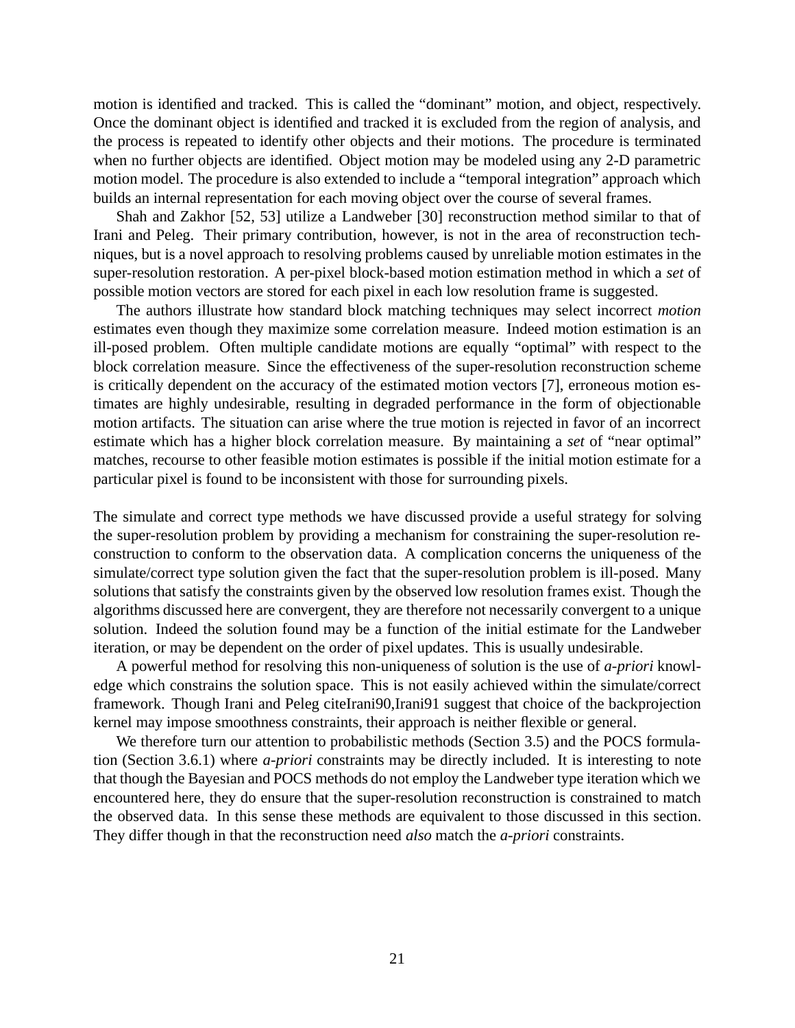motion is identified and tracked. This is called the "dominant" motion, and object, respectively. Once the dominant object is identified and tracked it is excluded from the region of analysis, and the process is repeated to identify other objects and their motions. The procedure is terminated when no further objects are identified. Object motion may be modeled using any 2-D parametric motion model. The procedure is also extended to include a "temporal integration" approach which builds an internal representation for each moving object over the course of several frames.

Shah and Zakhor [52, 53] utilize a Landweber [30] reconstruction method similar to that of Irani and Peleg. Their primary contribution, however, is not in the area of reconstruction techniques, but is a novel approach to resolving problems caused by unreliable motion estimates in the super-resolution restoration. A per-pixel block-based motion estimation method in which a *set* of possible motion vectors are stored for each pixel in each low resolution frame is suggested.

The authors illustrate how standard block matching techniques may select incorrect *motion* estimates even though they maximize some correlation measure. Indeed motion estimation is an ill-posed problem. Often multiple candidate motions are equally "optimal" with respect to the block correlation measure. Since the effectiveness of the super-resolution reconstruction scheme is critically dependent on the accuracy of the estimated motion vectors [7], erroneous motion estimates are highly undesirable, resulting in degraded performance in the form of objectionable motion artifacts. The situation can arise where the true motion is rejected in favor of an incorrect estimate which has a higher block correlation measure. By maintaining a *set* of "near optimal" matches, recourse to other feasible motion estimates is possible if the initial motion estimate for a particular pixel is found to be inconsistent with those for surrounding pixels.

The simulate and correct type methods we have discussed provide a useful strategy for solving the super-resolution problem by providing a mechanism for constraining the super-resolution reconstruction to conform to the observation data. A complication concerns the uniqueness of the simulate/correct type solution given the fact that the super-resolution problem is ill-posed. Many solutions that satisfy the constraints given by the observed low resolution frames exist. Though the algorithms discussed here are convergent, they are therefore not necessarily convergent to a unique solution. Indeed the solution found may be a function of the initial estimate for the Landweber iteration, or may be dependent on the order of pixel updates. This is usually undesirable.

A powerful method for resolving this non-uniqueness of solution is the use of *a-priori* knowledge which constrains the solution space. This is not easily achieved within the simulate/correct framework. Though Irani and Peleg citeIrani90,Irani91 suggest that choice of the backprojection kernel may impose smoothness constraints, their approach is neither flexible or general.

We therefore turn our attention to probabilistic methods (Section 3.5) and the POCS formulation (Section 3.6.1) where *a-priori* constraints may be directly included. It is interesting to note that though the Bayesian and POCS methods do not employ the Landweber type iteration which we encountered here, they do ensure that the super-resolution reconstruction is constrained to match the observed data. In this sense these methods are equivalent to those discussed in this section. They differ though in that the reconstruction need *also* match the *a-priori* constraints.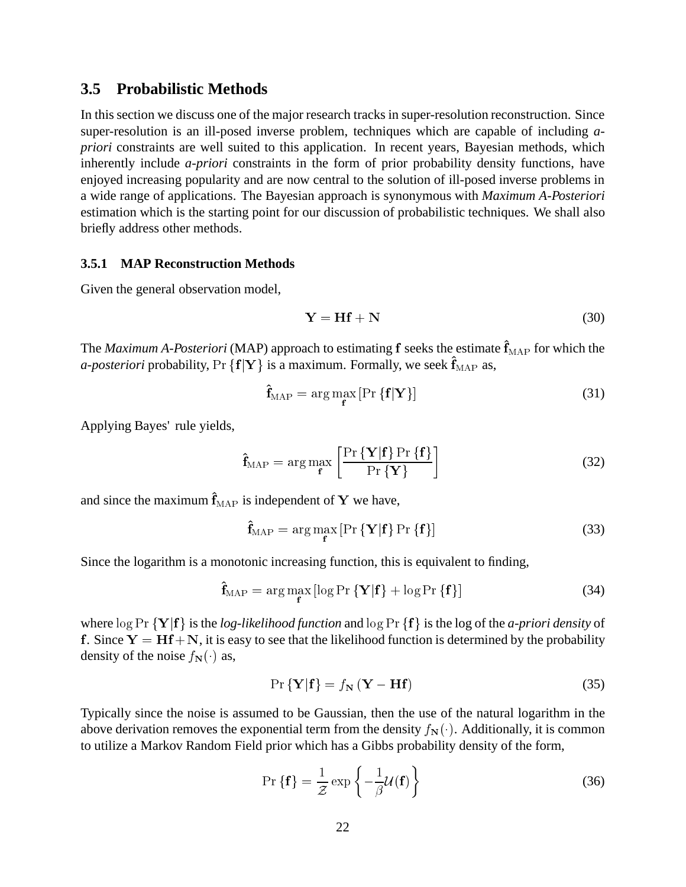## 3.5 Probabilistic Methods

In this section we discuss one of the major research tracks in super-resolution reconstruction. Since super-resolution is an ill-posed inverse problem, techniques which are capable of including *a-priori* constraints are well suited to this application. In recent years, Bayesian methods, which inherently include *a-priori* constraints in the form of prior probability density functions, have enjoyed increasing popularity and are now central to the solution of ill-posed inverse problems in a wide range of applications. The Bayesian approach is synonymous with *Maximum A-Posteriori* estimation which is the starting point for our discussion of probabilistic techniques. We shall also briefly address other methods.

### 3.5.1 MAP Reconstruction Methods

Given the general observation model,

$$\mathbf{Y} = \mathbf{H}\mathbf{f} + \mathbf{N} \tag{30}$$

The *Maximum A-Posteriori* (MAP) approach to estimating $\mathbf{f}$ seeks the estimate $\hat{\mathbf{f}}_{\mathrm{MAP}}$ for which the *a-posteriori* probability, $\Pr\{\mathbf{f}|\mathbf{Y}\}$ is a maximum. Formally, we seek $\hat{\mathbf{f}}_{\mathrm{MAP}}$ as,

$$\hat{\mathbf{f}}_{\mathrm{MAP}} = \arg\max_{\mathbf{f}} \left[\Pr\{\mathbf{f}|\mathbf{Y}\}\right] \tag{31}$$

Applying Bayes' rule yields,

$$\hat{\mathbf{f}}_{\mathrm{MAP}} = \arg\max_{\mathbf{f}} \left[\frac{\Pr\{\mathbf{Y}|\mathbf{f}\}\Pr\{\mathbf{f}\}}{\Pr\{\mathbf{Y}\}}\right] \tag{32}$$

and since the maximum $\hat{\mathbf{f}}_{\mathrm{MAP}}$ is independent of $\mathbf{Y}$ we have,

$$\hat{\mathbf{f}}_{\mathrm{MAP}} = \arg\max_{\mathbf{f}} \left[\Pr\{\mathbf{Y}|\mathbf{f}\}\Pr\{\mathbf{f}\}\right] \tag{33}$$

Since the logarithm is a monotonic increasing function, this is equivalent to finding,

$$\hat{\mathbf{f}}_{\mathrm{MAP}} = \arg\max_{\mathbf{f}} \left[\log\Pr\{\mathbf{Y}|\mathbf{f}\} + \log\Pr\{\mathbf{f}\}\right] \tag{34}$$

where $\log\Pr\{\mathbf{Y}|\mathbf{f}\}$ is the *log-likelihood function* and $\log\Pr\{\mathbf{f}\}$ is the log of the *a-priori density* of $\mathbf{f}$. Since $\mathbf{Y} = \mathbf{H}\mathbf{f} + \mathbf{N}$, it is easy to see that the likelihood function is determined by the probability density of the noise $f_{\mathbf{N}}(\cdot)$ as,

$$\Pr\{\mathbf{Y}|\mathbf{f}\} = f_{\mathbf{N}}\left(\mathbf{Y} - \mathbf{H}\mathbf{f}\right) \tag{35}$$

Typically since the noise is assumed to be Gaussian, then the use of the natural logarithm in the above derivation removes the exponential term from the density $f_{\mathbf{N}}(\cdot)$. Additionally, it is common to utilize a Markov Random Field prior which has a Gibbs probability density of the form,

$$\Pr\{\mathbf{f}\} = \frac{1}{\mathcal{Z}}\exp\left\{-\frac{1}{\beta}\mathcal{U}(\mathbf{f})\right\} \tag{36}$$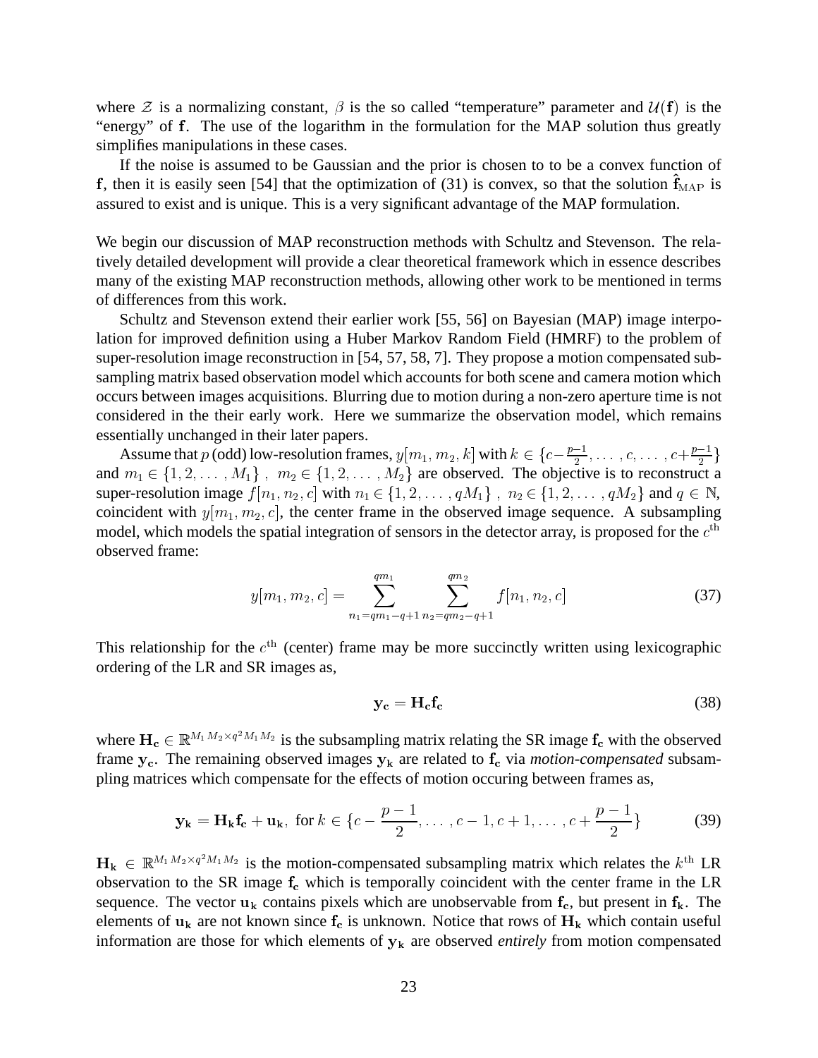where $\mathcal{Z}$ is a normalizing constant, $\beta$ is the so called "temperature" parameter and $\mathcal{U}(\mathbf{f})$ is the "energy" of $\mathbf{f}$. The use of the logarithm in the formulation for the MAP solution thus greatly simplifies manipulations in these cases.

If the noise is assumed to be Gaussian and the prior is chosen to to be a convex function of $\mathbf{f}$, then it is easily seen [54] that the optimization of (31) is convex, so that the solution $\hat{\mathbf{f}}_{\text{MAP}}$ is assured to exist and is unique. This is a very significant advantage of the MAP formulation.

We begin our discussion of MAP reconstruction methods with Schultz and Stevenson. The relatively detailed development will provide a clear theoretical framework which in essence describes many of the existing MAP reconstruction methods, allowing other work to be mentioned in terms of differences from this work.

Schultz and Stevenson extend their earlier work [55, 56] on Bayesian (MAP) image interpolation for improved definition using a Huber Markov Random Field (HMRF) to the problem of super-resolution image reconstruction in [54, 57, 58, 7]. They propose a motion compensated subsampling matrix based observation model which accounts for both scene and camera motion which occurs between images acquisitions. Blurring due to motion during a non-zero aperture time is not considered in the their early work. Here we summarize the observation model, which remains essentially unchanged in their later papers.

Assume that $p$ (odd) low-resolution frames, $y[m_1, m_2, k]$ with $k \in \{c-\frac{p-1}{2}, \ldots, c, \ldots, c+\frac{p-1}{2}\}$ and $m_1 \in \{1, 2, \ldots, M_1\}$, $m_2 \in \{1, 2, \ldots, M_2\}$ are observed. The objective is to reconstruct a super-resolution image $f[n_1, n_2, c]$ with $n_1 \in \{1, 2, \ldots, qM_1\}$, $n_2 \in \{1, 2, \ldots, qM_2\}$ and $q \in \mathbb{N}$, coincident with $y[m_1, m_2, c]$, the center frame in the observed image sequence. A subsampling model, which models the spatial integration of sensors in the detector array, is proposed for the $c^{\text{th}}$ observed frame:

$$y[m_1, m_2, c] = \sum_{n_1=qm_1-q+1}^{qm_1} \sum_{n_2=qm_2-q+1}^{qm_2} f[n_1, n_2, c] \tag{37}$$

This relationship for the $c^{\text{th}}$ (center) frame may be more succinctly written using lexicographic ordering of the LR and SR images as,

$$\mathbf{y_c} = \mathbf{H_c}\mathbf{f_c} \tag{38}$$

where $\mathbf{H_c} \in \mathbb{R}^{M_1 M_2 \times q^2 M_1 M_2}$ is the subsampling matrix relating the SR image $\mathbf{f_c}$ with the observed frame $\mathbf{y_c}$. The remaining observed images $\mathbf{y_k}$ are related to $\mathbf{f_c}$ via *motion-compensated* subsampling matrices which compensate for the effects of motion occuring between frames as,

$$\mathbf{y_k} = \mathbf{H_k}\mathbf{f_c} + \mathbf{u_k}, \text{ for } k \in \{c - \frac{p-1}{2}, \ldots, c-1, c+1, \ldots, c + \frac{p-1}{2}\} \tag{39}$$

$\mathbf{H_k} \in \mathbb{R}^{M_1 M_2 \times q^2 M_1 M_2}$ is the motion-compensated subsampling matrix which relates the $k^{\text{th}}$ LR observation to the SR image $\mathbf{f_c}$ which is temporally coincident with the center frame in the LR sequence. The vector $\mathbf{u_k}$ contains pixels which are unobservable from $\mathbf{f_c}$, but present in $\mathbf{f_k}$. The elements of $\mathbf{u_k}$ are not known since $\mathbf{f_c}$ is unknown. Notice that rows of $\mathbf{H_k}$ which contain useful information are those for which elements of $\mathbf{y_k}$ are observed *entirely* from motion compensated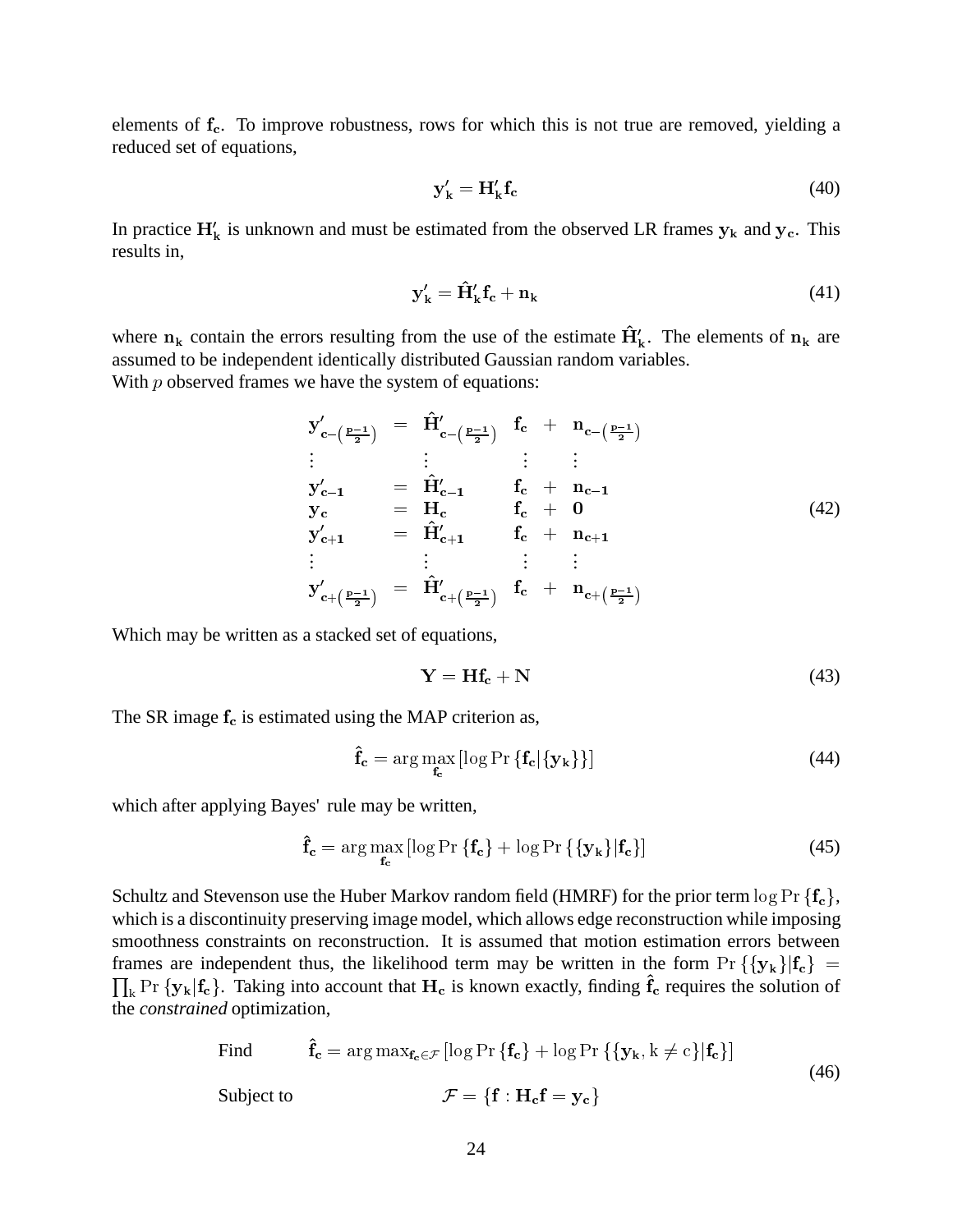elements of $\mathbf{f_c}$. To improve robustness, rows for which this is not true are removed, yielding a reduced set of equations,

$$\mathbf{y'_k} = \mathbf{H'_k}\mathbf{f_c} \tag{40}$$

In practice $\mathbf{H'_k}$ is unknown and must be estimated from the observed LR frames $\mathbf{y_k}$ and $\mathbf{y_c}$. This results in,

$$\mathbf{y'_k} = \mathbf{\hat{H}'_k}\mathbf{f_c} + \mathbf{n_k} \tag{41}$$

where $\mathbf{n_k}$ contain the errors resulting from the use of the estimate $\mathbf{\hat{H}'_k}$. The elements of $\mathbf{n_k}$ are assumed to be independent identically distributed Gaussian random variables.
With $p$ observed frames we have the system of equations:

$$\begin{array}{lllll}
\mathbf{y'}_{\mathbf{c}-\left(\frac{p-1}{2}\right)} & = & \mathbf{\hat{H}'}_{\mathbf{c}-\left(\frac{p-1}{2}\right)} & \mathbf{f_c} & + & \mathbf{n}_{\mathbf{c}-\left(\frac{p-1}{2}\right)} \\
\vdots & & \vdots & \vdots & & \vdots \\
\mathbf{y'_{c-1}} & = & \mathbf{\hat{H}'_{c-1}} & \mathbf{f_c} & + & \mathbf{n_{c-1}} \\
\mathbf{y_c} & = & \mathbf{H_c} & \mathbf{f_c} & + & \mathbf{0} \\
\mathbf{y'_{c+1}} & = & \mathbf{\hat{H}'_{c+1}} & \mathbf{f_c} & + & \mathbf{n_{c+1}} \\
\vdots & & \vdots & \vdots & & \vdots \\
\mathbf{y'}_{\mathbf{c}+\left(\frac{p-1}{2}\right)} & = & \mathbf{\hat{H}'}_{\mathbf{c}+\left(\frac{p-1}{2}\right)} & \mathbf{f_c} & + & \mathbf{n}_{\mathbf{c}+\left(\frac{p-1}{2}\right)}
\end{array} \tag{42}$$

Which may be written as a stacked set of equations,

$$\mathbf{Y} = \mathbf{H}\mathbf{f_c} + \mathbf{N} \tag{43}$$

The SR image $\mathbf{f_c}$ is estimated using the MAP criterion as,

$$\mathbf{\hat{f}_c} = \arg\max_{\mathbf{f_c}} \left[\log \Pr\left\{\mathbf{f_c} | \{\mathbf{y_k}\}\right\}\right] \tag{44}$$

which after applying Bayes' rule may be written,

$$\mathbf{\hat{f}_c} = \arg\max_{\mathbf{f_c}} \left[\log \Pr\left\{\mathbf{f_c}\right\} + \log \Pr\left\{\{\mathbf{y_k}\} | \mathbf{f_c}\right\}\right] \tag{45}$$

Schultz and Stevenson use the Huber Markov random field (HMRF) for the prior term $\log \Pr\{\mathbf{f_c}\}$, which is a discontinuity preserving image model, which allows edge reconstruction while imposing smoothness constraints on reconstruction. It is assumed that motion estimation errors between frames are independent thus, the likelihood term may be written in the form $\Pr\left\{\{\mathbf{y_k}\}|\mathbf{f_c}\right\} = \prod_{\mathrm{k}} \Pr\left\{\mathbf{y_k}|\mathbf{f_c}\right\}$. Taking into account that $\mathbf{H_c}$ is known exactly, finding $\mathbf{\hat{f}_c}$ requires the solution of the *constrained* optimization,

$$\begin{array}{ll}
\text{Find} & \mathbf{\hat{f}_c} = \arg\max_{\mathbf{f_c} \in \mathcal{F}} \left[\log \Pr\left\{\mathbf{f_c}\right\} + \log \Pr\left\{\{\mathbf{y_k}, \mathrm{k} \neq \mathrm{c}\} | \mathbf{f_c}\right\}\right] \\
\text{Subject to} & \mathcal{F} = \{\mathbf{f} : \mathbf{H_c}\mathbf{f} = \mathbf{y_c}\}
\end{array} \tag{46}$$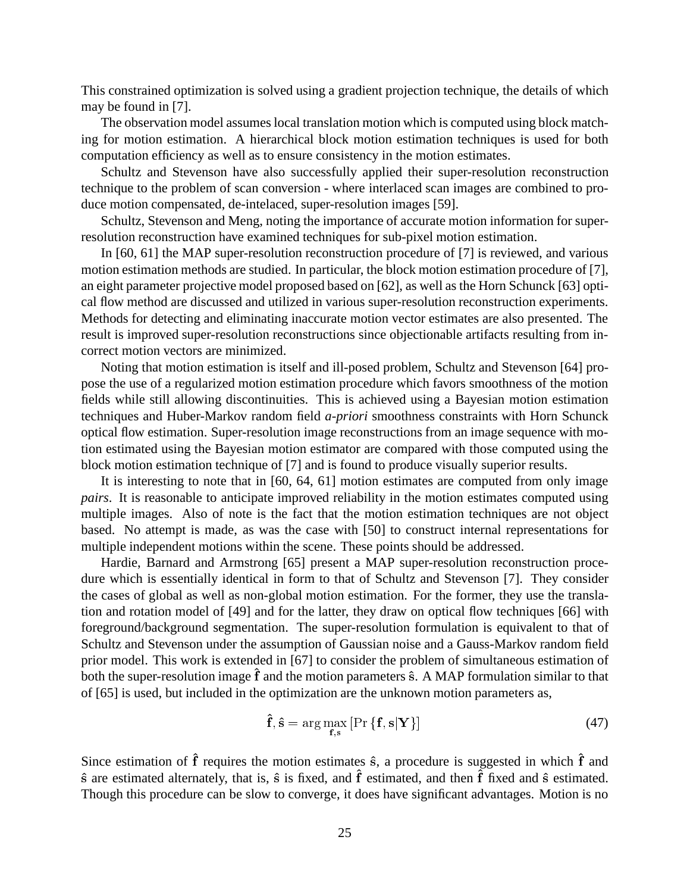This constrained optimization is solved using a gradient projection technique, the details of which may be found in [7].

The observation model assumes local translation motion which is computed using block matching for motion estimation. A hierarchical block motion estimation techniques is used for both computation efficiency as well as to ensure consistency in the motion estimates.

Schultz and Stevenson have also successfully applied their super-resolution reconstruction technique to the problem of scan conversion - where interlaced scan images are combined to produce motion compensated, de-intelaced, super-resolution images [59].

Schultz, Stevenson and Meng, noting the importance of accurate motion information for super-resolution reconstruction have examined techniques for sub-pixel motion estimation.

In [60, 61] the MAP super-resolution reconstruction procedure of [7] is reviewed, and various motion estimation methods are studied. In particular, the block motion estimation procedure of [7], an eight parameter projective model proposed based on [62], as well as the Horn Schunck [63] optical flow method are discussed and utilized in various super-resolution reconstruction experiments. Methods for detecting and eliminating inaccurate motion vector estimates are also presented. The result is improved super-resolution reconstructions since objectionable artifacts resulting from incorrect motion vectors are minimized.

Noting that motion estimation is itself and ill-posed problem, Schultz and Stevenson [64] propose the use of a regularized motion estimation procedure which favors smoothness of the motion fields while still allowing discontinuities. This is achieved using a Bayesian motion estimation techniques and Huber-Markov random field *a-priori* smoothness constraints with Horn Schunck optical flow estimation. Super-resolution image reconstructions from an image sequence with motion estimated using the Bayesian motion estimator are compared with those computed using the block motion estimation technique of [7] and is found to produce visually superior results.

It is interesting to note that in [60, 64, 61] motion estimates are computed from only image *pairs*. It is reasonable to anticipate improved reliability in the motion estimates computed using multiple images. Also of note is the fact that the motion estimation techniques are not object based. No attempt is made, as was the case with [50] to construct internal representations for multiple independent motions within the scene. These points should be addressed.

Hardie, Barnard and Armstrong [65] present a MAP super-resolution reconstruction procedure which is essentially identical in form to that of Schultz and Stevenson [7]. They consider the cases of global as well as non-global motion estimation. For the former, they use the translation and rotation model of [49] and for the latter, they draw on optical flow techniques [66] with foreground/background segmentation. The super-resolution formulation is equivalent to that of Schultz and Stevenson under the assumption of Gaussian noise and a Gauss-Markov random field prior model. This work is extended in [67] to consider the problem of simultaneous estimation of both the super-resolution image $\hat{\mathbf{f}}$ and the motion parameters $\hat{\mathbf{s}}$. A MAP formulation similar to that of [65] is used, but included in the optimization are the unknown motion parameters as,

$$\hat{\mathbf{f}}, \hat{\mathbf{s}} = \arg\max_{\mathbf{f},\mathbf{s}} \left[ \Pr\left\{ \mathbf{f}, \mathbf{s} | \mathbf{Y} \right\} \right] \tag{47}$$

Since estimation of $\hat{\mathbf{f}}$ requires the motion estimates $\hat{\mathbf{s}}$, a procedure is suggested in which $\hat{\mathbf{f}}$ and $\hat{\mathbf{s}}$ are estimated alternately, that is, $\hat{\mathbf{s}}$ is fixed, and $\hat{\mathbf{f}}$ estimated, and then $\hat{\mathbf{f}}$ fixed and $\hat{\mathbf{s}}$ estimated. Though this procedure can be slow to converge, it does have significant advantages. Motion is no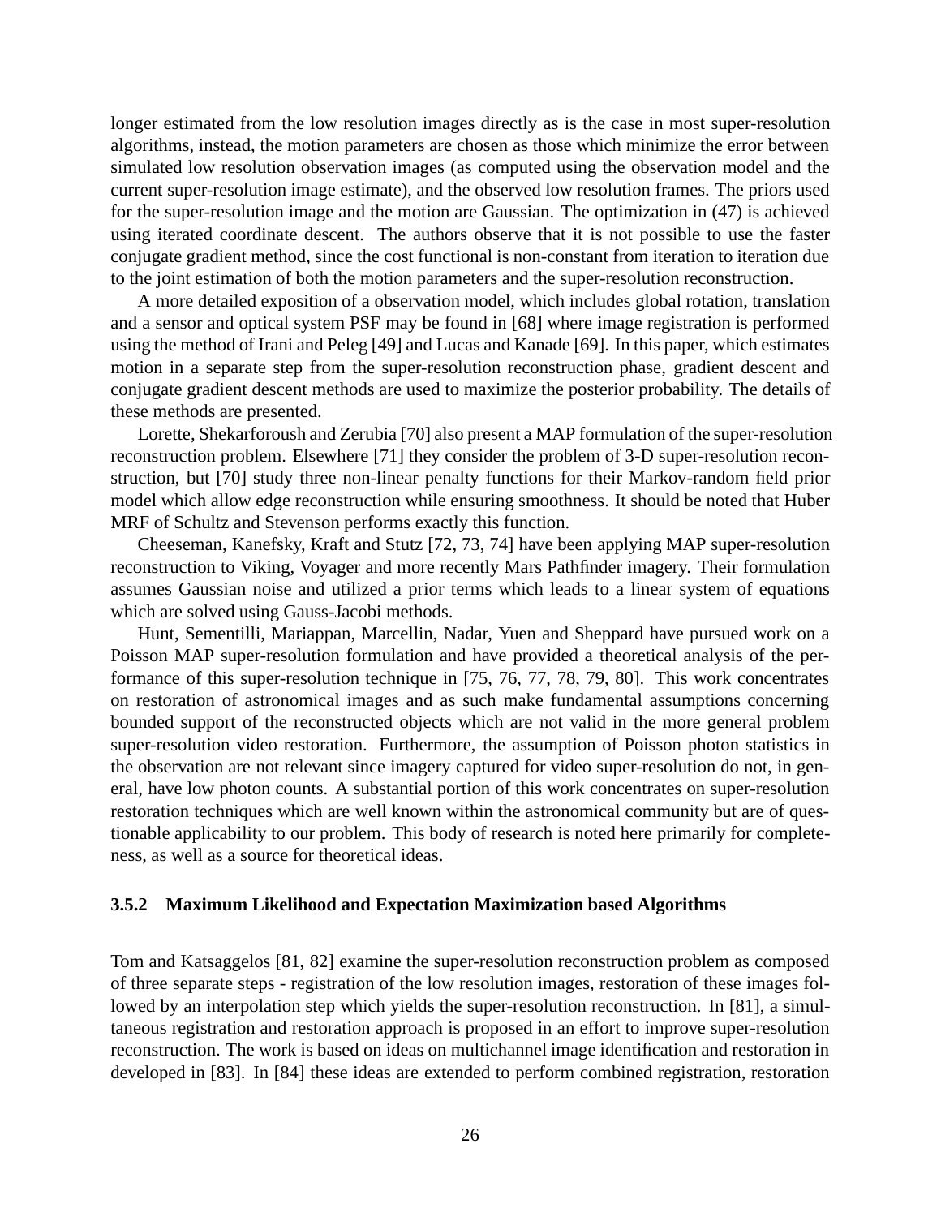longer estimated from the low resolution images directly as is the case in most super-resolution algorithms, instead, the motion parameters are chosen as those which minimize the error between simulated low resolution observation images (as computed using the observation model and the current super-resolution image estimate), and the observed low resolution frames. The priors used for the super-resolution image and the motion are Gaussian. The optimization in (47) is achieved using iterated coordinate descent. The authors observe that it is not possible to use the faster conjugate gradient method, since the cost functional is non-constant from iteration to iteration due to the joint estimation of both the motion parameters and the super-resolution reconstruction.

A more detailed exposition of a observation model, which includes global rotation, translation and a sensor and optical system PSF may be found in [68] where image registration is performed using the method of Irani and Peleg [49] and Lucas and Kanade [69]. In this paper, which estimates motion in a separate step from the super-resolution reconstruction phase, gradient descent and conjugate gradient descent methods are used to maximize the posterior probability. The details of these methods are presented.

Lorette, Shekarforoush and Zerubia [70] also present a MAP formulation of the super-resolution reconstruction problem. Elsewhere [71] they consider the problem of 3-D super-resolution reconstruction, but [70] study three non-linear penalty functions for their Markov-random field prior model which allow edge reconstruction while ensuring smoothness. It should be noted that Huber MRF of Schultz and Stevenson performs exactly this function.

Cheeseman, Kanefsky, Kraft and Stutz [72, 73, 74] have been applying MAP super-resolution reconstruction to Viking, Voyager and more recently Mars Pathfinder imagery. Their formulation assumes Gaussian noise and utilized a prior terms which leads to a linear system of equations which are solved using Gauss-Jacobi methods.

Hunt, Sementilli, Mariappan, Marcellin, Nadar, Yuen and Sheppard have pursued work on a Poisson MAP super-resolution formulation and have provided a theoretical analysis of the performance of this super-resolution technique in [75, 76, 77, 78, 79, 80]. This work concentrates on restoration of astronomical images and as such make fundamental assumptions concerning bounded support of the reconstructed objects which are not valid in the more general problem super-resolution video restoration. Furthermore, the assumption of Poisson photon statistics in the observation are not relevant since imagery captured for video super-resolution do not, in general, have low photon counts. A substantial portion of this work concentrates on super-resolution restoration techniques which are well known within the astronomical community but are of questionable applicability to our problem. This body of research is noted here primarily for completeness, as well as a source for theoretical ideas.

#### 3.5.2 Maximum Likelihood and Expectation Maximization based Algorithms

Tom and Katsaggelos [81, 82] examine the super-resolution reconstruction problem as composed of three separate steps - registration of the low resolution images, restoration of these images followed by an interpolation step which yields the super-resolution reconstruction. In [81], a simultaneous registration and restoration approach is proposed in an effort to improve super-resolution reconstruction. The work is based on ideas on multichannel image identification and restoration in developed in [83]. In [84] these ideas are extended to perform combined registration, restoration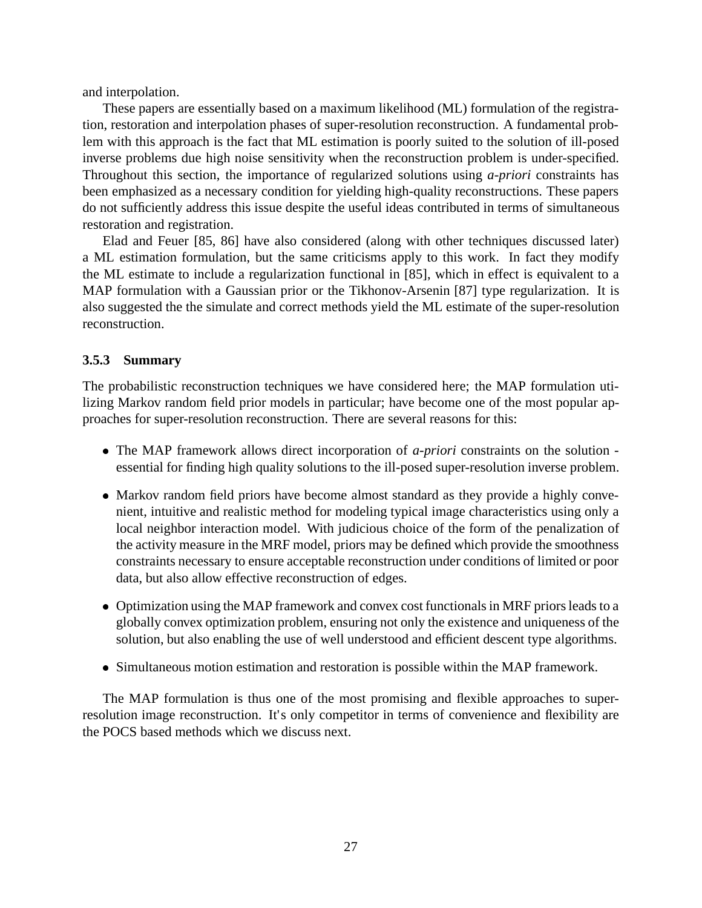and interpolation.

These papers are essentially based on a maximum likelihood (ML) formulation of the registration, restoration and interpolation phases of super-resolution reconstruction. A fundamental problem with this approach is the fact that ML estimation is poorly suited to the solution of ill-posed inverse problems due high noise sensitivity when the reconstruction problem is under-specified. Throughout this section, the importance of regularized solutions using *a-priori* constraints has been emphasized as a necessary condition for yielding high-quality reconstructions. These papers do not sufficiently address this issue despite the useful ideas contributed in terms of simultaneous restoration and registration.

Elad and Feuer [85, 86] have also considered (along with other techniques discussed later) a ML estimation formulation, but the same criticisms apply to this work. In fact they modify the ML estimate to include a regularization functional in [85], which in effect is equivalent to a MAP formulation with a Gaussian prior or the Tikhonov-Arsenin [87] type regularization. It is also suggested the the simulate and correct methods yield the ML estimate of the super-resolution reconstruction.

### 3.5.3 Summary

The probabilistic reconstruction techniques we have considered here; the MAP formulation utilizing Markov random field prior models in particular; have become one of the most popular approaches for super-resolution reconstruction. There are several reasons for this:

- The MAP framework allows direct incorporation of *a-priori* constraints on the solution - essential for finding high quality solutions to the ill-posed super-resolution inverse problem.
- Markov random field priors have become almost standard as they provide a highly convenient, intuitive and realistic method for modeling typical image characteristics using only a local neighbor interaction model. With judicious choice of the form of the penalization of the activity measure in the MRF model, priors may be defined which provide the smoothness constraints necessary to ensure acceptable reconstruction under conditions of limited or poor data, but also allow effective reconstruction of edges.
- Optimization using the MAP framework and convex cost functionals in MRF priors leads to a globally convex optimization problem, ensuring not only the existence and uniqueness of the solution, but also enabling the use of well understood and efficient descent type algorithms.
- Simultaneous motion estimation and restoration is possible within the MAP framework.

The MAP formulation is thus one of the most promising and flexible approaches to super-resolution image reconstruction. It's only competitor in terms of convenience and flexibility are the POCS based methods which we discuss next.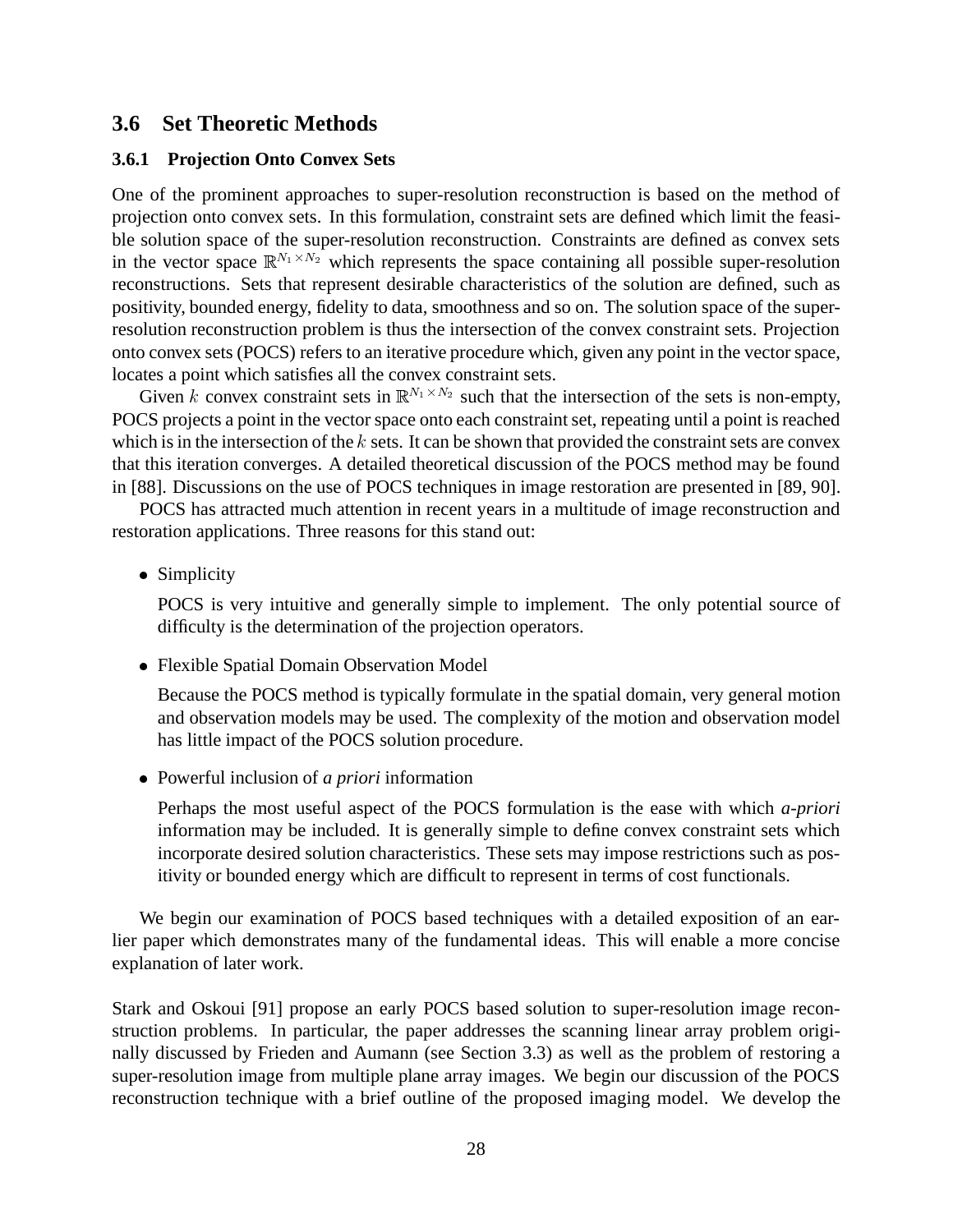## 3.6 Set Theoretic Methods

### 3.6.1 Projection Onto Convex Sets

One of the prominent approaches to super-resolution reconstruction is based on the method of projection onto convex sets. In this formulation, constraint sets are defined which limit the feasible solution space of the super-resolution reconstruction. Constraints are defined as convex sets in the vector space $\mathbb{R}^{N_1 \times N_2}$ which represents the space containing all possible super-resolution reconstructions. Sets that represent desirable characteristics of the solution are defined, such as positivity, bounded energy, fidelity to data, smoothness and so on. The solution space of the super-resolution reconstruction problem is thus the intersection of the convex constraint sets. Projection onto convex sets (POCS) refers to an iterative procedure which, given any point in the vector space, locates a point which satisfies all the convex constraint sets.

Given $k$ convex constraint sets in $\mathbb{R}^{N_1 \times N_2}$ such that the intersection of the sets is non-empty, POCS projects a point in the vector space onto each constraint set, repeating until a point is reached which is in the intersection of the $k$ sets. It can be shown that provided the constraint sets are convex that this iteration converges. A detailed theoretical discussion of the POCS method may be found in [88]. Discussions on the use of POCS techniques in image restoration are presented in [89, 90].

POCS has attracted much attention in recent years in a multitude of image reconstruction and restoration applications. Three reasons for this stand out:

- Simplicity

  POCS is very intuitive and generally simple to implement. The only potential source of difficulty is the determination of the projection operators.

- Flexible Spatial Domain Observation Model

  Because the POCS method is typically formulate in the spatial domain, very general motion and observation models may be used. The complexity of the motion and observation model has little impact of the POCS solution procedure.

- Powerful inclusion of *a priori* information

  Perhaps the most useful aspect of the POCS formulation is the ease with which *a-priori* information may be included. It is generally simple to define convex constraint sets which incorporate desired solution characteristics. These sets may impose restrictions such as positivity or bounded energy which are difficult to represent in terms of cost functionals.

We begin our examination of POCS based techniques with a detailed exposition of an earlier paper which demonstrates many of the fundamental ideas. This will enable a more concise explanation of later work.

Stark and Oskoui [91] propose an early POCS based solution to super-resolution image reconstruction problems. In particular, the paper addresses the scanning linear array problem originally discussed by Frieden and Aumann (see Section 3.3) as well as the problem of restoring a super-resolution image from multiple plane array images. We begin our discussion of the POCS reconstruction technique with a brief outline of the proposed imaging model. We develop the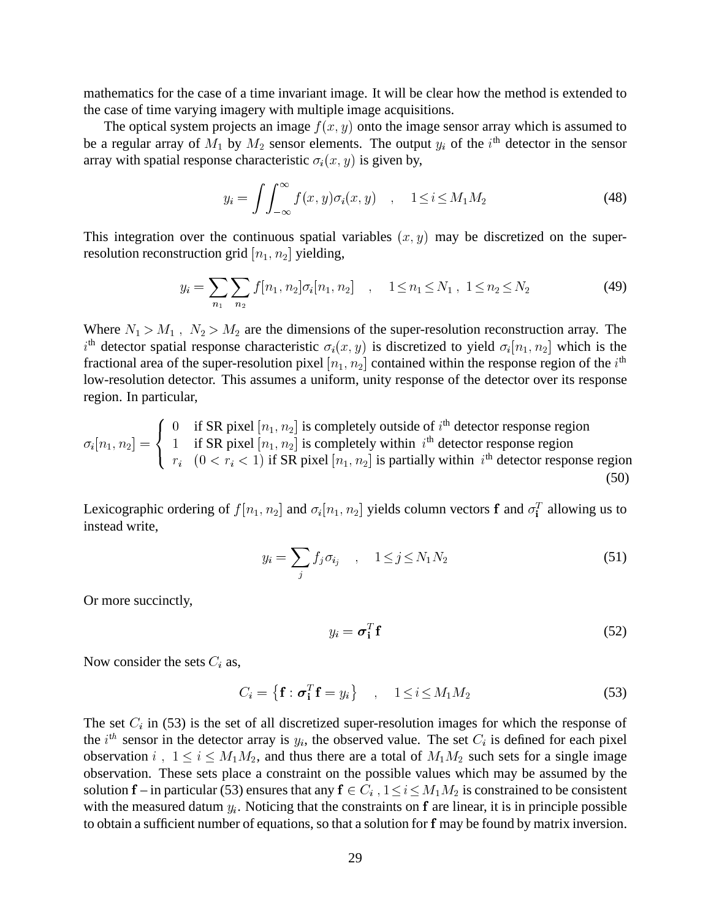mathematics for the case of a time invariant image. It will be clear how the method is extended to the case of time varying imagery with multiple image acquisitions.

The optical system projects an image $f(x, y)$ onto the image sensor array which is assumed to be a regular array of $M_1$ by $M_2$ sensor elements. The output $y_i$ of the $i^{\text{th}}$ detector in the sensor array with spatial response characteristic $\sigma_i(x, y)$ is given by,

$$y_i = \int\int_{-\infty}^{\infty} f(x, y)\sigma_i(x, y) \quad , \quad 1 \leq i \leq M_1 M_2 \tag{48}$$

This integration over the continuous spatial variables $(x, y)$ may be discretized on the super-resolution reconstruction grid $[n_1, n_2]$ yielding,

$$y_i = \sum_{n_1}\sum_{n_2} f[n_1, n_2]\sigma_i[n_1, n_2] \quad , \quad 1 \leq n_1 \leq N_1 \ , \ 1 \leq n_2 \leq N_2 \tag{49}$$

Where $N_1 > M_1 \ , \ N_2 > M_2$ are the dimensions of the super-resolution reconstruction array. The $i^{\text{th}}$ detector spatial response characteristic $\sigma_i(x, y)$ is discretized to yield $\sigma_i[n_1, n_2]$ which is the fractional area of the super-resolution pixel $[n_1, n_2]$ contained within the response region of the $i^{\text{th}}$ low-resolution detector. This assumes a uniform, unity response of the detector over its response region. In particular,

$$\sigma_i[n_1, n_2] = \begin{cases} 0 & \text{if SR pixel } [n_1, n_2] \text{ is completely outside of } i^{\text{th}} \text{ detector response region} \\ 1 & \text{if SR pixel } [n_1, n_2] \text{ is completely within } i^{\text{th}} \text{ detector response region} \\ r_i & (0 < r_i < 1) \text{ if SR pixel } [n_1, n_2] \text{ is partially within } i^{\text{th}} \text{ detector response region} \end{cases} \tag{50}$$

Lexicographic ordering of $f[n_1, n_2]$ and $\sigma_i[n_1, n_2]$ yields column vectors $\mathbf{f}$ and $\sigma_{\mathbf{i}}^T$ allowing us to instead write,

$$y_i = \sum_j f_j \sigma_{i_j} \quad , \quad 1 \leq j \leq N_1 N_2 \tag{51}$$

Or more succinctly,

$$y_i = \boldsymbol{\sigma}_{\mathbf{i}}^T \mathbf{f} \tag{52}$$

Now consider the sets $C_i$ as,

$$C_i = \left\{\mathbf{f} : \boldsymbol{\sigma}_{\mathbf{i}}^T \mathbf{f} = y_i\right\} \quad , \quad 1 \leq i \leq M_1 M_2 \tag{53}$$

The set $C_i$ in (53) is the set of all discretized super-resolution images for which the response of the $i^{th}$ sensor in the detector array is $y_i$, the observed value. The set $C_i$ is defined for each pixel observation $i \ , \ 1 \leq i \leq M_1 M_2$, and thus there are a total of $M_1 M_2$ such sets for a single image observation. These sets place a constraint on the possible values which may be assumed by the solution $\mathbf{f}$ – in particular (53) ensures that any $\mathbf{f} \in C_i \ , 1 \leq i \leq M_1 M_2$ is constrained to be consistent with the measured datum $y_i$. Noticing that the constraints on $\mathbf{f}$ are linear, it is in principle possible to obtain a sufficient number of equations, so that a solution for $\mathbf{f}$ may be found by matrix inversion.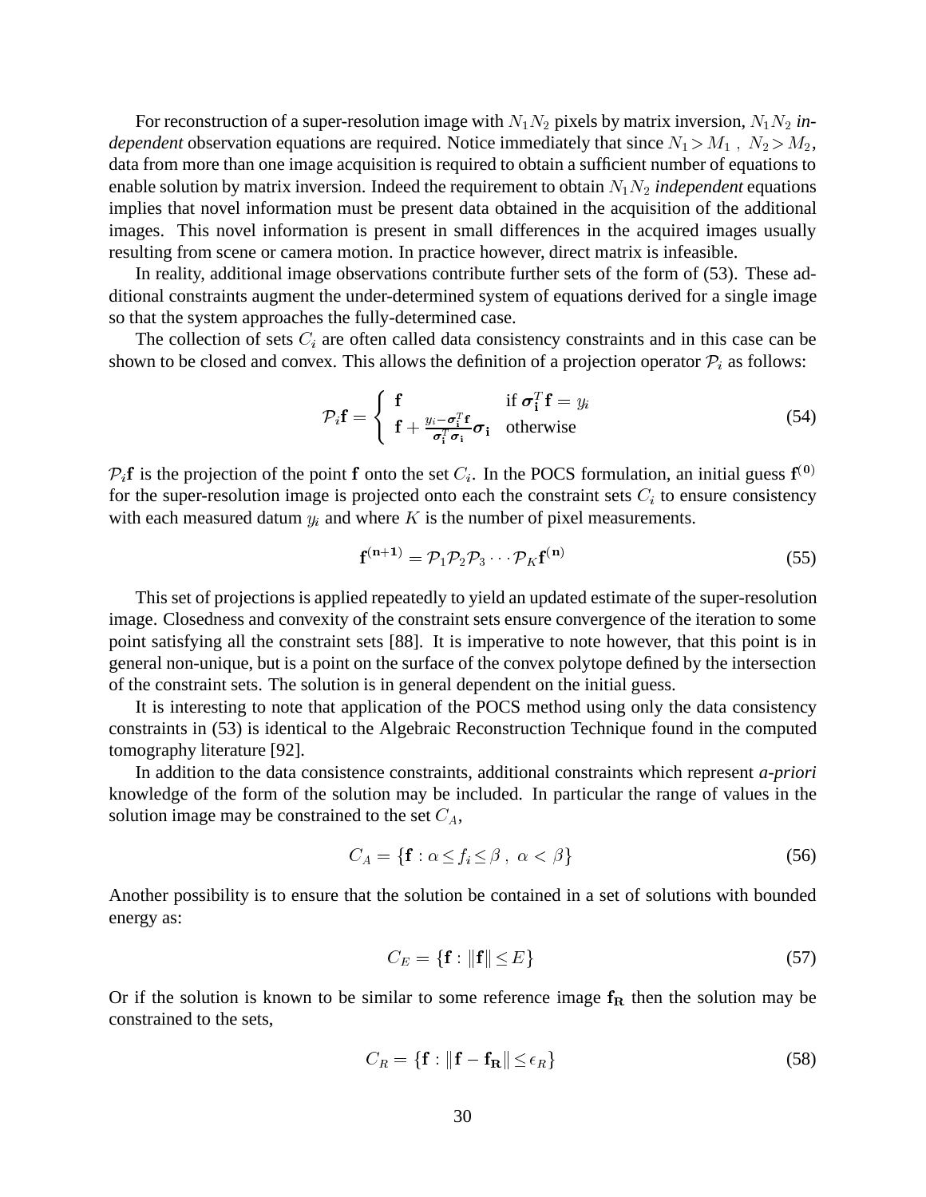For reconstruction of a super-resolution image with $N_1N_2$ pixels by matrix inversion, $N_1N_2$ *independent* observation equations are required. Notice immediately that since $N_1 > M_1\ ,\ N_2 > M_2$, data from more than one image acquisition is required to obtain a sufficient number of equations to enable solution by matrix inversion. Indeed the requirement to obtain $N_1N_2$ *independent* equations implies that novel information must be present data obtained in the acquisition of the additional images. This novel information is present in small differences in the acquired images usually resulting from scene or camera motion. In practice however, direct matrix is infeasible.

In reality, additional image observations contribute further sets of the form of (53). These additional constraints augment the under-determined system of equations derived for a single image so that the system approaches the fully-determined case.

The collection of sets $C_i$ are often called data consistency constraints and in this case can be shown to be closed and convex. This allows the definition of a projection operator $\mathcal{P}_i$ as follows:

$$\mathcal{P}_i\mathbf{f} = \begin{cases} \mathbf{f} & \text{if } \boldsymbol{\sigma}_\mathbf{i}^T\mathbf{f} = y_i \\ \mathbf{f} + \frac{y_i - \boldsymbol{\sigma}_\mathbf{i}^T\mathbf{f}}{\boldsymbol{\sigma}_\mathbf{i}^T\boldsymbol{\sigma}_\mathbf{i}}\boldsymbol{\sigma}_\mathbf{i} & \text{otherwise} \end{cases} \tag{54}$$

$\mathcal{P}_i\mathbf{f}$ is the projection of the point $\mathbf{f}$ onto the set $C_i$. In the POCS formulation, an initial guess $\mathbf{f}^{(\mathbf{0})}$ for the super-resolution image is projected onto each the constraint sets $C_i$ to ensure consistency with each measured datum $y_i$ and where $K$ is the number of pixel measurements.

$$\mathbf{f}^{(\mathbf{n+1})} = \mathcal{P}_1\mathcal{P}_2\mathcal{P}_3\cdots\mathcal{P}_K\mathbf{f}^{(\mathbf{n})} \tag{55}$$

This set of projections is applied repeatedly to yield an updated estimate of the super-resolution image. Closedness and convexity of the constraint sets ensure convergence of the iteration to some point satisfying all the constraint sets [88]. It is imperative to note however, that this point is in general non-unique, but is a point on the surface of the convex polytope defined by the intersection of the constraint sets. The solution is in general dependent on the initial guess.

It is interesting to note that application of the POCS method using only the data consistency constraints in (53) is identical to the Algebraic Reconstruction Technique found in the computed tomography literature [92].

In addition to the data consistence constraints, additional constraints which represent *a-priori* knowledge of the form of the solution may be included. In particular the range of values in the solution image may be constrained to the set $C_A$,

$$C_A = \{\mathbf{f} : \alpha \leq f_i \leq \beta\ ,\ \alpha < \beta\} \tag{56}$$

Another possibility is to ensure that the solution be contained in a set of solutions with bounded energy as:

$$C_E = \{\mathbf{f} : \|\mathbf{f}\| \leq E\} \tag{57}$$

Or if the solution is known to be similar to some reference image $\mathbf{f_R}$ then the solution may be constrained to the sets,

$$C_R = \{\mathbf{f} : \|\mathbf{f} - \mathbf{f_R}\| \leq \epsilon_R\} \tag{58}$$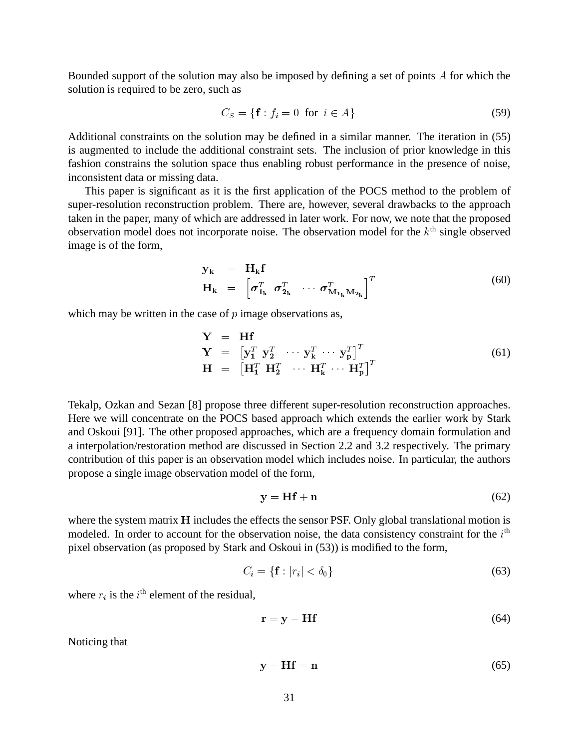Bounded support of the solution may also be imposed by defining a set of points $A$ for which the solution is required to be zero, such as

$$C_S = \{\mathbf{f} : f_i = 0 \text{ for } i \in A\} \tag{59}$$

Additional constraints on the solution may be defined in a similar manner. The iteration in (55) is augmented to include the additional constraint sets. The inclusion of prior knowledge in this fashion constrains the solution space thus enabling robust performance in the presence of noise, inconsistent data or missing data.

This paper is significant as it is the first application of the POCS method to the problem of super-resolution reconstruction problem. There are, however, several drawbacks to the approach taken in the paper, many of which are addressed in later work. For now, we note that the proposed observation model does not incorporate noise. The observation model for the $k^{\text{th}}$ single observed image is of the form,

$$\begin{aligned} \mathbf{y_k} &= \mathbf{H_k f} \\ \mathbf{H_k} &= \left[\boldsymbol{\sigma}_{\mathbf{1_k}}^T \ \boldsymbol{\sigma}_{\mathbf{2_k}}^T \ \cdots \ \boldsymbol{\sigma}_{\mathbf{M_{1_k} M_{2_k}}}^T\right]^T \end{aligned} \tag{60}$$

which may be written in the case of $p$ image observations as,

$$\begin{aligned} \mathbf{Y} &= \mathbf{Hf} \\ \mathbf{Y} &= \left[\mathbf{y_1}^T \ \mathbf{y_2}^T \ \cdots \ \mathbf{y_k}^T \ \cdots \ \mathbf{y_p}^T\right]^T \\ \mathbf{H} &= \left[\mathbf{H_1}^T \ \mathbf{H_2}^T \ \cdots \ \mathbf{H_k}^T \ \cdots \ \mathbf{H_p}^T\right]^T \end{aligned} \tag{61}$$

Tekalp, Ozkan and Sezan [8] propose three different super-resolution reconstruction approaches. Here we will concentrate on the POCS based approach which extends the earlier work by Stark and Oskoui [91]. The other proposed approaches, which are a frequency domain formulation and a interpolation/restoration method are discussed in Section 2.2 and 3.2 respectively. The primary contribution of this paper is an observation model which includes noise. In particular, the authors propose a single image observation model of the form,

$$\mathbf{y} = \mathbf{Hf} + \mathbf{n} \tag{62}$$

where the system matrix $\mathbf{H}$ includes the effects the sensor PSF. Only global translational motion is modeled. In order to account for the observation noise, the data consistency constraint for the $i^{\text{th}}$ pixel observation (as proposed by Stark and Oskoui in (53)) is modified to the form,

$$C_i = \{\mathbf{f} : |r_i| < \delta_0\} \tag{63}$$

where $r_i$ is the $i^{\text{th}}$ element of the residual,

$$\mathbf{r} = \mathbf{y} - \mathbf{Hf} \tag{64}$$

Noticing that

$$\mathbf{y} - \mathbf{Hf} = \mathbf{n} \tag{65}$$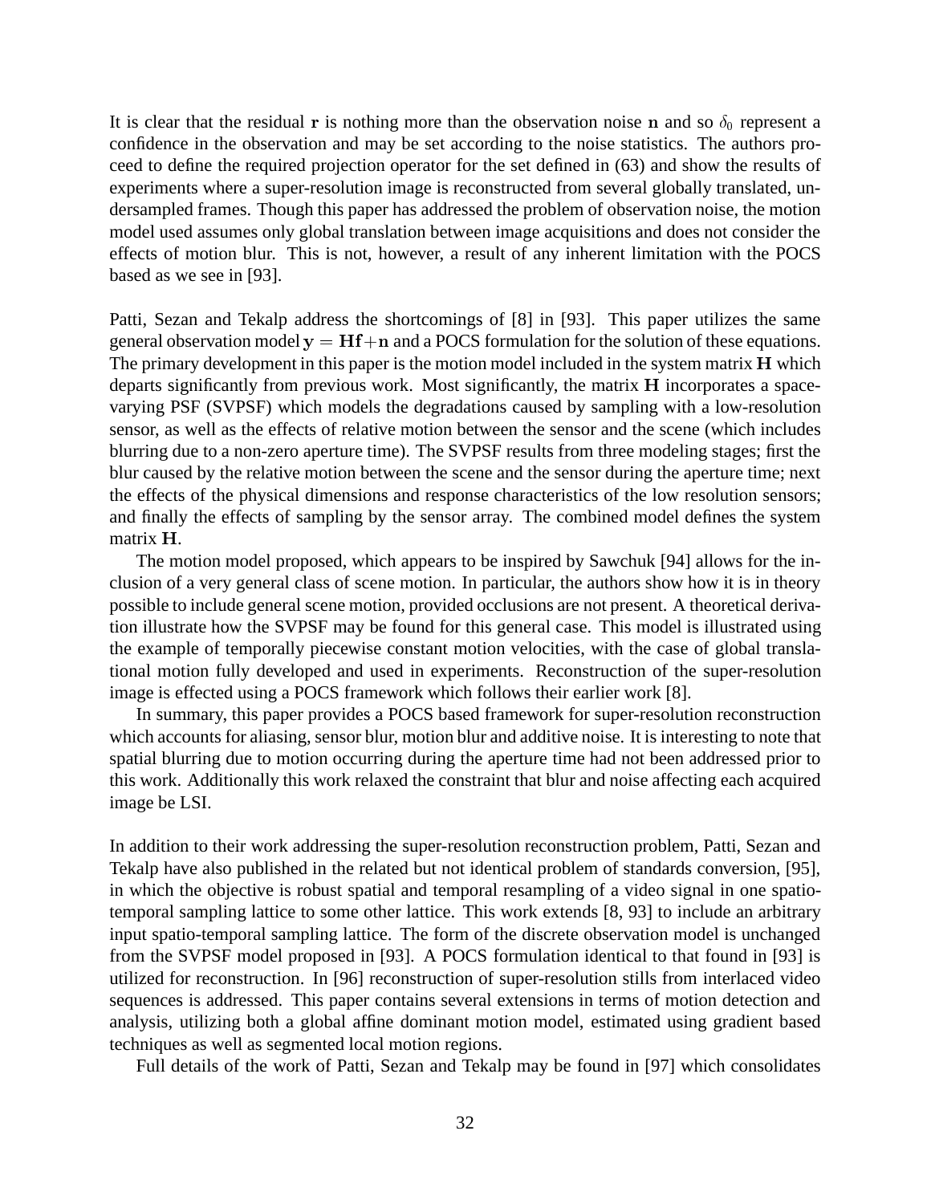It is clear that the residual $\mathbf{r}$ is nothing more than the observation noise $\mathbf{n}$ and so $\delta_0$ represent a confidence in the observation and may be set according to the noise statistics. The authors proceed to define the required projection operator for the set defined in (63) and show the results of experiments where a super-resolution image is reconstructed from several globally translated, undersampled frames. Though this paper has addressed the problem of observation noise, the motion model used assumes only global translation between image acquisitions and does not consider the effects of motion blur. This is not, however, a result of any inherent limitation with the POCS based as we see in [93].

Patti, Sezan and Tekalp address the shortcomings of [8] in [93]. This paper utilizes the same general observation model $\mathbf{y} = \mathbf{H}\mathbf{f} + \mathbf{n}$ and a POCS formulation for the solution of these equations. The primary development in this paper is the motion model included in the system matrix $\mathbf{H}$ which departs significantly from previous work. Most significantly, the matrix $\mathbf{H}$ incorporates a space-varying PSF (SVPSF) which models the degradations caused by sampling with a low-resolution sensor, as well as the effects of relative motion between the sensor and the scene (which includes blurring due to a non-zero aperture time). The SVPSF results from three modeling stages; first the blur caused by the relative motion between the scene and the sensor during the aperture time; next the effects of the physical dimensions and response characteristics of the low resolution sensors; and finally the effects of sampling by the sensor array. The combined model defines the system matrix $\mathbf{H}$.

The motion model proposed, which appears to be inspired by Sawchuk [94] allows for the inclusion of a very general class of scene motion. In particular, the authors show how it is in theory possible to include general scene motion, provided occlusions are not present. A theoretical derivation illustrate how the SVPSF may be found for this general case. This model is illustrated using the example of temporally piecewise constant motion velocities, with the case of global translational motion fully developed and used in experiments. Reconstruction of the super-resolution image is effected using a POCS framework which follows their earlier work [8].

In summary, this paper provides a POCS based framework for super-resolution reconstruction which accounts for aliasing, sensor blur, motion blur and additive noise. It is interesting to note that spatial blurring due to motion occurring during the aperture time had not been addressed prior to this work. Additionally this work relaxed the constraint that blur and noise affecting each acquired image be LSI.

In addition to their work addressing the super-resolution reconstruction problem, Patti, Sezan and Tekalp have also published in the related but not identical problem of standards conversion, [95], in which the objective is robust spatial and temporal resampling of a video signal in one spatio-temporal sampling lattice to some other lattice. This work extends [8, 93] to include an arbitrary input spatio-temporal sampling lattice. The form of the discrete observation model is unchanged from the SVPSF model proposed in [93]. A POCS formulation identical to that found in [93] is utilized for reconstruction. In [96] reconstruction of super-resolution stills from interlaced video sequences is addressed. This paper contains several extensions in terms of motion detection and analysis, utilizing both a global affine dominant motion model, estimated using gradient based techniques as well as segmented local motion regions.

Full details of the work of Patti, Sezan and Tekalp may be found in [97] which consolidates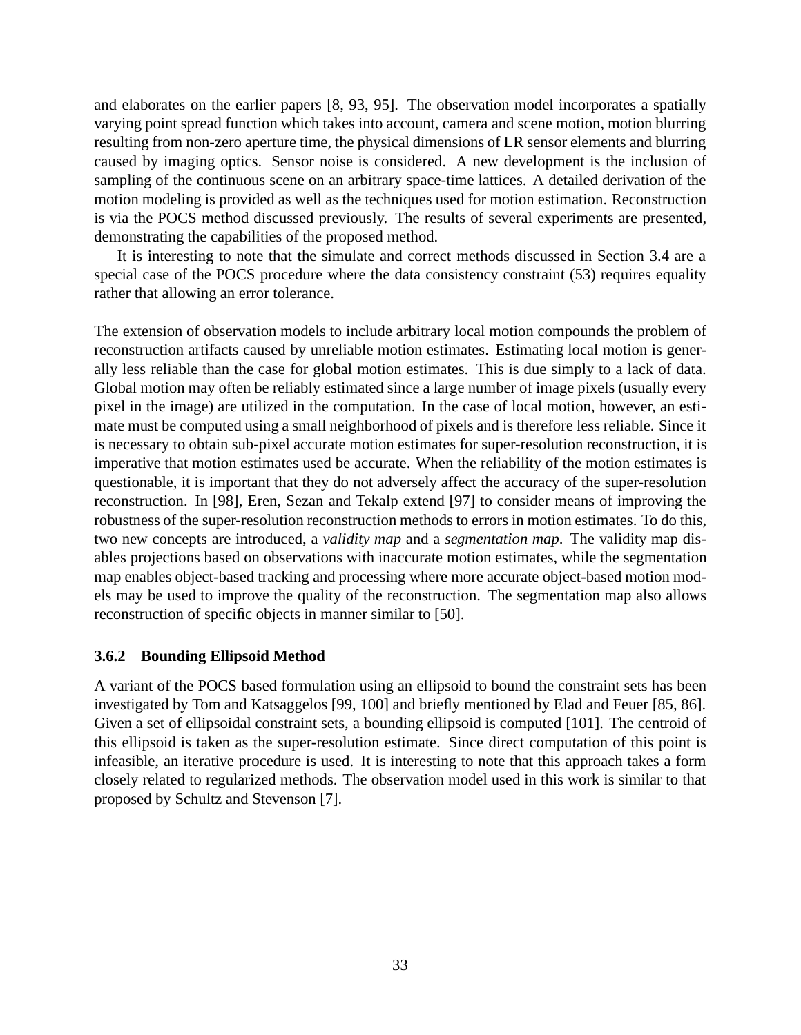and elaborates on the earlier papers [8, 93, 95]. The observation model incorporates a spatially varying point spread function which takes into account, camera and scene motion, motion blurring resulting from non-zero aperture time, the physical dimensions of LR sensor elements and blurring caused by imaging optics. Sensor noise is considered. A new development is the inclusion of sampling of the continuous scene on an arbitrary space-time lattices. A detailed derivation of the motion modeling is provided as well as the techniques used for motion estimation. Reconstruction is via the POCS method discussed previously. The results of several experiments are presented, demonstrating the capabilities of the proposed method.

It is interesting to note that the simulate and correct methods discussed in Section 3.4 are a special case of the POCS procedure where the data consistency constraint (53) requires equality rather that allowing an error tolerance.

The extension of observation models to include arbitrary local motion compounds the problem of reconstruction artifacts caused by unreliable motion estimates. Estimating local motion is generally less reliable than the case for global motion estimates. This is due simply to a lack of data. Global motion may often be reliably estimated since a large number of image pixels (usually every pixel in the image) are utilized in the computation. In the case of local motion, however, an estimate must be computed using a small neighborhood of pixels and is therefore less reliable. Since it is necessary to obtain sub-pixel accurate motion estimates for super-resolution reconstruction, it is imperative that motion estimates used be accurate. When the reliability of the motion estimates is questionable, it is important that they do not adversely affect the accuracy of the super-resolution reconstruction. In [98], Eren, Sezan and Tekalp extend [97] to consider means of improving the robustness of the super-resolution reconstruction methods to errors in motion estimates. To do this, two new concepts are introduced, a *validity map* and a *segmentation map*. The validity map disables projections based on observations with inaccurate motion estimates, while the segmentation map enables object-based tracking and processing where more accurate object-based motion models may be used to improve the quality of the reconstruction. The segmentation map also allows reconstruction of specific objects in manner similar to [50].

### 3.6.2 Bounding Ellipsoid Method

A variant of the POCS based formulation using an ellipsoid to bound the constraint sets has been investigated by Tom and Katsaggelos [99, 100] and briefly mentioned by Elad and Feuer [85, 86]. Given a set of ellipsoidal constraint sets, a bounding ellipsoid is computed [101]. The centroid of this ellipsoid is taken as the super-resolution estimate. Since direct computation of this point is infeasible, an iterative procedure is used. It is interesting to note that this approach takes a form closely related to regularized methods. The observation model used in this work is similar to that proposed by Schultz and Stevenson [7].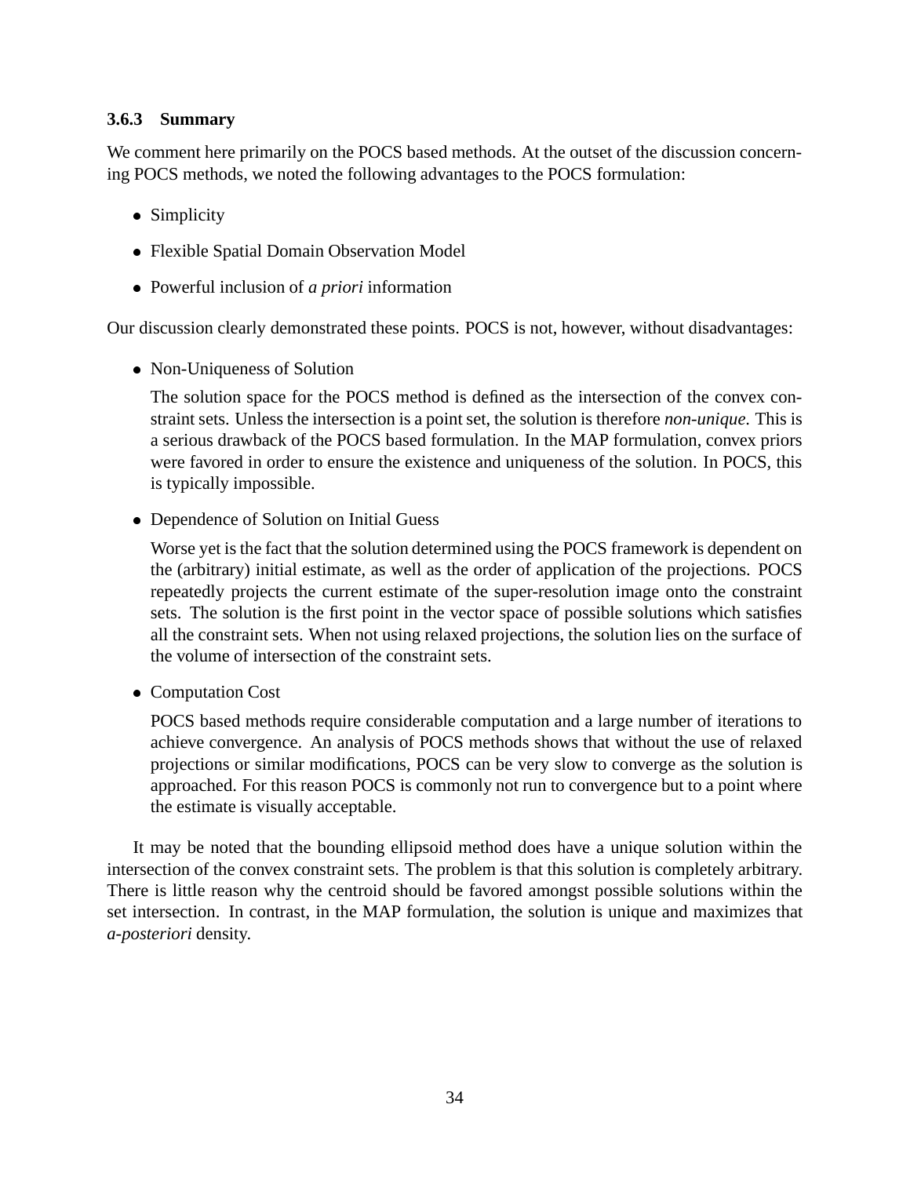### 3.6.3 Summary

We comment here primarily on the POCS based methods. At the outset of the discussion concerning POCS methods, we noted the following advantages to the POCS formulation:

- Simplicity
- Flexible Spatial Domain Observation Model
- Powerful inclusion of *a priori* information

Our discussion clearly demonstrated these points. POCS is not, however, without disadvantages:

- Non-Uniqueness of Solution

  The solution space for the POCS method is defined as the intersection of the convex constraint sets. Unless the intersection is a point set, the solution is therefore *non-unique.* This is a serious drawback of the POCS based formulation. In the MAP formulation, convex priors were favored in order to ensure the existence and uniqueness of the solution. In POCS, this is typically impossible.

- Dependence of Solution on Initial Guess

  Worse yet is the fact that the solution determined using the POCS framework is dependent on the (arbitrary) initial estimate, as well as the order of application of the projections. POCS repeatedly projects the current estimate of the super-resolution image onto the constraint sets. The solution is the first point in the vector space of possible solutions which satisfies all the constraint sets. When not using relaxed projections, the solution lies on the surface of the volume of intersection of the constraint sets.

- Computation Cost

  POCS based methods require considerable computation and a large number of iterations to achieve convergence. An analysis of POCS methods shows that without the use of relaxed projections or similar modifications, POCS can be very slow to converge as the solution is approached. For this reason POCS is commonly not run to convergence but to a point where the estimate is visually acceptable.

It may be noted that the bounding ellipsoid method does have a unique solution within the intersection of the convex constraint sets. The problem is that this solution is completely arbitrary. There is little reason why the centroid should be favored amongst possible solutions within the set intersection. In contrast, in the MAP formulation, the solution is unique and maximizes that *a-posteriori* density.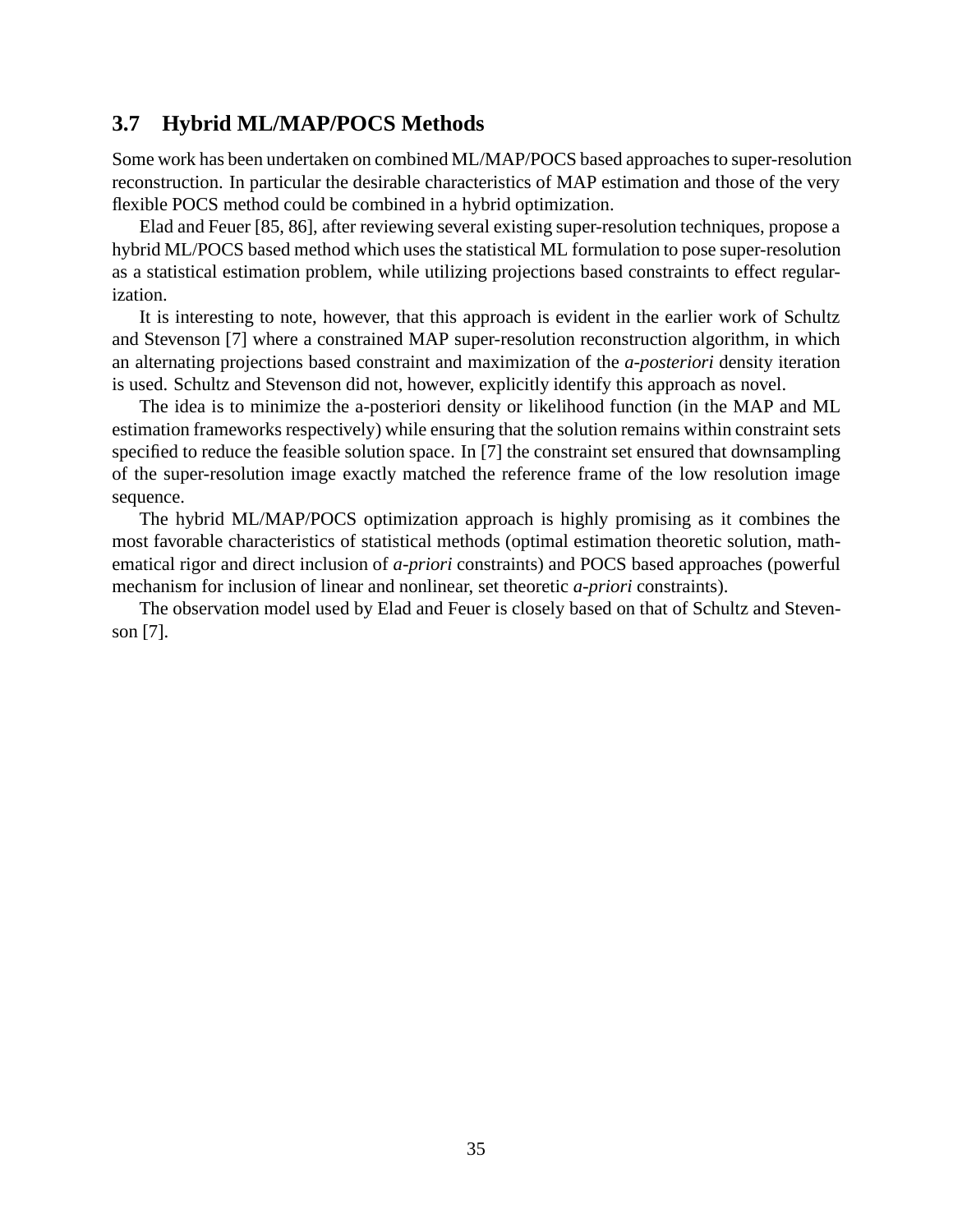## 3.7 Hybrid ML/MAP/POCS Methods

Some work has been undertaken on combined ML/MAP/POCS based approaches to super-resolution reconstruction. In particular the desirable characteristics of MAP estimation and those of the very flexible POCS method could be combined in a hybrid optimization.

Elad and Feuer [85, 86], after reviewing several existing super-resolution techniques, propose a hybrid ML/POCS based method which uses the statistical ML formulation to pose super-resolution as a statistical estimation problem, while utilizing projections based constraints to effect regularization.

It is interesting to note, however, that this approach is evident in the earlier work of Schultz and Stevenson [7] where a constrained MAP super-resolution reconstruction algorithm, in which an alternating projections based constraint and maximization of the *a-posteriori* density iteration is used. Schultz and Stevenson did not, however, explicitly identify this approach as novel.

The idea is to minimize the a-posteriori density or likelihood function (in the MAP and ML estimation frameworks respectively) while ensuring that the solution remains within constraint sets specified to reduce the feasible solution space. In [7] the constraint set ensured that downsampling of the super-resolution image exactly matched the reference frame of the low resolution image sequence.

The hybrid ML/MAP/POCS optimization approach is highly promising as it combines the most favorable characteristics of statistical methods (optimal estimation theoretic solution, mathematical rigor and direct inclusion of *a-priori* constraints) and POCS based approaches (powerful mechanism for inclusion of linear and nonlinear, set theoretic *a-priori* constraints).

The observation model used by Elad and Feuer is closely based on that of Schultz and Stevenson [7].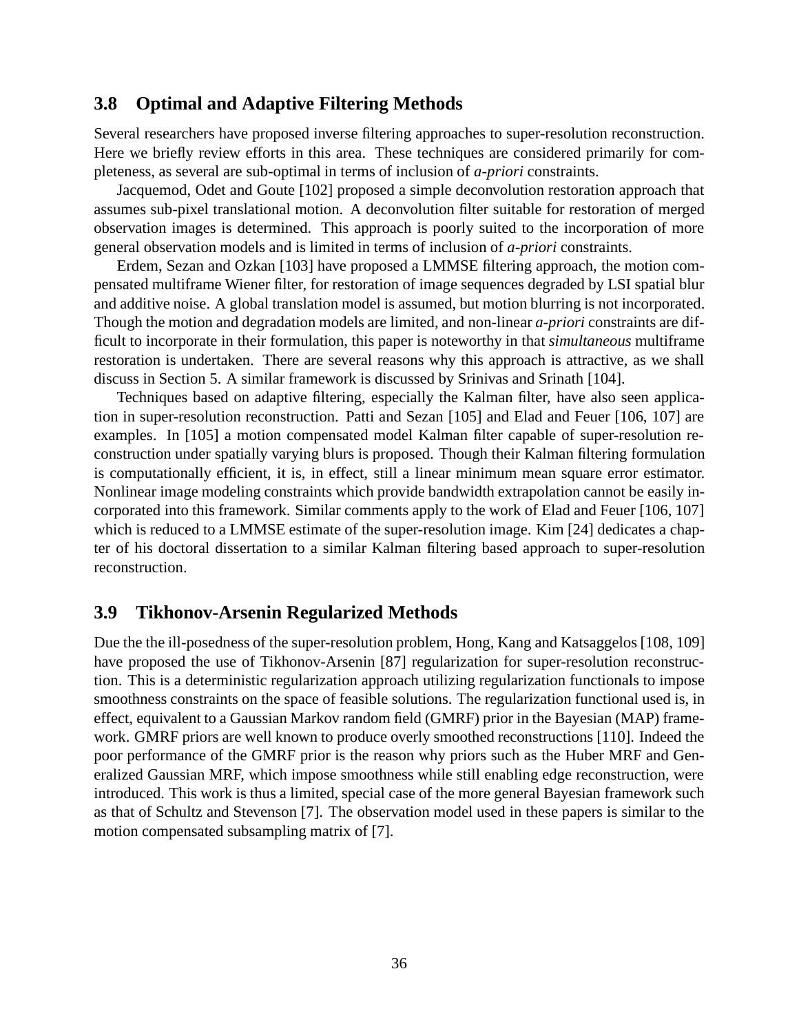## 3.8 Optimal and Adaptive Filtering Methods

Several researchers have proposed inverse filtering approaches to super-resolution reconstruction. Here we briefly review efforts in this area. These techniques are considered primarily for completeness, as several are sub-optimal in terms of inclusion of *a-priori* constraints.

Jacquemod, Odet and Goute [102] proposed a simple deconvolution restoration approach that assumes sub-pixel translational motion. A deconvolution filter suitable for restoration of merged observation images is determined. This approach is poorly suited to the incorporation of more general observation models and is limited in terms of inclusion of *a-priori* constraints.

Erdem, Sezan and Ozkan [103] have proposed a LMMSE filtering approach, the motion compensated multiframe Wiener filter, for restoration of image sequences degraded by LSI spatial blur and additive noise. A global translation model is assumed, but motion blurring is not incorporated. Though the motion and degradation models are limited, and non-linear *a-priori* constraints are difficult to incorporate in their formulation, this paper is noteworthy in that *simultaneous* multiframe restoration is undertaken. There are several reasons why this approach is attractive, as we shall discuss in Section 5. A similar framework is discussed by Srinivas and Srinath [104].

Techniques based on adaptive filtering, especially the Kalman filter, have also seen application in super-resolution reconstruction. Patti and Sezan [105] and Elad and Feuer [106, 107] are examples. In [105] a motion compensated model Kalman filter capable of super-resolution reconstruction under spatially varying blurs is proposed. Though their Kalman filtering formulation is computationally efficient, it is, in effect, still a linear minimum mean square error estimator. Nonlinear image modeling constraints which provide bandwidth extrapolation cannot be easily incorporated into this framework. Similar comments apply to the work of Elad and Feuer [106, 107] which is reduced to a LMMSE estimate of the super-resolution image. Kim [24] dedicates a chapter of his doctoral dissertation to a similar Kalman filtering based approach to super-resolution reconstruction.

## 3.9 Tikhonov-Arsenin Regularized Methods

Due the the ill-posedness of the super-resolution problem, Hong, Kang and Katsaggelos [108, 109] have proposed the use of Tikhonov-Arsenin [87] regularization for super-resolution reconstruction. This is a deterministic regularization approach utilizing regularization functionals to impose smoothness constraints on the space of feasible solutions. The regularization functional used is, in effect, equivalent to a Gaussian Markov random field (GMRF) prior in the Bayesian (MAP) framework. GMRF priors are well known to produce overly smoothed reconstructions [110]. Indeed the poor performance of the GMRF prior is the reason why priors such as the Huber MRF and Generalized Gaussian MRF, which impose smoothness while still enabling edge reconstruction, were introduced. This work is thus a limited, special case of the more general Bayesian framework such as that of Schultz and Stevenson [7]. The observation model used in these papers is similar to the motion compensated subsampling matrix of [7].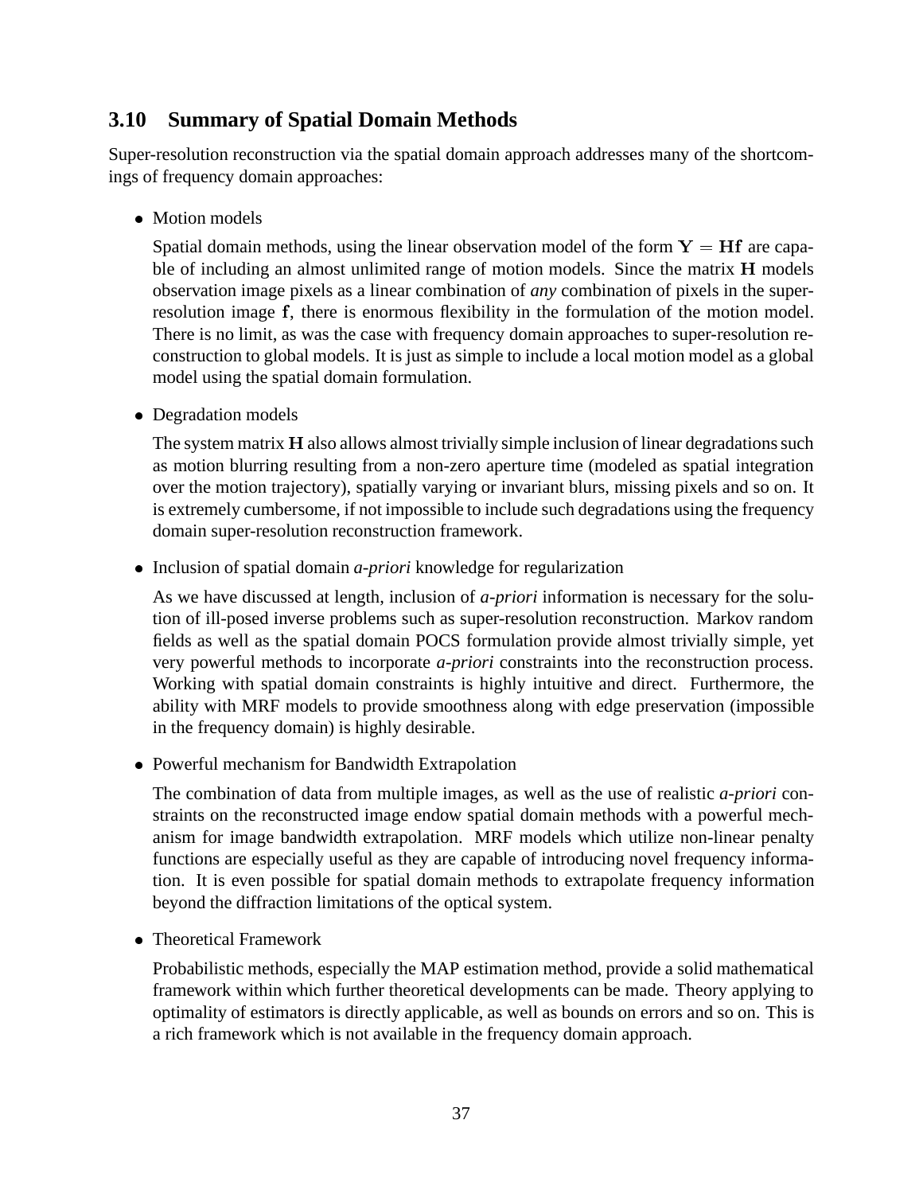## 3.10 Summary of Spatial Domain Methods

Super-resolution reconstruction via the spatial domain approach addresses many of the shortcomings of frequency domain approaches:

- Motion models

  Spatial domain methods, using the linear observation model of the form $\mathbf{Y} = \mathbf{H}\mathbf{f}$ are capable of including an almost unlimited range of motion models. Since the matrix $\mathbf{H}$ models observation image pixels as a linear combination of *any* combination of pixels in the super-resolution image $\mathbf{f}$, there is enormous flexibility in the formulation of the motion model. There is no limit, as was the case with frequency domain approaches to super-resolution reconstruction to global models. It is just as simple to include a local motion model as a global model using the spatial domain formulation.

- Degradation models

  The system matrix $\mathbf{H}$ also allows almost trivially simple inclusion of linear degradations such as motion blurring resulting from a non-zero aperture time (modeled as spatial integration over the motion trajectory), spatially varying or invariant blurs, missing pixels and so on. It is extremely cumbersome, if not impossible to include such degradations using the frequency domain super-resolution reconstruction framework.

- Inclusion of spatial domain *a-priori* knowledge for regularization

  As we have discussed at length, inclusion of *a-priori* information is necessary for the solution of ill-posed inverse problems such as super-resolution reconstruction. Markov random fields as well as the spatial domain POCS formulation provide almost trivially simple, yet very powerful methods to incorporate *a-priori* constraints into the reconstruction process. Working with spatial domain constraints is highly intuitive and direct. Furthermore, the ability with MRF models to provide smoothness along with edge preservation (impossible in the frequency domain) is highly desirable.

- Powerful mechanism for Bandwidth Extrapolation

  The combination of data from multiple images, as well as the use of realistic *a-priori* constraints on the reconstructed image endow spatial domain methods with a powerful mechanism for image bandwidth extrapolation. MRF models which utilize non-linear penalty functions are especially useful as they are capable of introducing novel frequency information. It is even possible for spatial domain methods to extrapolate frequency information beyond the diffraction limitations of the optical system.

- Theoretical Framework

  Probabilistic methods, especially the MAP estimation method, provide a solid mathematical framework within which further theoretical developments can be made. Theory applying to optimality of estimators is directly applicable, as well as bounds on errors and so on. This is a rich framework which is not available in the frequency domain approach.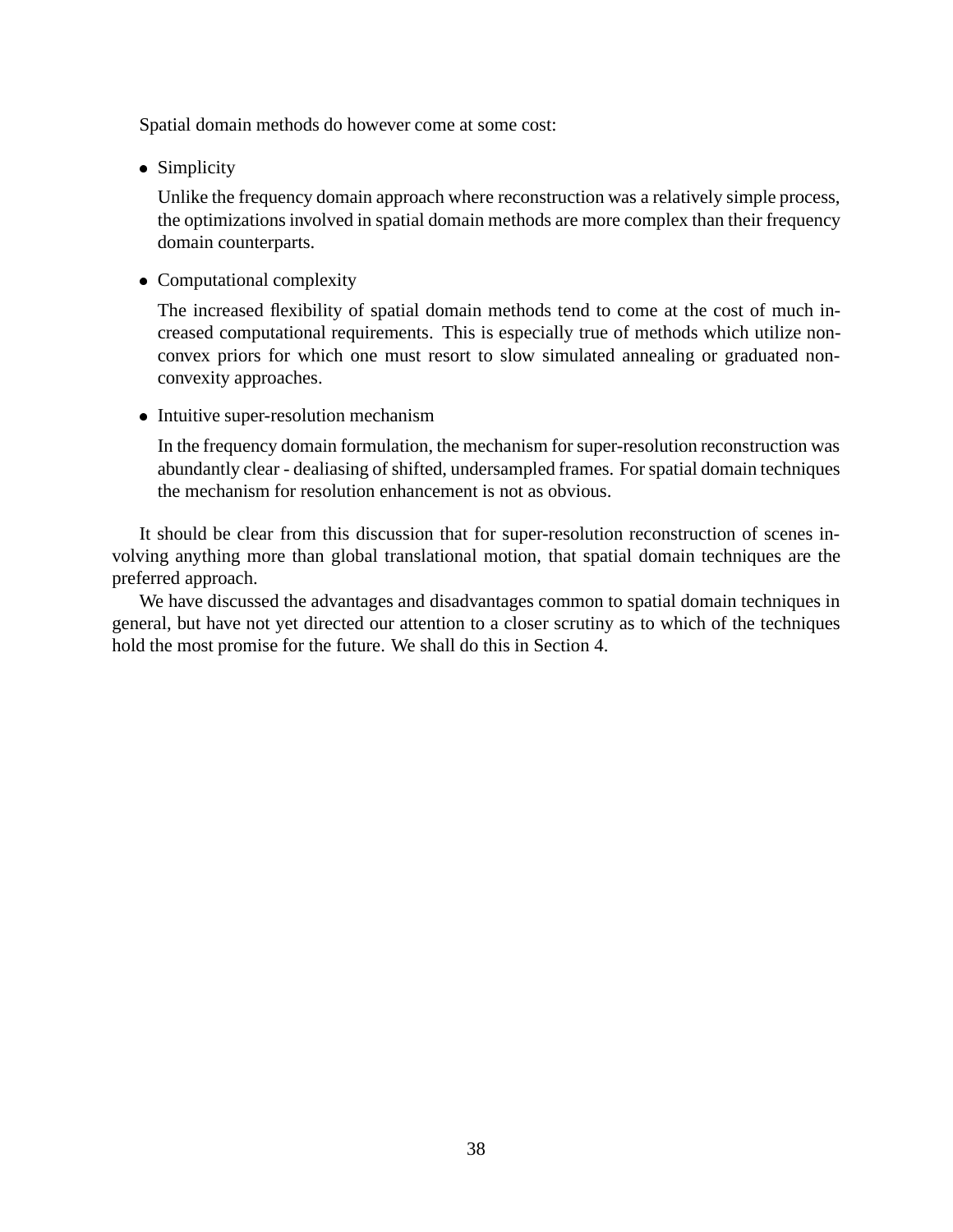Spatial domain methods do however come at some cost:

- Simplicity

  Unlike the frequency domain approach where reconstruction was a relatively simple process, the optimizations involved in spatial domain methods are more complex than their frequency domain counterparts.

- Computational complexity

  The increased flexibility of spatial domain methods tend to come at the cost of much increased computational requirements. This is especially true of methods which utilize non-convex priors for which one must resort to slow simulated annealing or graduated non-convexity approaches.

- Intuitive super-resolution mechanism

  In the frequency domain formulation, the mechanism for super-resolution reconstruction was abundantly clear - dealiasing of shifted, undersampled frames. For spatial domain techniques the mechanism for resolution enhancement is not as obvious.

It should be clear from this discussion that for super-resolution reconstruction of scenes involving anything more than global translational motion, that spatial domain techniques are the preferred approach.

We have discussed the advantages and disadvantages common to spatial domain techniques in general, but have not yet directed our attention to a closer scrutiny as to which of the techniques hold the most promise for the future. We shall do this in Section 4.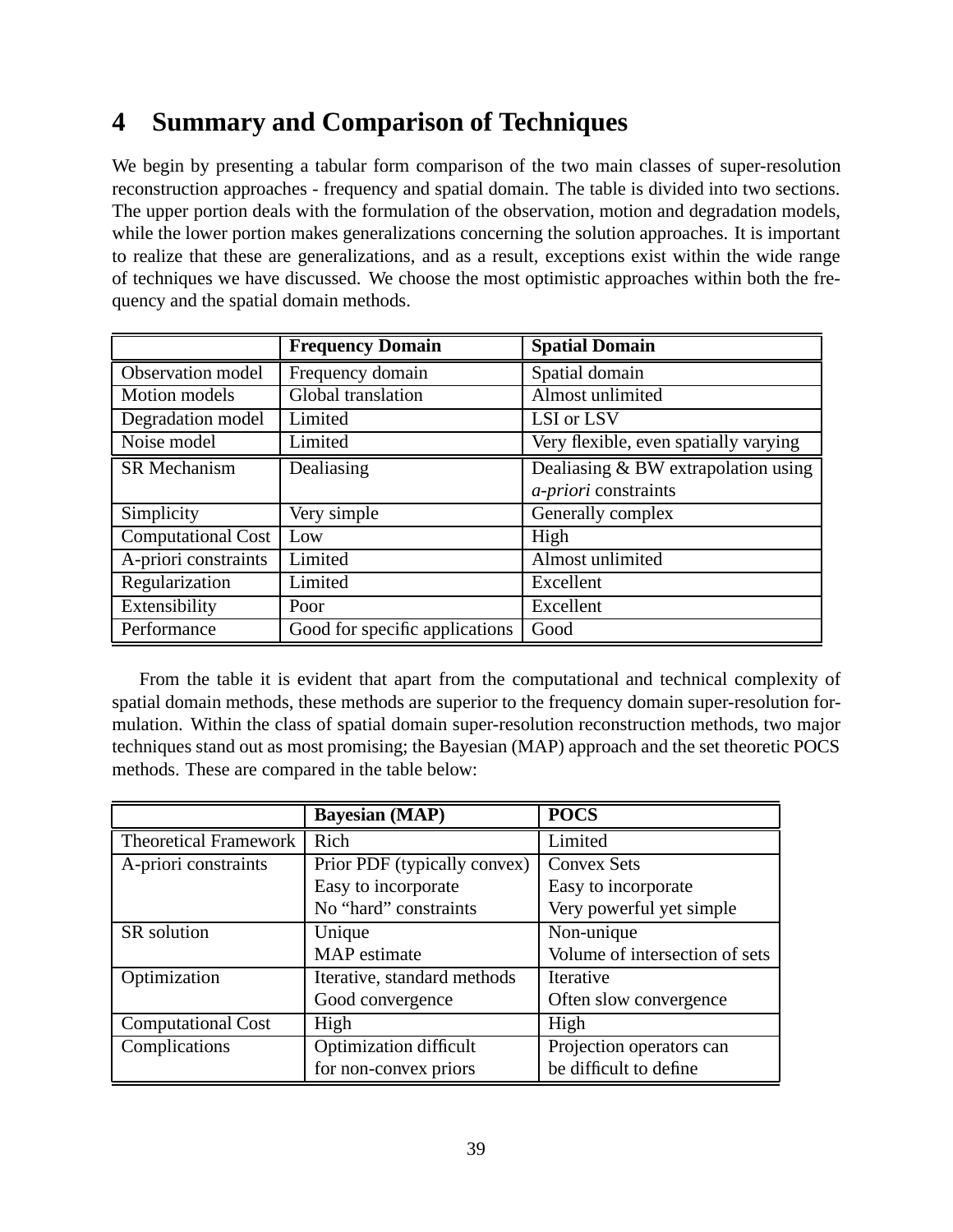# 4 Summary and Comparison of Techniques

We begin by presenting a tabular form comparison of the two main classes of super-resolution reconstruction approaches - frequency and spatial domain. The table is divided into two sections. The upper portion deals with the formulation of the observation, motion and degradation models, while the lower portion makes generalizations concerning the solution approaches. It is important to realize that these are generalizations, and as a result, exceptions exist within the wide range of techniques we have discussed. We choose the most optimistic approaches within both the frequency and the spatial domain methods.

| | **Frequency Domain** | **Spatial Domain** |
|---|---|---|
| Observation model | Frequency domain | Spatial domain |
| Motion models | Global translation | Almost unlimited |
| Degradation model | Limited | LSI or LSV |
| Noise model | Limited | Very flexible, even spatially varying |
| SR Mechanism | Dealiasing | Dealiasing & BW extrapolation using *a-priori* constraints |
| Simplicity | Very simple | Generally complex |
| Computational Cost | Low | High |
| A-priori constraints | Limited | Almost unlimited |
| Regularization | Limited | Excellent |
| Extensibility | Poor | Excellent |
| Performance | Good for specific applications | Good |

From the table it is evident that apart from the computational and technical complexity of spatial domain methods, these methods are superior to the frequency domain super-resolution formulation. Within the class of spatial domain super-resolution reconstruction methods, two major techniques stand out as most promising; the Bayesian (MAP) approach and the set theoretic POCS methods. These are compared in the table below:

| | **Bayesian (MAP)** | **POCS** |
|---|---|---|
| Theoretical Framework | Rich | Limited |
| A-priori constraints | Prior PDF (typically convex)<br>Easy to incorporate<br>No “hard” constraints | Convex Sets<br>Easy to incorporate<br>Very powerful yet simple |
| SR solution | Unique<br>MAP estimate | Non-unique<br>Volume of intersection of sets |
| Optimization | Iterative, standard methods<br>Good convergence | Iterative<br>Often slow convergence |
| Computational Cost | High | High |
| Complications | Optimization difficult for non-convex priors | Projection operators can be difficult to define |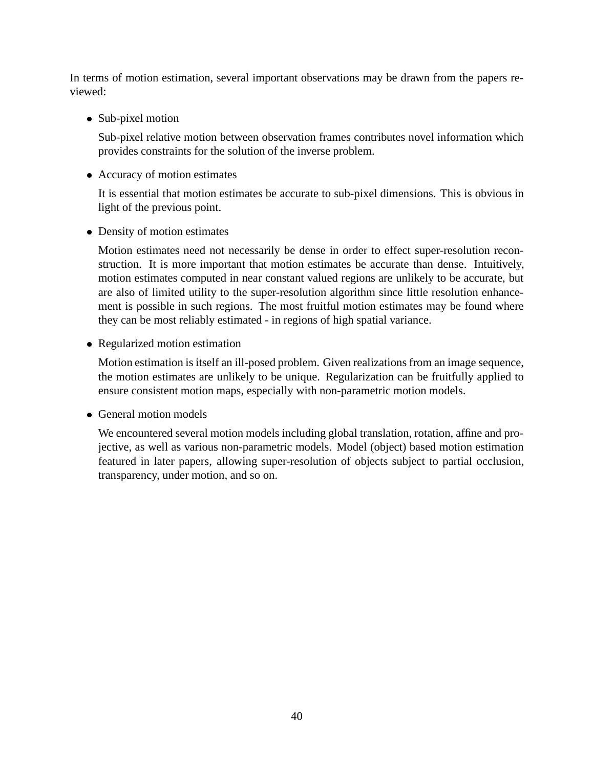In terms of motion estimation, several important observations may be drawn from the papers reviewed:

- Sub-pixel motion

  Sub-pixel relative motion between observation frames contributes novel information which provides constraints for the solution of the inverse problem.

- Accuracy of motion estimates

  It is essential that motion estimates be accurate to sub-pixel dimensions. This is obvious in light of the previous point.

- Density of motion estimates

  Motion estimates need not necessarily be dense in order to effect super-resolution reconstruction. It is more important that motion estimates be accurate than dense. Intuitively, motion estimates computed in near constant valued regions are unlikely to be accurate, but are also of limited utility to the super-resolution algorithm since little resolution enhancement is possible in such regions. The most fruitful motion estimates may be found where they can be most reliably estimated - in regions of high spatial variance.

- Regularized motion estimation

  Motion estimation is itself an ill-posed problem. Given realizations from an image sequence, the motion estimates are unlikely to be unique. Regularization can be fruitfully applied to ensure consistent motion maps, especially with non-parametric motion models.

- General motion models

  We encountered several motion models including global translation, rotation, affine and projective, as well as various non-parametric models. Model (object) based motion estimation featured in later papers, allowing super-resolution of objects subject to partial occlusion, transparency, under motion, and so on.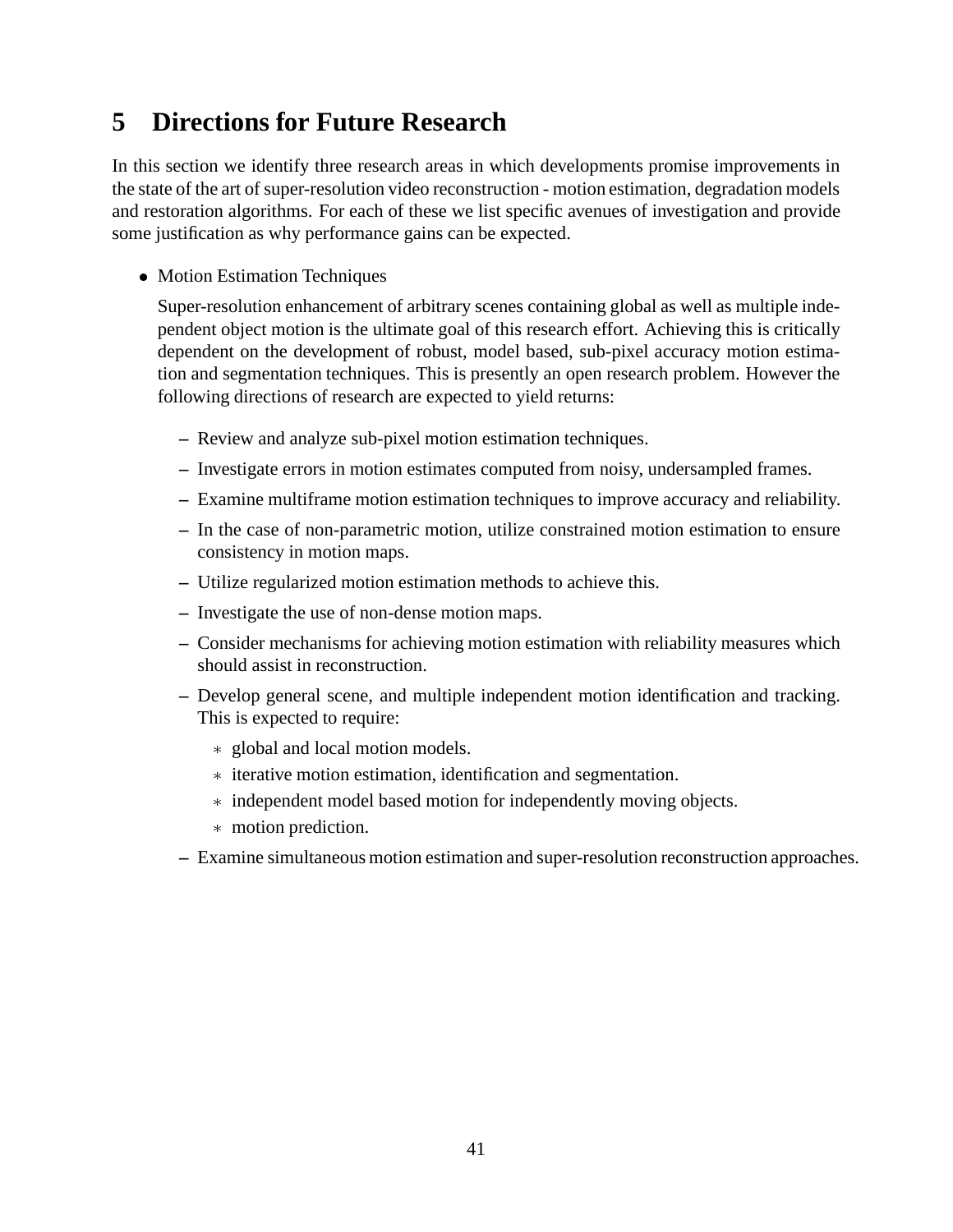# 5 Directions for Future Research

In this section we identify three research areas in which developments promise improvements in the state of the art of super-resolution video reconstruction - motion estimation, degradation models and restoration algorithms. For each of these we list specific avenues of investigation and provide some justification as why performance gains can be expected.

- Motion Estimation Techniques

  Super-resolution enhancement of arbitrary scenes containing global as well as multiple independent object motion is the ultimate goal of this research effort. Achieving this is critically dependent on the development of robust, model based, sub-pixel accuracy motion estimation and segmentation techniques. This is presently an open research problem. However the following directions of research are expected to yield returns:

  – Review and analyze sub-pixel motion estimation techniques.
  – Investigate errors in motion estimates computed from noisy, undersampled frames.
  – Examine multiframe motion estimation techniques to improve accuracy and reliability.
  – In the case of non-parametric motion, utilize constrained motion estimation to ensure consistency in motion maps.
  – Utilize regularized motion estimation methods to achieve this.
  – Investigate the use of non-dense motion maps.
  – Consider mechanisms for achieving motion estimation with reliability measures which should assist in reconstruction.
  – Develop general scene, and multiple independent motion identification and tracking. This is expected to require:
    * global and local motion models.
    * iterative motion estimation, identification and segmentation.
    * independent model based motion for independently moving objects.
    * motion prediction.
  – Examine simultaneous motion estimation and super-resolution reconstruction approaches.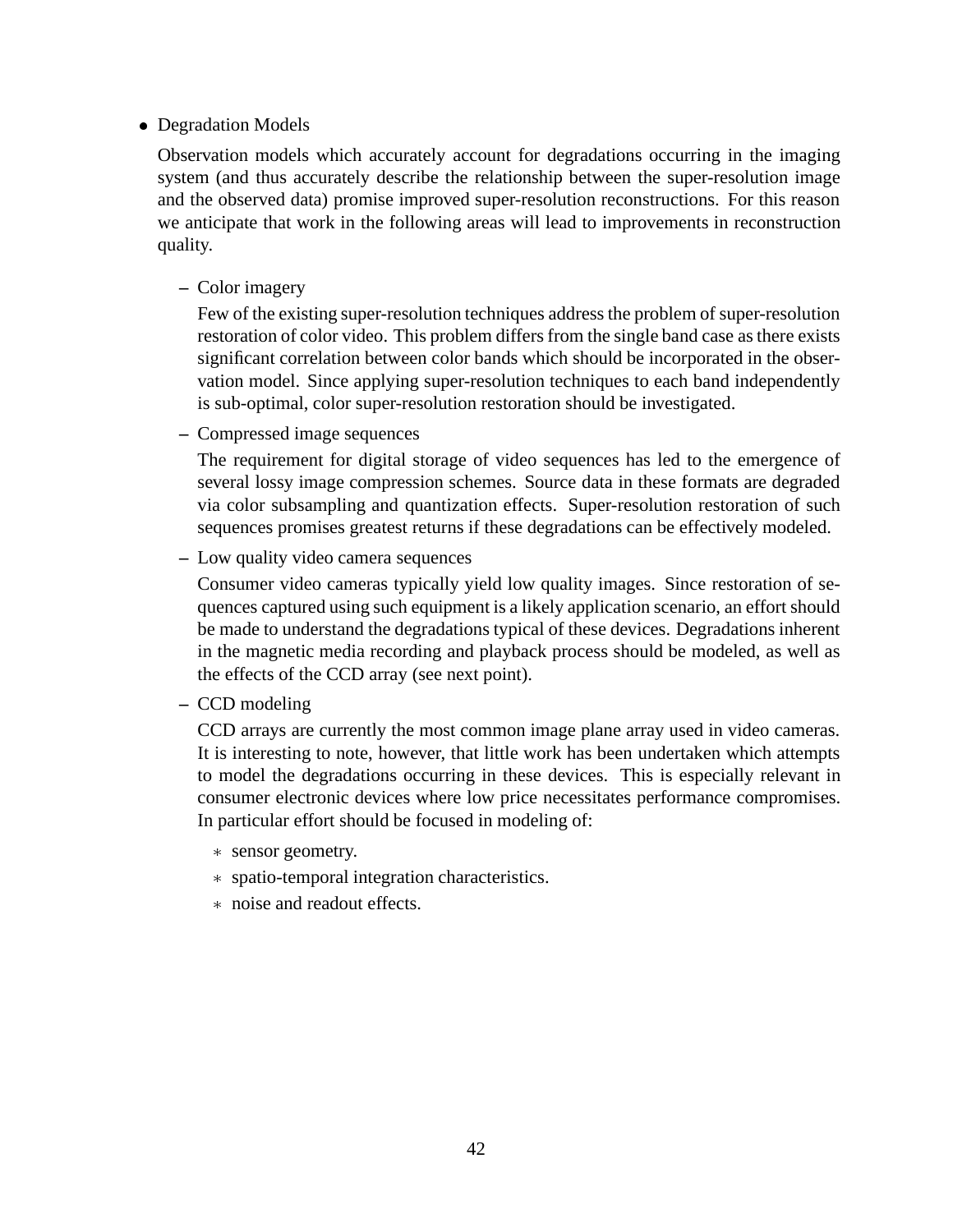- Degradation Models

  Observation models which accurately account for degradations occurring in the imaging system (and thus accurately describe the relationship between the super-resolution image and the observed data) promise improved super-resolution reconstructions. For this reason we anticipate that work in the following areas will lead to improvements in reconstruction quality.

  - Color imagery

    Few of the existing super-resolution techniques address the problem of super-resolution restoration of color video. This problem differs from the single band case as there exists significant correlation between color bands which should be incorporated in the observation model. Since applying super-resolution techniques to each band independently is sub-optimal, color super-resolution restoration should be investigated.

  - Compressed image sequences

    The requirement for digital storage of video sequences has led to the emergence of several lossy image compression schemes. Source data in these formats are degraded via color subsampling and quantization effects. Super-resolution restoration of such sequences promises greatest returns if these degradations can be effectively modeled.

  - Low quality video camera sequences

    Consumer video cameras typically yield low quality images. Since restoration of sequences captured using such equipment is a likely application scenario, an effort should be made to understand the degradations typical of these devices. Degradations inherent in the magnetic media recording and playback process should be modeled, as well as the effects of the CCD array (see next point).

  - CCD modeling

    CCD arrays are currently the most common image plane array used in video cameras. It is interesting to note, however, that little work has been undertaken which attempts to model the degradations occurring in these devices. This is especially relevant in consumer electronic devices where low price necessitates performance compromises. In particular effort should be focused in modeling of:

    - sensor geometry.
    - spatio-temporal integration characteristics.
    - noise and readout effects.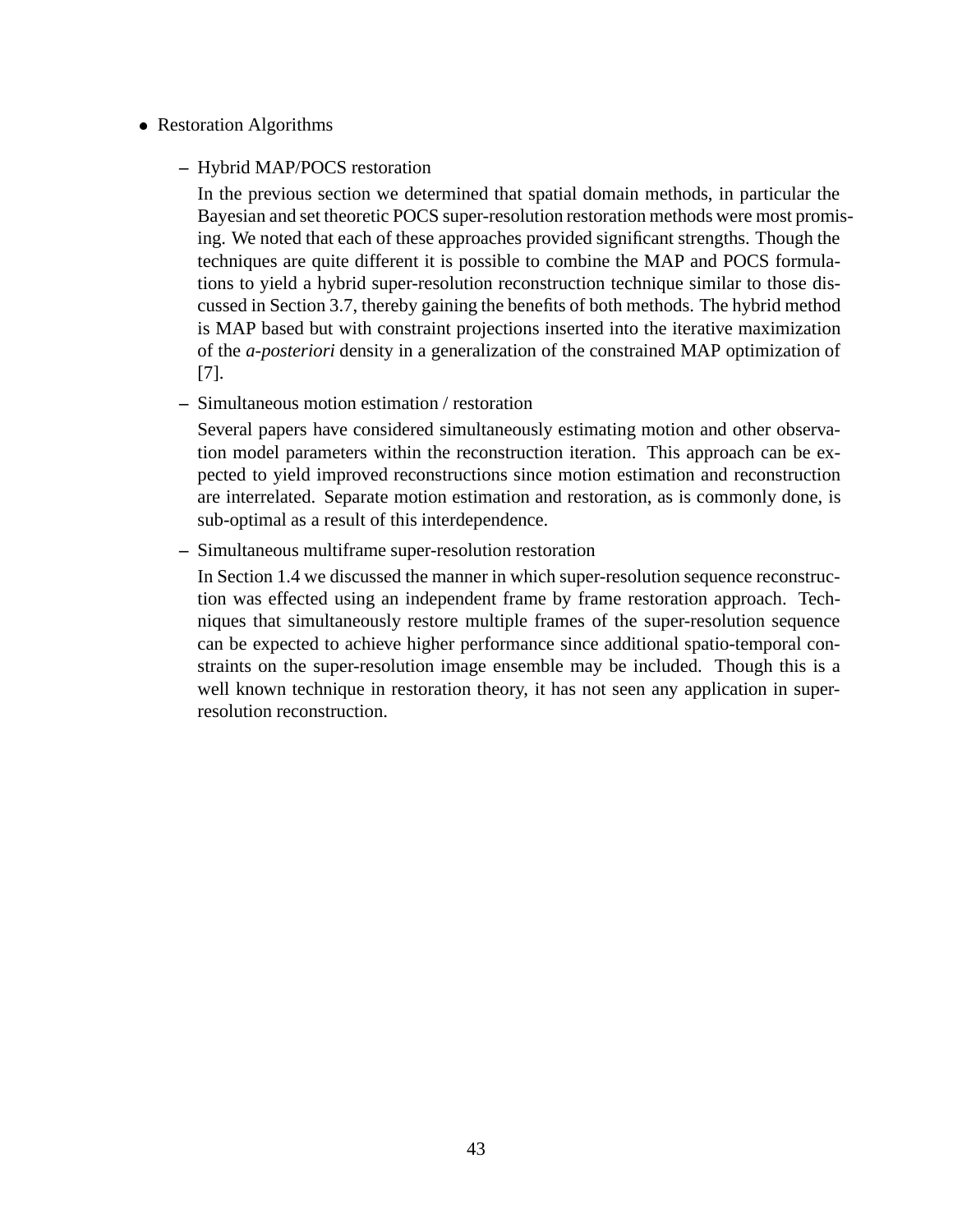- Restoration Algorithms

  - Hybrid MAP/POCS restoration

    In the previous section we determined that spatial domain methods, in particular the Bayesian and set theoretic POCS super-resolution restoration methods were most promising. We noted that each of these approaches provided significant strengths. Though the techniques are quite different it is possible to combine the MAP and POCS formulations to yield a hybrid super-resolution reconstruction technique similar to those discussed in Section 3.7, thereby gaining the benefits of both methods. The hybrid method is MAP based but with constraint projections inserted into the iterative maximization of the *a-posteriori* density in a generalization of the constrained MAP optimization of [7].

  - Simultaneous motion estimation / restoration

    Several papers have considered simultaneously estimating motion and other observation model parameters within the reconstruction iteration. This approach can be expected to yield improved reconstructions since motion estimation and reconstruction are interrelated. Separate motion estimation and restoration, as is commonly done, is sub-optimal as a result of this interdependence.

  - Simultaneous multiframe super-resolution restoration

    In Section 1.4 we discussed the manner in which super-resolution sequence reconstruction was effected using an independent frame by frame restoration approach. Techniques that simultaneously restore multiple frames of the super-resolution sequence can be expected to achieve higher performance since additional spatio-temporal constraints on the super-resolution image ensemble may be included. Though this is a well known technique in restoration theory, it has not seen any application in super-resolution reconstruction.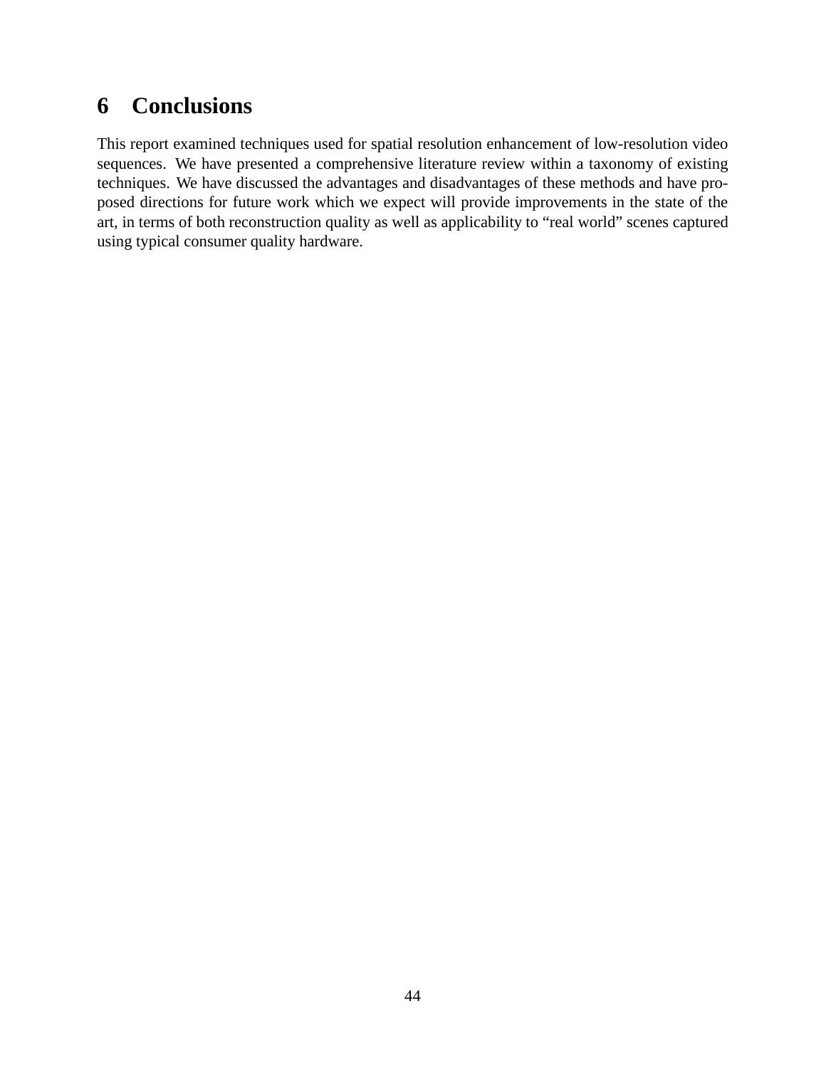# 6 Conclusions

This report examined techniques used for spatial resolution enhancement of low-resolution video sequences. We have presented a comprehensive literature review within a taxonomy of existing techniques. We have discussed the advantages and disadvantages of these methods and have proposed directions for future work which we expect will provide improvements in the state of the art, in terms of both reconstruction quality as well as applicability to "real world" scenes captured using typical consumer quality hardware.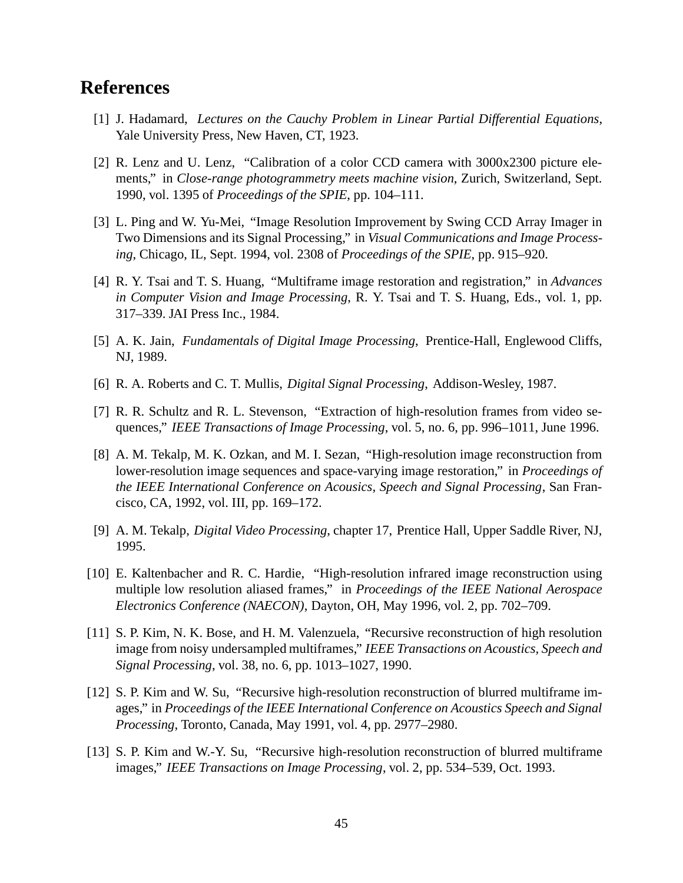# References

[1] J. Hadamard, *Lectures on the Cauchy Problem in Linear Partial Differential Equations*, Yale University Press, New Haven, CT, 1923.

[2] R. Lenz and U. Lenz, "Calibration of a color CCD camera with 3000x2300 picture elements," in *Close-range photogrammetry meets machine vision*, Zurich, Switzerland, Sept. 1990, vol. 1395 of *Proceedings of the SPIE*, pp. 104–111.

[3] L. Ping and W. Yu-Mei, "Image Resolution Improvement by Swing CCD Array Imager in Two Dimensions and its Signal Processing," in *Visual Communications and Image Processing*, Chicago, IL, Sept. 1994, vol. 2308 of *Proceedings of the SPIE*, pp. 915–920.

[4] R. Y. Tsai and T. S. Huang, "Multiframe image restoration and registration," in *Advances in Computer Vision and Image Processing*, R. Y. Tsai and T. S. Huang, Eds., vol. 1, pp. 317–339. JAI Press Inc., 1984.

[5] A. K. Jain, *Fundamentals of Digital Image Processing*, Prentice-Hall, Englewood Cliffs, NJ, 1989.

[6] R. A. Roberts and C. T. Mullis, *Digital Signal Processing*, Addison-Wesley, 1987.

[7] R. R. Schultz and R. L. Stevenson, "Extraction of high-resolution frames from video sequences," *IEEE Transactions of Image Processing*, vol. 5, no. 6, pp. 996–1011, June 1996.

[8] A. M. Tekalp, M. K. Ozkan, and M. I. Sezan, "High-resolution image reconstruction from lower-resolution image sequences and space-varying image restoration," in *Proceedings of the IEEE International Conference on Acousics, Speech and Signal Processing*, San Francisco, CA, 1992, vol. III, pp. 169–172.

[9] A. M. Tekalp, *Digital Video Processing*, chapter 17, Prentice Hall, Upper Saddle River, NJ, 1995.

[10] E. Kaltenbacher and R. C. Hardie, "High-resolution infrared image reconstruction using multiple low resolution aliased frames," in *Proceedings of the IEEE National Aerospace Electronics Conference (NAECON)*, Dayton, OH, May 1996, vol. 2, pp. 702–709.

[11] S. P. Kim, N. K. Bose, and H. M. Valenzuela, "Recursive reconstruction of high resolution image from noisy undersampled multiframes," *IEEE Transactions on Acoustics, Speech and Signal Processing*, vol. 38, no. 6, pp. 1013–1027, 1990.

[12] S. P. Kim and W. Su, "Recursive high-resolution reconstruction of blurred multiframe images," in *Proceedings of the IEEE International Conference on Acoustics Speech and Signal Processing*, Toronto, Canada, May 1991, vol. 4, pp. 2977–2980.

[13] S. P. Kim and W.-Y. Su, "Recursive high-resolution reconstruction of blurred multiframe images," *IEEE Transactions on Image Processing*, vol. 2, pp. 534–539, Oct. 1993.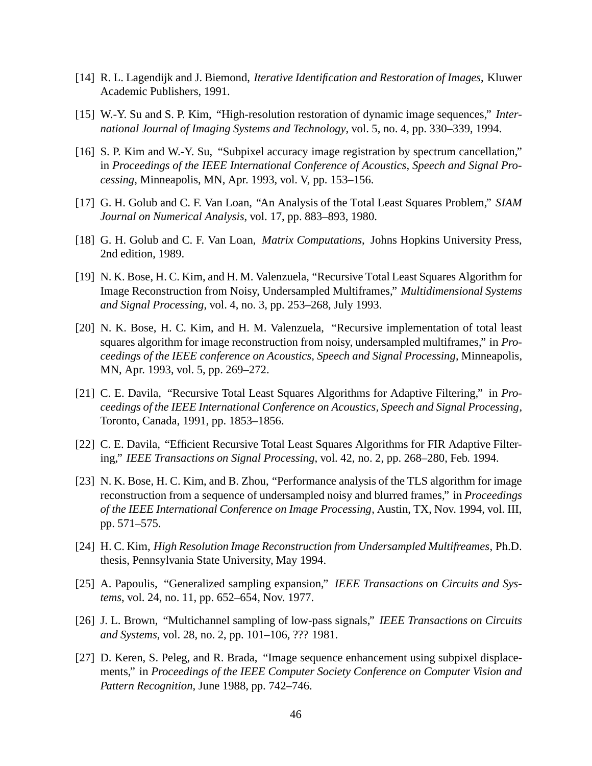[14] R. L. Lagendijk and J. Biemond, *Iterative Identification and Restoration of Images*, Kluwer Academic Publishers, 1991.

[15] W.-Y. Su and S. P. Kim, "High-resolution restoration of dynamic image sequences," *International Journal of Imaging Systems and Technology*, vol. 5, no. 4, pp. 330–339, 1994.

[16] S. P. Kim and W.-Y. Su, "Subpixel accuracy image registration by spectrum cancellation," in *Proceedings of the IEEE International Conference of Acoustics, Speech and Signal Processing*, Minneapolis, MN, Apr. 1993, vol. V, pp. 153–156.

[17] G. H. Golub and C. F. Van Loan, "An Analysis of the Total Least Squares Problem," *SIAM Journal on Numerical Analysis*, vol. 17, pp. 883–893, 1980.

[18] G. H. Golub and C. F. Van Loan, *Matrix Computations*, Johns Hopkins University Press, 2nd edition, 1989.

[19] N. K. Bose, H. C. Kim, and H. M. Valenzuela, "Recursive Total Least Squares Algorithm for Image Reconstruction from Noisy, Undersampled Multiframes," *Multidimensional Systems and Signal Processing*, vol. 4, no. 3, pp. 253–268, July 1993.

[20] N. K. Bose, H. C. Kim, and H. M. Valenzuela, "Recursive implementation of total least squares algorithm for image reconstruction from noisy, undersampled multiframes," in *Proceedings of the IEEE conference on Acoustics, Speech and Signal Processing*, Minneapolis, MN, Apr. 1993, vol. 5, pp. 269–272.

[21] C. E. Davila, "Recursive Total Least Squares Algorithms for Adaptive Filtering," in *Proceedings of the IEEE International Conference on Acoustics, Speech and Signal Processing*, Toronto, Canada, 1991, pp. 1853–1856.

[22] C. E. Davila, "Efficient Recursive Total Least Squares Algorithms for FIR Adaptive Filtering," *IEEE Transactions on Signal Processing*, vol. 42, no. 2, pp. 268–280, Feb. 1994.

[23] N. K. Bose, H. C. Kim, and B. Zhou, "Performance analysis of the TLS algorithm for image reconstruction from a sequence of undersampled noisy and blurred frames," in *Proceedings of the IEEE International Conference on Image Processing*, Austin, TX, Nov. 1994, vol. III, pp. 571–575.

[24] H. C. Kim, *High Resolution Image Reconstruction from Undersampled Multifreames*, Ph.D. thesis, Pennsylvania State University, May 1994.

[25] A. Papoulis, "Generalized sampling expansion," *IEEE Transactions on Circuits and Systems*, vol. 24, no. 11, pp. 652–654, Nov. 1977.

[26] J. L. Brown, "Multichannel sampling of low-pass signals," *IEEE Transactions on Circuits and Systems*, vol. 28, no. 2, pp. 101–106, ??? 1981.

[27] D. Keren, S. Peleg, and R. Brada, "Image sequence enhancement using subpixel displacements," in *Proceedings of the IEEE Computer Society Conference on Computer Vision and Pattern Recognition*, June 1988, pp. 742–746.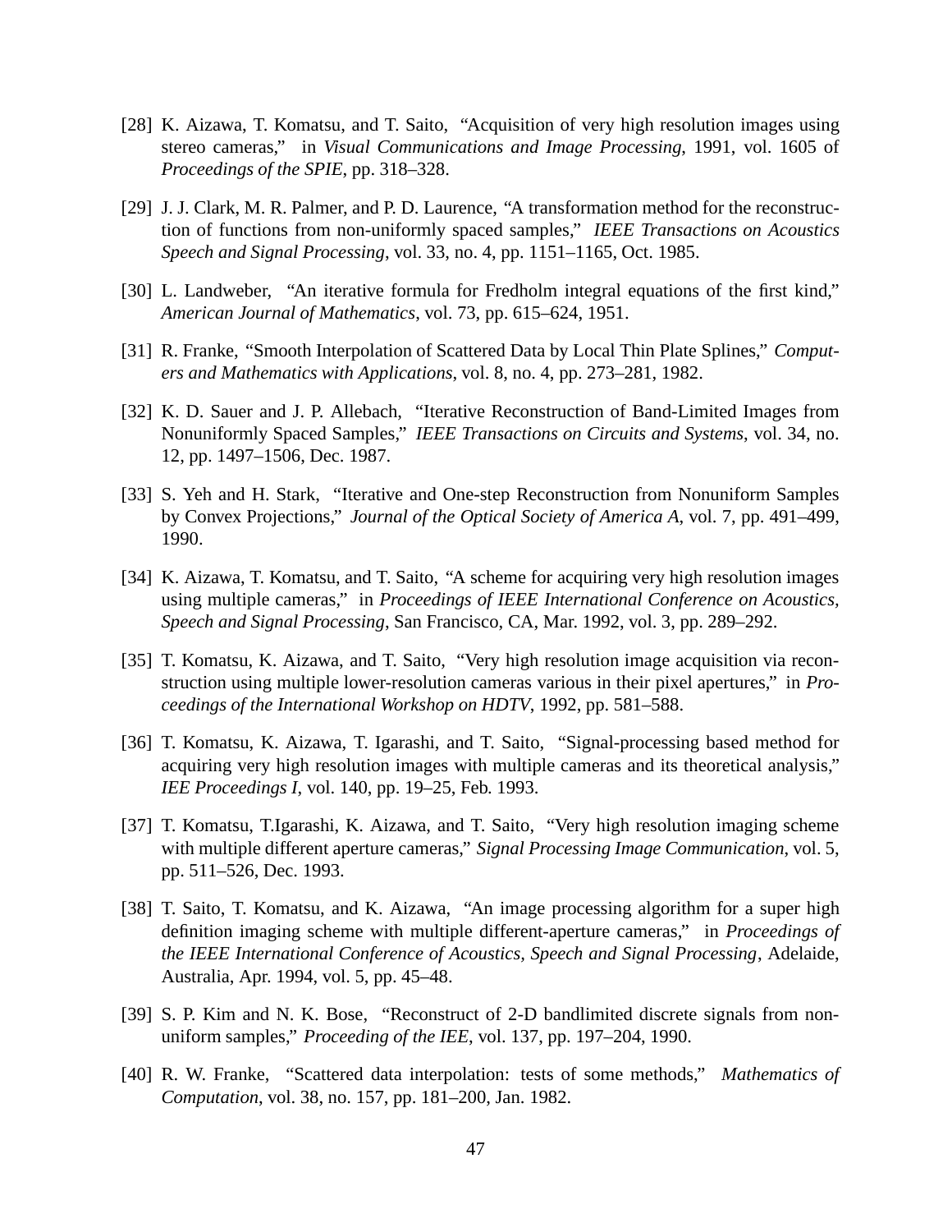[28] K. Aizawa, T. Komatsu, and T. Saito, "Acquisition of very high resolution images using stereo cameras," in *Visual Communications and Image Processing*, 1991, vol. 1605 of *Proceedings of the SPIE*, pp. 318–328.

[29] J. J. Clark, M. R. Palmer, and P. D. Laurence, "A transformation method for the reconstruction of functions from non-uniformly spaced samples," *IEEE Transactions on Acoustics Speech and Signal Processing*, vol. 33, no. 4, pp. 1151–1165, Oct. 1985.

[30] L. Landweber, "An iterative formula for Fredholm integral equations of the first kind," *American Journal of Mathematics*, vol. 73, pp. 615–624, 1951.

[31] R. Franke, "Smooth Interpolation of Scattered Data by Local Thin Plate Splines," *Computers and Mathematics with Applications*, vol. 8, no. 4, pp. 273–281, 1982.

[32] K. D. Sauer and J. P. Allebach, "Iterative Reconstruction of Band-Limited Images from Nonuniformly Spaced Samples," *IEEE Transactions on Circuits and Systems*, vol. 34, no. 12, pp. 1497–1506, Dec. 1987.

[33] S. Yeh and H. Stark, "Iterative and One-step Reconstruction from Nonuniform Samples by Convex Projections," *Journal of the Optical Society of America A*, vol. 7, pp. 491–499, 1990.

[34] K. Aizawa, T. Komatsu, and T. Saito, "A scheme for acquiring very high resolution images using multiple cameras," in *Proceedings of IEEE International Conference on Acoustics, Speech and Signal Processing*, San Francisco, CA, Mar. 1992, vol. 3, pp. 289–292.

[35] T. Komatsu, K. Aizawa, and T. Saito, "Very high resolution image acquisition via reconstruction using multiple lower-resolution cameras various in their pixel apertures," in *Proceedings of the International Workshop on HDTV*, 1992, pp. 581–588.

[36] T. Komatsu, K. Aizawa, T. Igarashi, and T. Saito, "Signal-processing based method for acquiring very high resolution images with multiple cameras and its theoretical analysis," *IEE Proceedings I*, vol. 140, pp. 19–25, Feb. 1993.

[37] T. Komatsu, T.Igarashi, K. Aizawa, and T. Saito, "Very high resolution imaging scheme with multiple different aperture cameras," *Signal Processing Image Communication*, vol. 5, pp. 511–526, Dec. 1993.

[38] T. Saito, T. Komatsu, and K. Aizawa, "An image processing algorithm for a super high definition imaging scheme with multiple different-aperture cameras," in *Proceedings of the IEEE International Conference of Acoustics, Speech and Signal Processing*, Adelaide, Australia, Apr. 1994, vol. 5, pp. 45–48.

[39] S. P. Kim and N. K. Bose, "Reconstruct of 2-D bandlimited discrete signals from non-uniform samples," *Proceeding of the IEE*, vol. 137, pp. 197–204, 1990.

[40] R. W. Franke, "Scattered data interpolation: tests of some methods," *Mathematics of Computation*, vol. 38, no. 157, pp. 181–200, Jan. 1982.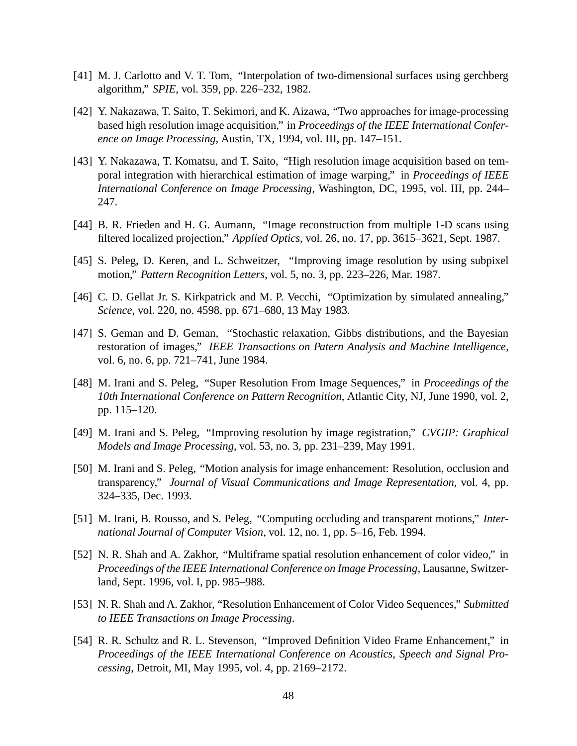[41] M. J. Carlotto and V. T. Tom, "Interpolation of two-dimensional surfaces using gerchberg algorithm," *SPIE*, vol. 359, pp. 226–232, 1982.

[42] Y. Nakazawa, T. Saito, T. Sekimori, and K. Aizawa, "Two approaches for image-processing based high resolution image acquisition," in *Proceedings of the IEEE International Conference on Image Processing*, Austin, TX, 1994, vol. III, pp. 147–151.

[43] Y. Nakazawa, T. Komatsu, and T. Saito, "High resolution image acquisition based on temporal integration with hierarchical estimation of image warping," in *Proceedings of IEEE International Conference on Image Processing*, Washington, DC, 1995, vol. III, pp. 244–247.

[44] B. R. Frieden and H. G. Aumann, "Image reconstruction from multiple 1-D scans using filtered localized projection," *Applied Optics*, vol. 26, no. 17, pp. 3615–3621, Sept. 1987.

[45] S. Peleg, D. Keren, and L. Schweitzer, "Improving image resolution by using subpixel motion," *Pattern Recognition Letters*, vol. 5, no. 3, pp. 223–226, Mar. 1987.

[46] C. D. Gellat Jr. S. Kirkpatrick and M. P. Vecchi, "Optimization by simulated annealing," *Science*, vol. 220, no. 4598, pp. 671–680, 13 May 1983.

[47] S. Geman and D. Geman, "Stochastic relaxation, Gibbs distributions, and the Bayesian restoration of images," *IEEE Transactions on Patern Analysis and Machine Intelligence*, vol. 6, no. 6, pp. 721–741, June 1984.

[48] M. Irani and S. Peleg, "Super Resolution From Image Sequences," in *Proceedings of the 10th International Conference on Pattern Recognition*, Atlantic City, NJ, June 1990, vol. 2, pp. 115–120.

[49] M. Irani and S. Peleg, "Improving resolution by image registration," *CVGIP: Graphical Models and Image Processing*, vol. 53, no. 3, pp. 231–239, May 1991.

[50] M. Irani and S. Peleg, "Motion analysis for image enhancement: Resolution, occlusion and transparency," *Journal of Visual Communications and Image Representation*, vol. 4, pp. 324–335, Dec. 1993.

[51] M. Irani, B. Rousso, and S. Peleg, "Computing occluding and transparent motions," *International Journal of Computer Vision*, vol. 12, no. 1, pp. 5–16, Feb. 1994.

[52] N. R. Shah and A. Zakhor, "Multiframe spatial resolution enhancement of color video," in *Proceedings of the IEEE International Conference on Image Processing*, Lausanne, Switzerland, Sept. 1996, vol. I, pp. 985–988.

[53] N. R. Shah and A. Zakhor, "Resolution Enhancement of Color Video Sequences," *Submitted to IEEE Transactions on Image Processing*.

[54] R. R. Schultz and R. L. Stevenson, "Improved Definition Video Frame Enhancement," in *Proceedings of the IEEE International Conference on Acoustics, Speech and Signal Processing*, Detroit, MI, May 1995, vol. 4, pp. 2169–2172.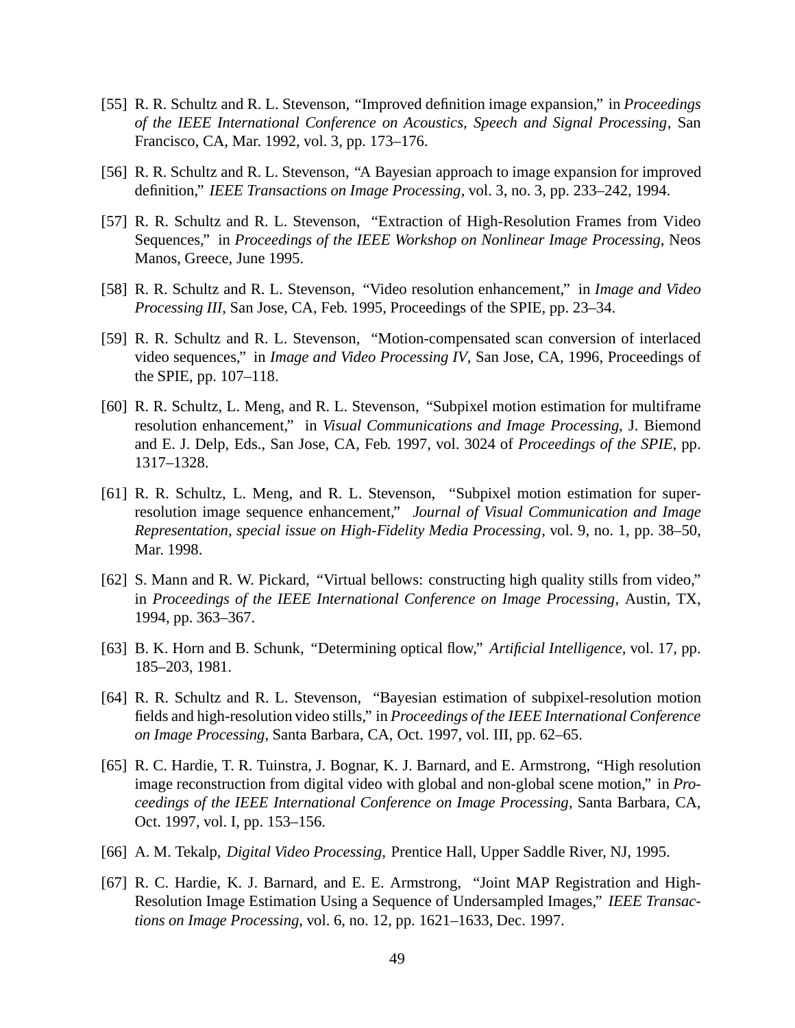[55] R. R. Schultz and R. L. Stevenson, “Improved definition image expansion,” in *Proceedings of the IEEE International Conference on Acoustics, Speech and Signal Processing*, San Francisco, CA, Mar. 1992, vol. 3, pp. 173–176.

[56] R. R. Schultz and R. L. Stevenson, “A Bayesian approach to image expansion for improved definition,” *IEEE Transactions on Image Processing*, vol. 3, no. 3, pp. 233–242, 1994.

[57] R. R. Schultz and R. L. Stevenson, “Extraction of High-Resolution Frames from Video Sequences,” in *Proceedings of the IEEE Workshop on Nonlinear Image Processing*, Neos Manos, Greece, June 1995.

[58] R. R. Schultz and R. L. Stevenson, “Video resolution enhancement,” in *Image and Video Processing III*, San Jose, CA, Feb. 1995, Proceedings of the SPIE, pp. 23–34.

[59] R. R. Schultz and R. L. Stevenson, “Motion-compensated scan conversion of interlaced video sequences,” in *Image and Video Processing IV*, San Jose, CA, 1996, Proceedings of the SPIE, pp. 107–118.

[60] R. R. Schultz, L. Meng, and R. L. Stevenson, “Subpixel motion estimation for multiframe resolution enhancement,” in *Visual Communications and Image Processing*, J. Biemond and E. J. Delp, Eds., San Jose, CA, Feb. 1997, vol. 3024 of *Proceedings of the SPIE*, pp. 1317–1328.

[61] R. R. Schultz, L. Meng, and R. L. Stevenson, “Subpixel motion estimation for super-resolution image sequence enhancement,” *Journal of Visual Communication and Image Representation, special issue on High-Fidelity Media Processing*, vol. 9, no. 1, pp. 38–50, Mar. 1998.

[62] S. Mann and R. W. Pickard, “Virtual bellows: constructing high quality stills from video,” in *Proceedings of the IEEE International Conference on Image Processing*, Austin, TX, 1994, pp. 363–367.

[63] B. K. Horn and B. Schunk, “Determining optical flow,” *Artificial Intelligence*, vol. 17, pp. 185–203, 1981.

[64] R. R. Schultz and R. L. Stevenson, “Bayesian estimation of subpixel-resolution motion fields and high-resolution video stills,” in *Proceedings of the IEEE International Conference on Image Processing*, Santa Barbara, CA, Oct. 1997, vol. III, pp. 62–65.

[65] R. C. Hardie, T. R. Tuinstra, J. Bognar, K. J. Barnard, and E. Armstrong, “High resolution image reconstruction from digital video with global and non-global scene motion,” in *Proceedings of the IEEE International Conference on Image Processing*, Santa Barbara, CA, Oct. 1997, vol. I, pp. 153–156.

[66] A. M. Tekalp, *Digital Video Processing*, Prentice Hall, Upper Saddle River, NJ, 1995.

[67] R. C. Hardie, K. J. Barnard, and E. E. Armstrong, “Joint MAP Registration and High-Resolution Image Estimation Using a Sequence of Undersampled Images,” *IEEE Transactions on Image Processing*, vol. 6, no. 12, pp. 1621–1633, Dec. 1997.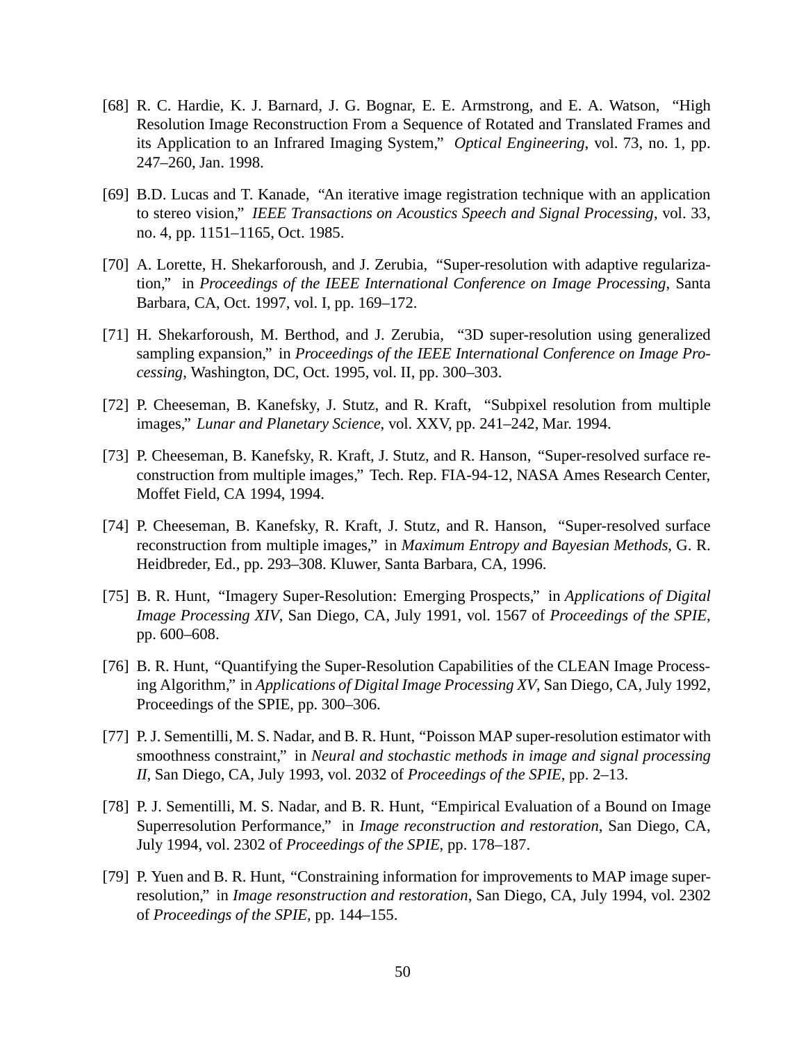[68] R. C. Hardie, K. J. Barnard, J. G. Bognar, E. E. Armstrong, and E. A. Watson, "High Resolution Image Reconstruction From a Sequence of Rotated and Translated Frames and its Application to an Infrared Imaging System," *Optical Engineering*, vol. 73, no. 1, pp. 247–260, Jan. 1998.

[69] B.D. Lucas and T. Kanade, "An iterative image registration technique with an application to stereo vision," *IEEE Transactions on Acoustics Speech and Signal Processing*, vol. 33, no. 4, pp. 1151–1165, Oct. 1985.

[70] A. Lorette, H. Shekarforoush, and J. Zerubia, "Super-resolution with adaptive regularization," in *Proceedings of the IEEE International Conference on Image Processing*, Santa Barbara, CA, Oct. 1997, vol. I, pp. 169–172.

[71] H. Shekarforoush, M. Berthod, and J. Zerubia, "3D super-resolution using generalized sampling expansion," in *Proceedings of the IEEE International Conference on Image Processing*, Washington, DC, Oct. 1995, vol. II, pp. 300–303.

[72] P. Cheeseman, B. Kanefsky, J. Stutz, and R. Kraft, "Subpixel resolution from multiple images," *Lunar and Planetary Science*, vol. XXV, pp. 241–242, Mar. 1994.

[73] P. Cheeseman, B. Kanefsky, R. Kraft, J. Stutz, and R. Hanson, "Super-resolved surface reconstruction from multiple images," Tech. Rep. FIA-94-12, NASA Ames Research Center, Moffet Field, CA 1994, 1994.

[74] P. Cheeseman, B. Kanefsky, R. Kraft, J. Stutz, and R. Hanson, "Super-resolved surface reconstruction from multiple images," in *Maximum Entropy and Bayesian Methods*, G. R. Heidbreder, Ed., pp. 293–308. Kluwer, Santa Barbara, CA, 1996.

[75] B. R. Hunt, "Imagery Super-Resolution: Emerging Prospects," in *Applications of Digital Image Processing XIV*, San Diego, CA, July 1991, vol. 1567 of *Proceedings of the SPIE*, pp. 600–608.

[76] B. R. Hunt, "Quantifying the Super-Resolution Capabilities of the CLEAN Image Processing Algorithm," in *Applications of Digital Image Processing XV*, San Diego, CA, July 1992, Proceedings of the SPIE, pp. 300–306.

[77] P. J. Sementilli, M. S. Nadar, and B. R. Hunt, "Poisson MAP super-resolution estimator with smoothness constraint," in *Neural and stochastic methods in image and signal processing II*, San Diego, CA, July 1993, vol. 2032 of *Proceedings of the SPIE*, pp. 2–13.

[78] P. J. Sementilli, M. S. Nadar, and B. R. Hunt, "Empirical Evaluation of a Bound on Image Superresolution Performance," in *Image reconstruction and restoration*, San Diego, CA, July 1994, vol. 2302 of *Proceedings of the SPIE*, pp. 178–187.

[79] P. Yuen and B. R. Hunt, "Constraining information for improvements to MAP image super-resolution," in *Image resonstruction and restoration*, San Diego, CA, July 1994, vol. 2302 of *Proceedings of the SPIE*, pp. 144–155.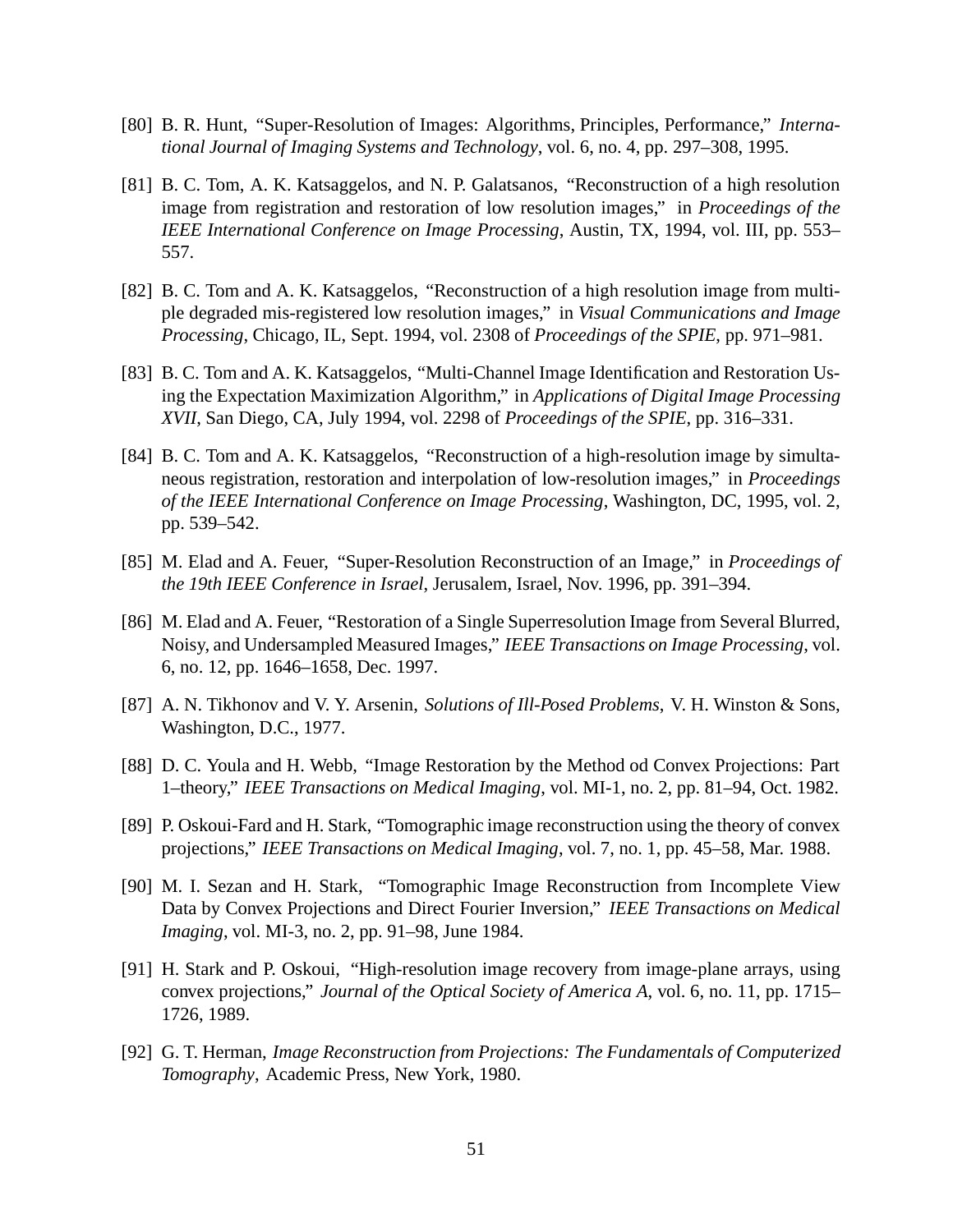[80] B. R. Hunt, "Super-Resolution of Images: Algorithms, Principles, Performance," *International Journal of Imaging Systems and Technology*, vol. 6, no. 4, pp. 297–308, 1995.

[81] B. C. Tom, A. K. Katsaggelos, and N. P. Galatsanos, "Reconstruction of a high resolution image from registration and restoration of low resolution images," in *Proceedings of the IEEE International Conference on Image Processing*, Austin, TX, 1994, vol. III, pp. 553–557.

[82] B. C. Tom and A. K. Katsaggelos, "Reconstruction of a high resolution image from multiple degraded mis-registered low resolution images," in *Visual Communications and Image Processing*, Chicago, IL, Sept. 1994, vol. 2308 of *Proceedings of the SPIE*, pp. 971–981.

[83] B. C. Tom and A. K. Katsaggelos, "Multi-Channel Image Identification and Restoration Using the Expectation Maximization Algorithm," in *Applications of Digital Image Processing XVII*, San Diego, CA, July 1994, vol. 2298 of *Proceedings of the SPIE*, pp. 316–331.

[84] B. C. Tom and A. K. Katsaggelos, "Reconstruction of a high-resolution image by simultaneous registration, restoration and interpolation of low-resolution images," in *Proceedings of the IEEE International Conference on Image Processing*, Washington, DC, 1995, vol. 2, pp. 539–542.

[85] M. Elad and A. Feuer, "Super-Resolution Reconstruction of an Image," in *Proceedings of the 19th IEEE Conference in Israel*, Jerusalem, Israel, Nov. 1996, pp. 391–394.

[86] M. Elad and A. Feuer, "Restoration of a Single Superresolution Image from Several Blurred, Noisy, and Undersampled Measured Images," *IEEE Transactions on Image Processing*, vol. 6, no. 12, pp. 1646–1658, Dec. 1997.

[87] A. N. Tikhonov and V. Y. Arsenin, *Solutions of Ill-Posed Problems*, V. H. Winston & Sons, Washington, D.C., 1977.

[88] D. C. Youla and H. Webb, "Image Restoration by the Method od Convex Projections: Part 1–theory," *IEEE Transactions on Medical Imaging*, vol. MI-1, no. 2, pp. 81–94, Oct. 1982.

[89] P. Oskoui-Fard and H. Stark, "Tomographic image reconstruction using the theory of convex projections," *IEEE Transactions on Medical Imaging*, vol. 7, no. 1, pp. 45–58, Mar. 1988.

[90] M. I. Sezan and H. Stark, "Tomographic Image Reconstruction from Incomplete View Data by Convex Projections and Direct Fourier Inversion," *IEEE Transactions on Medical Imaging*, vol. MI-3, no. 2, pp. 91–98, June 1984.

[91] H. Stark and P. Oskoui, "High-resolution image recovery from image-plane arrays, using convex projections," *Journal of the Optical Society of America A*, vol. 6, no. 11, pp. 1715–1726, 1989.

[92] G. T. Herman, *Image Reconstruction from Projections: The Fundamentals of Computerized Tomography*, Academic Press, New York, 1980.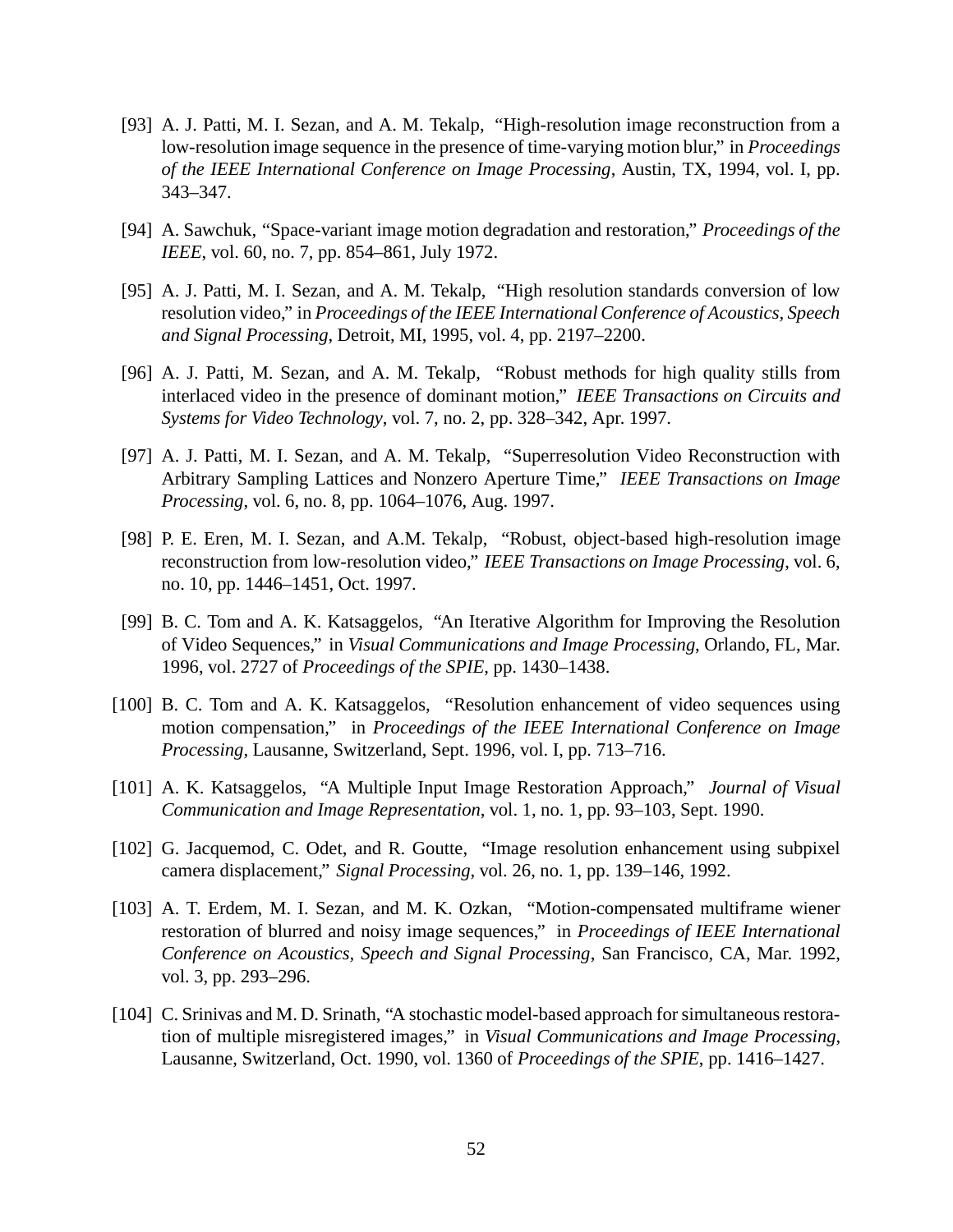[93] A. J. Patti, M. I. Sezan, and A. M. Tekalp, "High-resolution image reconstruction from a low-resolution image sequence in the presence of time-varying motion blur," in *Proceedings of the IEEE International Conference on Image Processing*, Austin, TX, 1994, vol. I, pp. 343–347.

[94] A. Sawchuk, "Space-variant image motion degradation and restoration," *Proceedings of the IEEE*, vol. 60, no. 7, pp. 854–861, July 1972.

[95] A. J. Patti, M. I. Sezan, and A. M. Tekalp, "High resolution standards conversion of low resolution video," in *Proceedings of the IEEE International Conference of Acoustics, Speech and Signal Processing*, Detroit, MI, 1995, vol. 4, pp. 2197–2200.

[96] A. J. Patti, M. Sezan, and A. M. Tekalp, "Robust methods for high quality stills from interlaced video in the presence of dominant motion," *IEEE Transactions on Circuits and Systems for Video Technology*, vol. 7, no. 2, pp. 328–342, Apr. 1997.

[97] A. J. Patti, M. I. Sezan, and A. M. Tekalp, "Superresolution Video Reconstruction with Arbitrary Sampling Lattices and Nonzero Aperture Time," *IEEE Transactions on Image Processing*, vol. 6, no. 8, pp. 1064–1076, Aug. 1997.

[98] P. E. Eren, M. I. Sezan, and A.M. Tekalp, "Robust, object-based high-resolution image reconstruction from low-resolution video," *IEEE Transactions on Image Processing*, vol. 6, no. 10, pp. 1446–1451, Oct. 1997.

[99] B. C. Tom and A. K. Katsaggelos, "An Iterative Algorithm for Improving the Resolution of Video Sequences," in *Visual Communications and Image Processing*, Orlando, FL, Mar. 1996, vol. 2727 of *Proceedings of the SPIE*, pp. 1430–1438.

[100] B. C. Tom and A. K. Katsaggelos, "Resolution enhancement of video sequences using motion compensation," in *Proceedings of the IEEE International Conference on Image Processing*, Lausanne, Switzerland, Sept. 1996, vol. I, pp. 713–716.

[101] A. K. Katsaggelos, "A Multiple Input Image Restoration Approach," *Journal of Visual Communication and Image Representation*, vol. 1, no. 1, pp. 93–103, Sept. 1990.

[102] G. Jacquemod, C. Odet, and R. Goutte, "Image resolution enhancement using subpixel camera displacement," *Signal Processing*, vol. 26, no. 1, pp. 139–146, 1992.

[103] A. T. Erdem, M. I. Sezan, and M. K. Ozkan, "Motion-compensated multiframe wiener restoration of blurred and noisy image sequences," in *Proceedings of IEEE International Conference on Acoustics, Speech and Signal Processing*, San Francisco, CA, Mar. 1992, vol. 3, pp. 293–296.

[104] C. Srinivas and M. D. Srinath, "A stochastic model-based approach for simultaneous restoration of multiple misregistered images," in *Visual Communications and Image Processing*, Lausanne, Switzerland, Oct. 1990, vol. 1360 of *Proceedings of the SPIE*, pp. 1416–1427.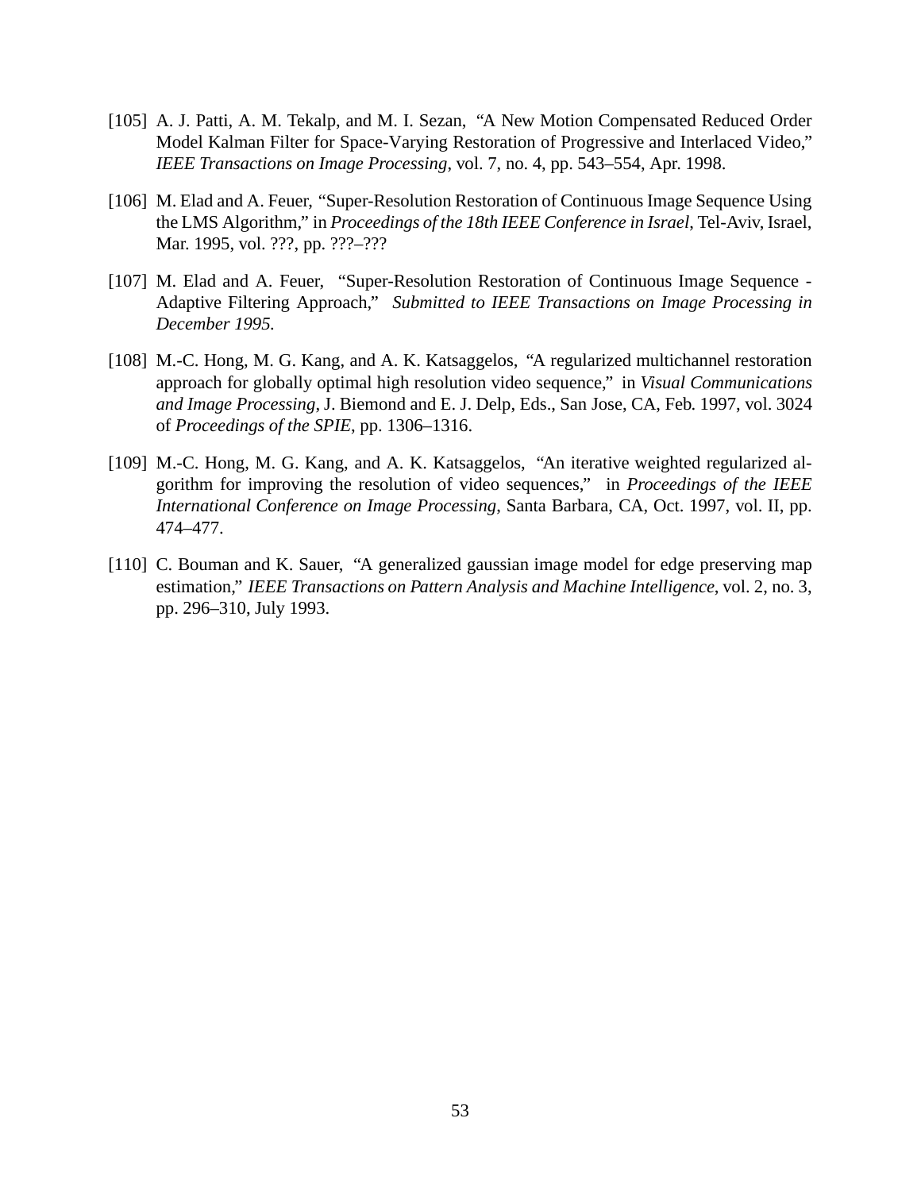[105] A. J. Patti, A. M. Tekalp, and M. I. Sezan, “A New Motion Compensated Reduced Order Model Kalman Filter for Space-Varying Restoration of Progressive and Interlaced Video,” *IEEE Transactions on Image Processing*, vol. 7, no. 4, pp. 543–554, Apr. 1998.

[106] M. Elad and A. Feuer, “Super-Resolution Restoration of Continuous Image Sequence Using the LMS Algorithm,” in *Proceedings of the 18th IEEE Conference in Israel*, Tel-Aviv, Israel, Mar. 1995, vol. ???, pp. ???–???

[107] M. Elad and A. Feuer, “Super-Resolution Restoration of Continuous Image Sequence - Adaptive Filtering Approach,” *Submitted to IEEE Transactions on Image Processing in December 1995.*

[108] M.-C. Hong, M. G. Kang, and A. K. Katsaggelos, “A regularized multichannel restoration approach for globally optimal high resolution video sequence,” in *Visual Communications and Image Processing*, J. Biemond and E. J. Delp, Eds., San Jose, CA, Feb. 1997, vol. 3024 of *Proceedings of the SPIE*, pp. 1306–1316.

[109] M.-C. Hong, M. G. Kang, and A. K. Katsaggelos, “An iterative weighted regularized algorithm for improving the resolution of video sequences,” in *Proceedings of the IEEE International Conference on Image Processing*, Santa Barbara, CA, Oct. 1997, vol. II, pp. 474–477.

[110] C. Bouman and K. Sauer, “A generalized gaussian image model for edge preserving map estimation,” *IEEE Transactions on Pattern Analysis and Machine Intelligence*, vol. 2, no. 3, pp. 296–310, July 1993.